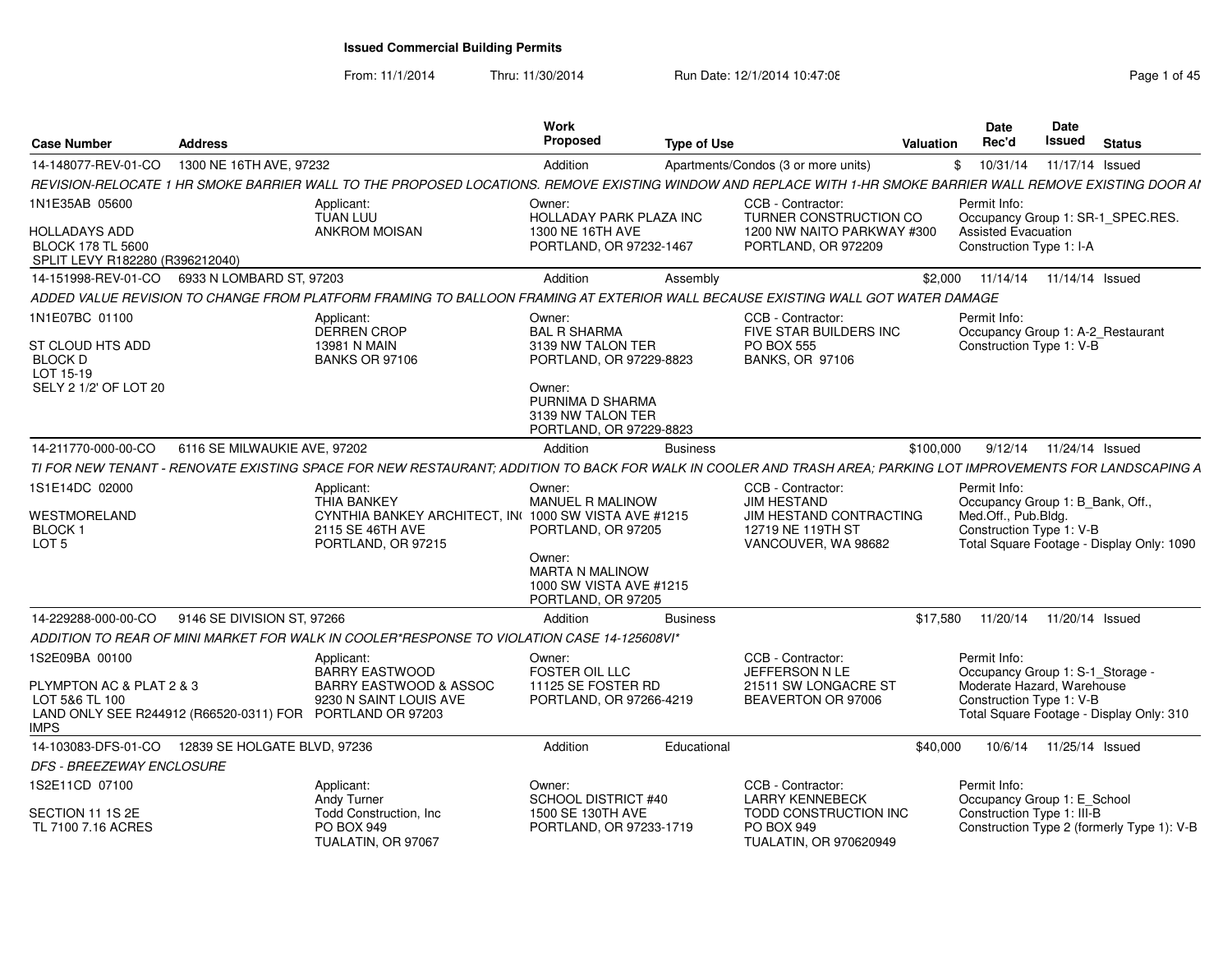# Issued Commercial Building Permits

From: 11/1/2014 Thru: 11/30/2014 Run Date: 12/1/2014 10:47:08

| Case Number | Address | Work Proposed | Type of Use | Valuation | Date Rec'd | Date Issued | Status |
|---|---|---|---|---|---|---|---|
| 14-148077-REV-01-CO | 1300 NE 16TH AVE, 97232 | Addition | Apartments/Condos (3 or more units) | $ | 10/31/14 | 11/17/14 | Issued |

*REVISION-RELOCATE 1 HR SMOKE BARRIER WALL TO THE PROPOSED LOCATIONS. REMOVE EXISTING WINDOW AND REPLACE WITH 1-HR SMOKE BARRIER WALL REMOVE EXISTING DOOR AI*

1N1E35AB 05600
HOLLADAYS ADD
BLOCK 178 TL 5600
SPLIT LEVY R182280 (R396212040)

Applicant: TUAN LUU, ANKROM MOISAN

Owner: HOLLADAY PARK PLAZA INC, 1300 NE 16TH AVE, PORTLAND, OR 97232-1467

CCB - Contractor: TURNER CONSTRUCTION CO, 1200 NW NAITO PARKWAY #300, PORTLAND, OR 972209

Permit Info: Occupancy Group 1: SR-1_SPEC.RES. Assisted Evacuation; Construction Type 1: I-A

| Case Number | Address | Work Proposed | Type of Use | Valuation | Date Rec'd | Date Issued | Status |
|---|---|---|---|---|---|---|---|
| 14-151998-REV-01-CO | 6933 N LOMBARD ST, 97203 | Addition | Assembly | $2,000 | 11/14/14 | 11/14/14 | Issued |

*ADDED VALUE REVISION TO CHANGE FROM PLATFORM FRAMING TO BALLOON FRAMING AT EXTERIOR WALL BECAUSE EXISTING WALL GOT WATER DAMAGE*

1N1E07BC 01100
ST CLOUD HTS ADD
BLOCK D
LOT 15-19
SELY 2 1/2' OF LOT 20

Applicant: DERREN CROP, 13981 N MAIN, BANKS OR 97106

Owner: BAL R SHARMA, 3139 NW TALON TER, PORTLAND, OR 97229-8823

Owner: PURNIMA D SHARMA, 3139 NW TALON TER, PORTLAND, OR 97229-8823

CCB - Contractor: FIVE STAR BUILDERS INC, PO BOX 555, BANKS, OR 97106

Permit Info: Occupancy Group 1: A-2_Restaurant; Construction Type 1: V-B

| Case Number | Address | Work Proposed | Type of Use | Valuation | Date Rec'd | Date Issued | Status |
|---|---|---|---|---|---|---|---|
| 14-211770-000-00-CO | 6116 SE MILWAUKIE AVE, 97202 | Addition | Business | $100,000 | 9/12/14 | 11/24/14 | Issued |

*TI FOR NEW TENANT - RENOVATE EXISTING SPACE FOR NEW RESTAURANT; ADDITION TO BACK FOR WALK IN COOLER AND TRASH AREA; PARKING LOT IMPROVEMENTS FOR LANDSCAPING A*

1S1E14DC 02000
WESTMORELAND
BLOCK 1
LOT 5

Applicant: THIA BANKEY, CYNTHIA BANKEY ARCHITECT, IN( 2115 SE 46TH AVE, PORTLAND, OR 97215

Owner: MANUEL R MALINOW, 1000 SW VISTA AVE #1215, PORTLAND, OR 97205

Owner: MARTA N MALINOW, 1000 SW VISTA AVE #1215, PORTLAND, OR 97205

CCB - Contractor: JIM HESTAND, JIM HESTAND CONTRACTING, 12719 NE 119TH ST, VANCOUVER, WA 98682

Permit Info: Occupancy Group 1: B_Bank, Off., Med.Off., Pub.Bldg.; Construction Type 1: V-B; Total Square Footage - Display Only: 1090

| Case Number | Address | Work Proposed | Type of Use | Valuation | Date Rec'd | Date Issued | Status |
|---|---|---|---|---|---|---|---|
| 14-229288-000-00-CO | 9146 SE DIVISION ST, 97266 | Addition | Business | $17,580 | 11/20/14 | 11/20/14 | Issued |

*ADDITION TO REAR OF MINI MARKET FOR WALK IN COOLER*RESPONSE TO VIOLATION CASE 14-125608VI*

1S2E09BA 00100
PLYMPTON AC & PLAT 2 & 3
LOT 5&6 TL 100
LAND ONLY SEE R244912 (R66520-0311) FOR IMPS

Applicant: BARRY EASTWOOD, BARRY EASTWOOD & ASSOC, 9230 N SAINT LOUIS AVE, PORTLAND OR 97203

Owner: FOSTER OIL LLC, 11125 SE FOSTER RD, PORTLAND, OR 97266-4219

CCB - Contractor: JEFFERSON N LE, 21511 SW LONGACRE ST, BEAVERTON OR 97006

Permit Info: Occupancy Group 1: S-1_Storage - Moderate Hazard, Warehouse; Construction Type 1: V-B; Total Square Footage - Display Only: 310

| Case Number | Address | Work Proposed | Type of Use | Valuation | Date Rec'd | Date Issued | Status |
|---|---|---|---|---|---|---|---|
| 14-103083-DFS-01-CO | 12839 SE HOLGATE BLVD, 97236 | Addition | Educational | $40,000 | 10/6/14 | 11/25/14 | Issued |

*DFS - BREEZEWAY ENCLOSURE*

1S2E11CD 07100
SECTION 11 1S 2E
TL 7100 7.16 ACRES

Applicant: Andy Turner, Todd Construction, Inc, PO BOX 949, TUALATIN, OR 97067

Owner: SCHOOL DISTRICT #40, 1500 SE 130TH AVE, PORTLAND, OR 97233-1719

CCB - Contractor: LARRY KENNEBECK, TODD CONSTRUCTION INC, PO BOX 949, TUALATIN, OR 970620949

Permit Info: Occupancy Group 1: E_School; Construction Type 1: III-B; Construction Type 2 (formerly Type 1): V-B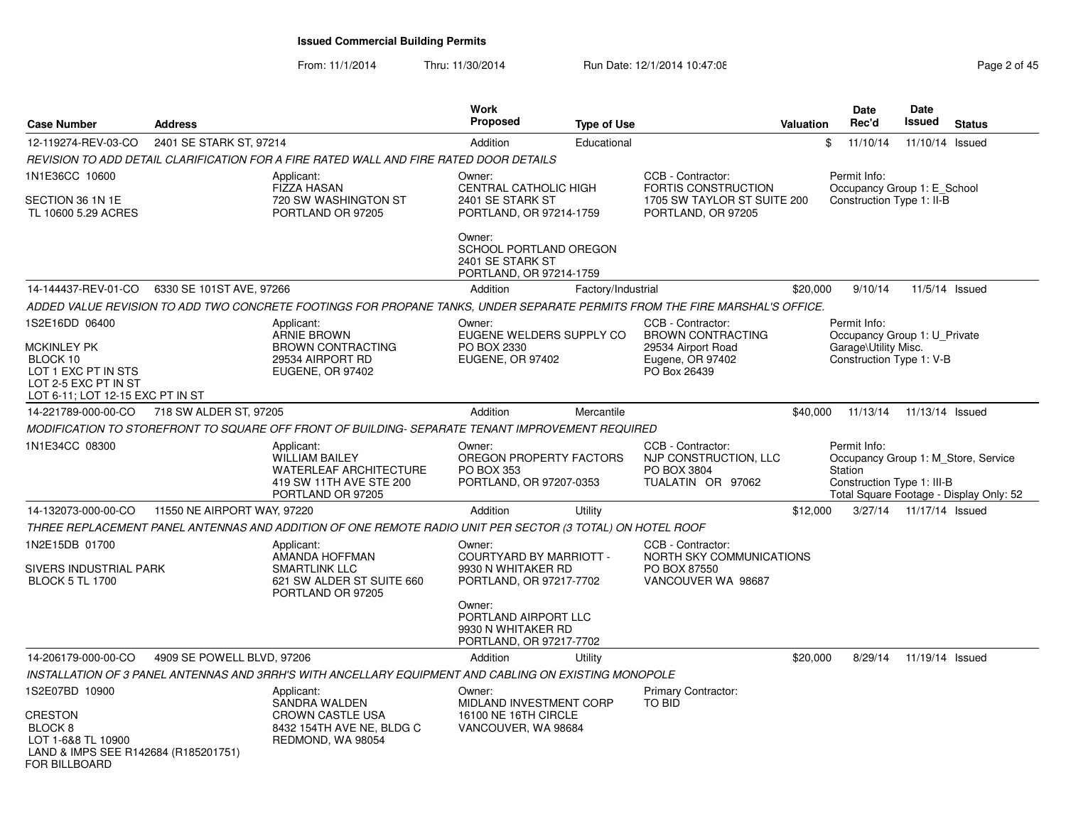# Issued Commercial Building Permits

From: 11/1/2014 Thru: 11/30/2014 Run Date: 12/1/2014 10:47:08

| Case Number | Address | Work Proposed | Type of Use | Valuation | Date Rec'd | Date Issued | Status |
|---|---|---|---|---|---|---|---|
| 12-119274-REV-03-CO | 2401 SE STARK ST, 97214 | Addition | Educational | $ | 11/10/14 | 11/10/14 | Issued |

*REVISION TO ADD DETAIL CLARIFICATION FOR A FIRE RATED WALL AND FIRE RATED DOOR DETAILS*

1N1E36CC 10600

SECTION 36 1N 1E
TL 10600 5.29 ACRES

Applicant:
FIZZA HASAN
720 SW WASHINGTON ST
PORTLAND OR 97205

Owner:
CENTRAL CATHOLIC HIGH
2401 SE STARK ST
PORTLAND, OR 97214-1759

Owner:
SCHOOL PORTLAND OREGON
2401 SE STARK ST
PORTLAND, OR 97214-1759

CCB - Contractor:
FORTIS CONSTRUCTION
1705 SW TAYLOR ST SUITE 200
PORTLAND, OR 97205

Permit Info:
Occupancy Group 1: E_School
Construction Type 1: II-B

| Case Number | Address | Work Proposed | Type of Use | Valuation | Date Rec'd | Date Issued | Status |
|---|---|---|---|---|---|---|---|
| 14-144437-REV-01-CO | 6330 SE 101ST AVE, 97266 | Addition | Factory/Industrial | $20,000 | 9/10/14 | 11/5/14 | Issued |

*ADDED VALUE REVISION TO ADD TWO CONCRETE FOOTINGS FOR PROPANE TANKS, UNDER SEPARATE PERMITS FROM THE FIRE MARSHAL'S OFFICE.*

1S2E16DD 06400

MCKINLEY PK
BLOCK 10
LOT 1 EXC PT IN STS
LOT 2-5 EXC PT IN ST
LOT 6-11; LOT 12-15 EXC PT IN ST

Applicant:
ARNIE BROWN
BROWN CONTRACTING
29534 AIRPORT RD
EUGENE, OR 97402

Owner:
EUGENE WELDERS SUPPLY CO
PO BOX 2330
EUGENE, OR 97402

CCB - Contractor:
BROWN CONTRACTING
29534 Airport Road
Eugene, OR 97402
PO Box 26439

Permit Info:
Occupancy Group 1: U_Private Garage\Utility Misc.
Construction Type 1: V-B

| Case Number | Address | Work Proposed | Type of Use | Valuation | Date Rec'd | Date Issued | Status |
|---|---|---|---|---|---|---|---|
| 14-221789-000-00-CO | 718 SW ALDER ST, 97205 | Addition | Mercantile | $40,000 | 11/13/14 | 11/13/14 | Issued |

*MODIFICATION TO STOREFRONT TO SQUARE OFF FRONT OF BUILDING- SEPARATE TENANT IMPROVEMENT REQUIRED*

1N1E34CC 08300

Applicant:
WILLIAM BAILEY
WATERLEAF ARCHITECTURE
419 SW 11TH AVE STE 200
PORTLAND OR 97205

Owner:
OREGON PROPERTY FACTORS
PO BOX 353
PORTLAND, OR 97207-0353

CCB - Contractor:
NJP CONSTRUCTION, LLC
PO BOX 3804
TUALATIN OR 97062

Permit Info:
Occupancy Group 1: M_Store, Service Station
Construction Type 1: III-B
Total Square Footage - Display Only: 52

| Case Number | Address | Work Proposed | Type of Use | Valuation | Date Rec'd | Date Issued | Status |
|---|---|---|---|---|---|---|---|
| 14-132073-000-00-CO | 11550 NE AIRPORT WAY, 97220 | Addition | Utility | $12,000 | 3/27/14 | 11/17/14 | Issued |

*THREE REPLACEMENT PANEL ANTENNAS AND ADDITION OF ONE REMOTE RADIO UNIT PER SECTOR (3 TOTAL) ON HOTEL ROOF*

1N2E15DB 01700

SIVERS INDUSTRIAL PARK
BLOCK 5 TL 1700

Applicant:
AMANDA HOFFMAN
SMARTLINK LLC
621 SW ALDER ST SUITE 660
PORTLAND OR 97205

Owner:
COURTYARD BY MARRIOTT -
9930 N WHITAKER RD
PORTLAND, OR 97217-7702

Owner:
PORTLAND AIRPORT LLC
9930 N WHITAKER RD
PORTLAND, OR 97217-7702

CCB - Contractor:
NORTH SKY COMMUNICATIONS
PO BOX 87550
VANCOUVER WA 98687

| Case Number | Address | Work Proposed | Type of Use | Valuation | Date Rec'd | Date Issued | Status |
|---|---|---|---|---|---|---|---|
| 14-206179-000-00-CO | 4909 SE POWELL BLVD, 97206 | Addition | Utility | $20,000 | 8/29/14 | 11/19/14 | Issued |

*INSTALLATION OF 3 PANEL ANTENNAS AND 3RRH'S WITH ANCELLARY EQUIPMENT AND CABLING ON EXISTING MONOPOLE*

1S2E07BD 10900

CRESTON
BLOCK 8
LOT 1-6&8 TL 10900
LAND & IMPS SEE R142684 (R185201751)
FOR BILLBOARD

Applicant:
SANDRA WALDEN
CROWN CASTLE USA
8432 154TH AVE NE, BLDG C
REDMOND, WA 98054

Owner:
MIDLAND INVESTMENT CORP
16100 NE 16TH CIRCLE
VANCOUVER, WA 98684

Primary Contractor:
TO BID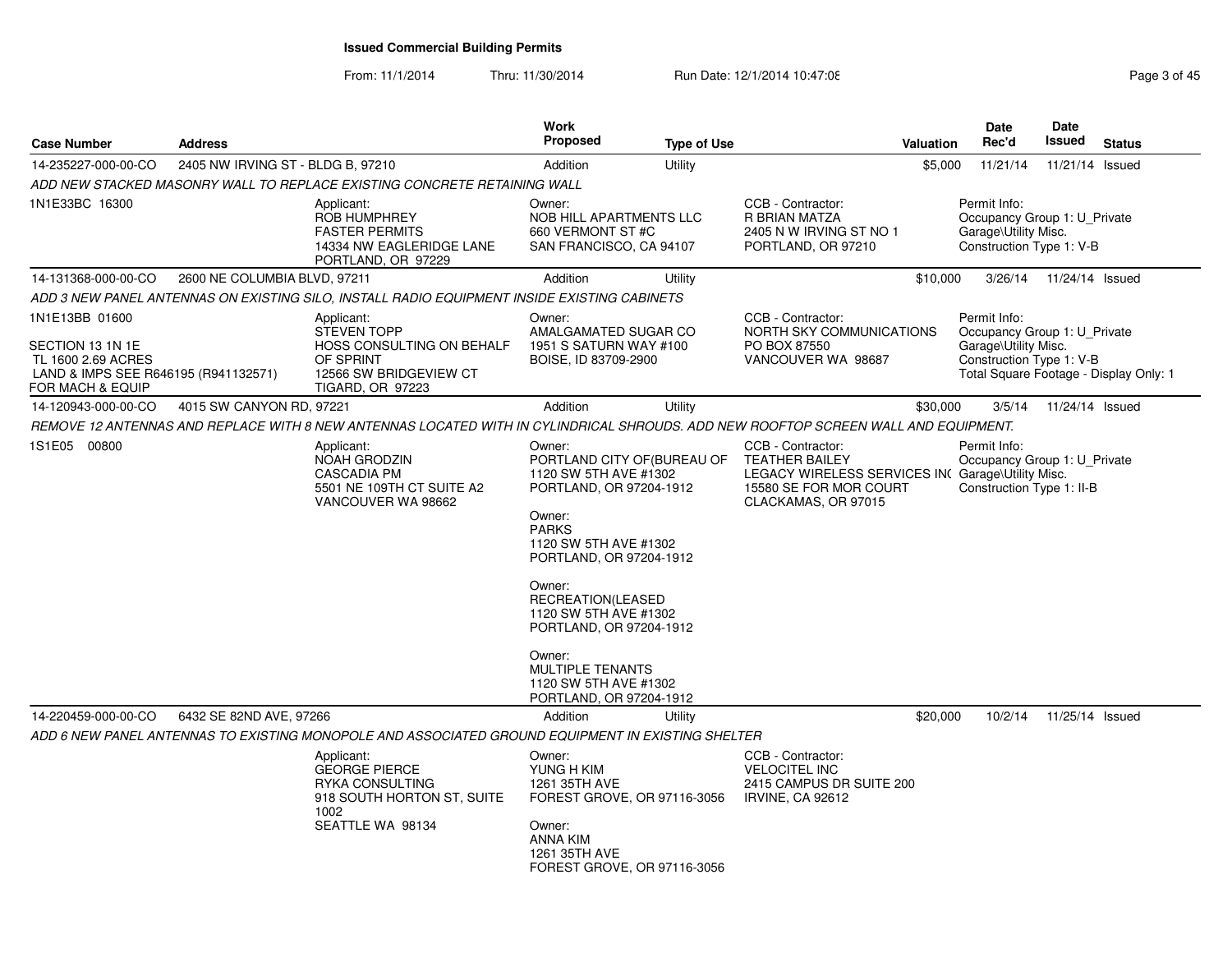# Issued Commercial Building Permits

From: 11/1/2014 Thru: 11/30/2014 Run Date: 12/1/2014 10:47:08

| Case Number | Address | Work Proposed | Type of Use | Valuation | Date Rec'd | Date Issued | Status |
|---|---|---|---|---|---|---|---|
| 14-235227-000-00-CO | 2405 NW IRVING ST - BLDG B, 97210 | Addition | Utility | $5,000 | 11/21/14 | 11/21/14 | Issued |

*ADD NEW STACKED MASONRY WALL TO REPLACE EXISTING CONCRETE RETAINING WALL*

1N1E33BC 16300

Applicant:
ROB HUMPHREY
FASTER PERMITS
14334 NW EAGLERIDGE LANE
PORTLAND, OR 97229

Owner:
NOB HILL APARTMENTS LLC
660 VERMONT ST #C
SAN FRANCISCO, CA 94107

CCB - Contractor:
R BRIAN MATZA
2405 N W IRVING ST NO 1
PORTLAND, OR 97210

Permit Info:
Occupancy Group 1: U_Private Garage\Utility Misc.
Construction Type 1: V-B

---

| Case Number | Address | Work Proposed | Type of Use | Valuation | Date Rec'd | Date Issued | Status |
|---|---|---|---|---|---|---|---|
| 14-131368-000-00-CO | 2600 NE COLUMBIA BLVD, 97211 | Addition | Utility | $10,000 | 3/26/14 | 11/24/14 | Issued |

*ADD 3 NEW PANEL ANTENNAS ON EXISTING SILO, INSTALL RADIO EQUIPMENT INSIDE EXISTING CABINETS*

1N1E13BB 01600

SECTION 13 1N 1E
TL 1600 2.69 ACRES
LAND & IMPS SEE R646195 (R941132571)
FOR MACH & EQUIP

Applicant:
STEVEN TOPP
HOSS CONSULTING ON BEHALF OF SPRINT
12566 SW BRIDGEVIEW CT
TIGARD, OR 97223

Owner:
AMALGAMATED SUGAR CO
1951 S SATURN WAY #100
BOISE, ID 83709-2900

CCB - Contractor:
NORTH SKY COMMUNICATIONS
PO BOX 87550
VANCOUVER WA 98687

Permit Info:
Occupancy Group 1: U_Private Garage\Utility Misc.
Construction Type 1: V-B
Total Square Footage - Display Only: 1

---

| Case Number | Address | Work Proposed | Type of Use | Valuation | Date Rec'd | Date Issued | Status |
|---|---|---|---|---|---|---|---|
| 14-120943-000-00-CO | 4015 SW CANYON RD, 97221 | Addition | Utility | $30,000 | 3/5/14 | 11/24/14 | Issued |

*REMOVE 12 ANTENNAS AND REPLACE WITH 8 NEW ANTENNAS LOCATED WITH IN CYLINDRICAL SHROUDS. ADD NEW ROOFTOP SCREEN WALL AND EQUIPMENT.*

1S1E05 00800

Applicant:
NOAH GRODZIN
CASCADIA PM
5501 NE 109TH CT SUITE A2
VANCOUVER WA 98662

Owner:
PORTLAND CITY OF(BUREAU OF
1120 SW 5TH AVE #1302
PORTLAND, OR 97204-1912

Owner:
PARKS
1120 SW 5TH AVE #1302
PORTLAND, OR 97204-1912

Owner:
RECREATION(LEASED
1120 SW 5TH AVE #1302
PORTLAND, OR 97204-1912

Owner:
MULTIPLE TENANTS
1120 SW 5TH AVE #1302
PORTLAND, OR 97204-1912

CCB - Contractor:
TEATHER BAILEY
LEGACY WIRELESS SERVICES INC
15580 SE FOR MOR COURT
CLACKAMAS, OR 97015

Permit Info:
Occupancy Group 1: U_Private Garage\Utility Misc.
Construction Type 1: II-B

---

| Case Number | Address | Work Proposed | Type of Use | Valuation | Date Rec'd | Date Issued | Status |
|---|---|---|---|---|---|---|---|
| 14-220459-000-00-CO | 6432 SE 82ND AVE, 97266 | Addition | Utility | $20,000 | 10/2/14 | 11/25/14 | Issued |

*ADD 6 NEW PANEL ANTENNAS TO EXISTING MONOPOLE AND ASSOCIATED GROUND EQUIPMENT IN EXISTING SHELTER*

Applicant:
GEORGE PIERCE
RYKA CONSULTING
918 SOUTH HORTON ST, SUITE 1002
SEATTLE WA 98134

Owner:
YUNG H KIM
1261 35TH AVE
FOREST GROVE, OR 97116-3056

Owner:
ANNA KIM
1261 35TH AVE
FOREST GROVE, OR 97116-3056

CCB - Contractor:
VELOCITEL INC
2415 CAMPUS DR SUITE 200
IRVINE, CA 92612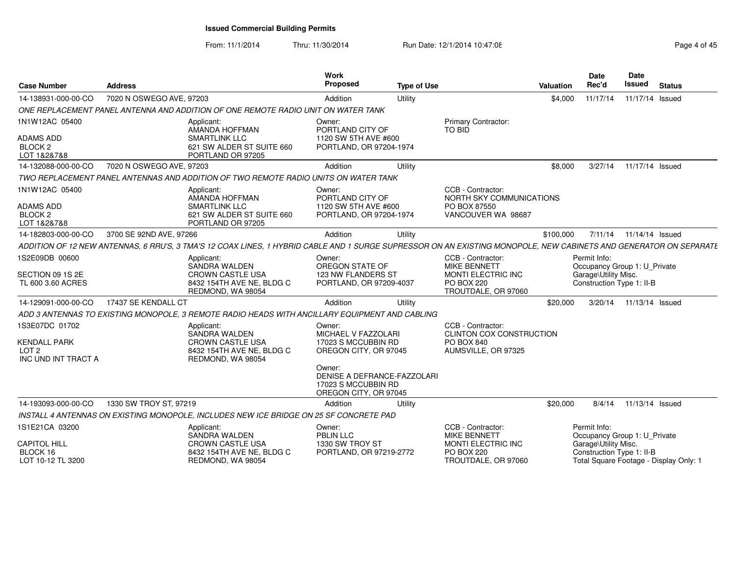# Issued Commercial Building Permits

From: 11/1/2014 Thru: 11/30/2014 Run Date: 12/1/2014 10:47:08

| Case Number | Address | Work Proposed | Type of Use | Valuation | Date Rec'd | Date Issued | Status |
|---|---|---|---|---|---|---|---|
| 14-138931-000-00-CO | 7020 N OSWEGO AVE, 97203 | Addition | Utility | $4,000 | 11/17/14 | 11/17/14 | Issued |

*ONE REPLACEMENT PANEL ANTENNA AND ADDITION OF ONE REMOTE RADIO UNIT ON WATER TANK*

1N1W12AC 05400
ADAMS ADD
BLOCK 2
LOT 1&2&7&8

Applicant: AMANDA HOFFMAN, SMARTLINK LLC, 621 SW ALDER ST SUITE 660, PORTLAND OR 97205

Owner: PORTLAND CITY OF, 1120 SW 5TH AVE #600, PORTLAND, OR 97204-1974

Primary Contractor: TO BID

| Case Number | Address | Work Proposed | Type of Use | Valuation | Date Rec'd | Date Issued | Status |
|---|---|---|---|---|---|---|---|
| 14-132088-000-00-CO | 7020 N OSWEGO AVE, 97203 | Addition | Utility | $8,000 | 3/27/14 | 11/17/14 | Issued |

*TWO REPLACEMENT PANEL ANTENNAS AND ADDITION OF TWO REMOTE RADIO UNITS ON WATER TANK*

1N1W12AC 05400
ADAMS ADD
BLOCK 2
LOT 1&2&7&8

Applicant: AMANDA HOFFMAN, SMARTLINK LLC, 621 SW ALDER ST SUITE 660, PORTLAND OR 97205

Owner: PORTLAND CITY OF, 1120 SW 5TH AVE #600, PORTLAND, OR 97204-1974

CCB - Contractor: NORTH SKY COMMUNICATIONS, PO BOX 87550, VANCOUVER WA 98687

| Case Number | Address | Work Proposed | Type of Use | Valuation | Date Rec'd | Date Issued | Status |
|---|---|---|---|---|---|---|---|
| 14-182803-000-00-CO | 3700 SE 92ND AVE, 97266 | Addition | Utility | $100,000 | 7/11/14 | 11/14/14 | Issued |

*ADDITION OF 12 NEW ANTENNAS, 6 RRU'S, 3 TMA'S 12 COAX LINES, 1 HYBRID CABLE AND 1 SURGE SUPRESSOR ON AN EXISTING MONOPOLE, NEW CABINETS AND GENERATOR ON SEPARATE*

1S2E09DB 00600
SECTION 09 1S 2E
TL 600 3.60 ACRES

Applicant: SANDRA WALDEN, CROWN CASTLE USA, 8432 154TH AVE NE, BLDG C, REDMOND, WA 98054

Owner: OREGON STATE OF, 123 NW FLANDERS ST, PORTLAND, OR 97209-4037

CCB - Contractor: MIKE BENNETT, MONTI ELECTRIC INC, PO BOX 220, TROUTDALE, OR 97060

Permit Info: Occupancy Group 1: U_Private Garage\Utility Misc. Construction Type 1: II-B

| Case Number | Address | Work Proposed | Type of Use | Valuation | Date Rec'd | Date Issued | Status |
|---|---|---|---|---|---|---|---|
| 14-129091-000-00-CO | 17437 SE KENDALL CT | Addition | Utility | $20,000 | 3/20/14 | 11/13/14 | Issued |

*ADD 3 ANTENNAS TO EXISTING MONOPOLE, 3 REMOTE RADIO HEADS WITH ANCILLARY EQUIPMENT AND CABLING*

1S3E07DC 01702
KENDALL PARK
LOT 2
INC UND INT TRACT A

Applicant: SANDRA WALDEN, CROWN CASTLE USA, 8432 154TH AVE NE, BLDG C, REDMOND, WA 98054

Owner: MICHAEL V FAZZOLARI, 17023 S MCCUBBIN RD, OREGON CITY, OR 97045

Owner: DENISE A DEFRANCE-FAZZOLARI, 17023 S MCCUBBIN RD, OREGON CITY, OR 97045

CCB - Contractor: CLINTON COX CONSTRUCTION, PO BOX 840, AUMSVILLE, OR 97325

| Case Number | Address | Work Proposed | Type of Use | Valuation | Date Rec'd | Date Issued | Status |
|---|---|---|---|---|---|---|---|
| 14-193093-000-00-CO | 1330 SW TROY ST, 97219 | Addition | Utility | $20,000 | 8/4/14 | 11/13/14 | Issued |

*INSTALL 4 ANTENNAS ON EXISTING MONOPOLE, INCLUDES NEW ICE BRIDGE ON 25 SF CONCRETE PAD*

1S1E21CA 03200
CAPITOL HILL
BLOCK 16
LOT 10-12 TL 3200

Applicant: SANDRA WALDEN, CROWN CASTLE USA, 8432 154TH AVE NE, BLDG C, REDMOND, WA 98054

Owner: PBLIN LLC, 1330 SW TROY ST, PORTLAND, OR 97219-2772

CCB - Contractor: MIKE BENNETT, MONTI ELECTRIC INC, PO BOX 220, TROUTDALE, OR 97060

Permit Info: Occupancy Group 1: U_Private Garage\Utility Misc. Construction Type 1: II-B Total Square Footage - Display Only: 1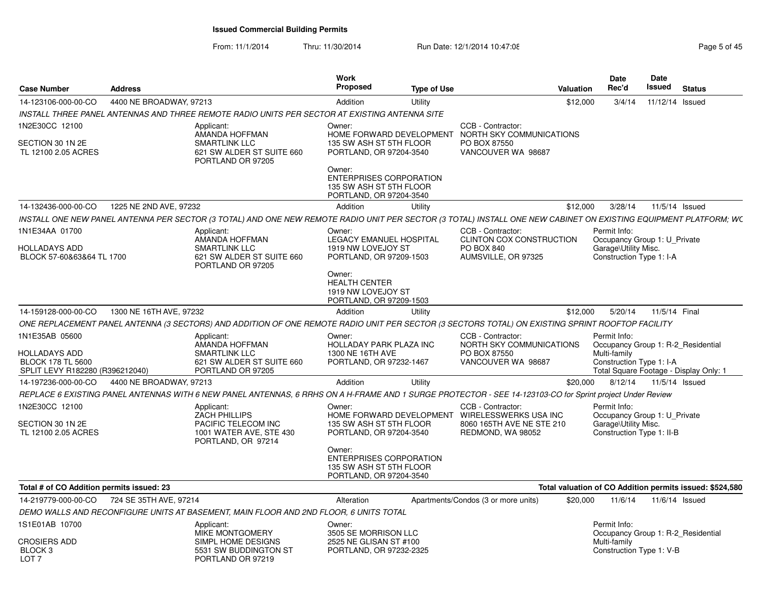**Issued Commercial Building Permits**

From: 11/1/2014 Thru: 11/30/2014 Run Date: 12/1/2014 10:47:08

| Case Number | Address | Work Proposed | Type of Use | Valuation | Date Rec'd | Date Issued | Status |
|---|---|---|---|---|---|---|---|
| 14-123106-000-00-CO | 4400 NE BROADWAY, 97213 | Addition | Utility | $12,000 | 3/4/14 | 11/12/14 | Issued |

*INSTALL THREE PANEL ANTENNAS AND THREE REMOTE RADIO UNITS PER SECTOR AT EXISTING ANTENNA SITE*

1N2E30CC 12100
SECTION 30 1N 2E
TL 12100 2.05 ACRES

Applicant: AMANDA HOFFMAN, SMARTLINK LLC, 621 SW ALDER ST SUITE 660, PORTLAND OR 97205

Owner: HOME FORWARD DEVELOPMENT, 135 SW ASH ST 5TH FLOOR, PORTLAND, OR 97204-3540

Owner: ENTERPRISES CORPORATION, 135 SW ASH ST 5TH FLOOR, PORTLAND, OR 97204-3540

CCB - Contractor: NORTH SKY COMMUNICATIONS, PO BOX 87550, VANCOUVER WA 98687

| Case Number | Address | Work Proposed | Type of Use | Valuation | Date Rec'd | Date Issued | Status |
|---|---|---|---|---|---|---|---|
| 14-132436-000-00-CO | 1225 NE 2ND AVE, 97232 | Addition | Utility | $12,000 | 3/28/14 | 11/5/14 | Issued |

*INSTALL ONE NEW PANEL ANTENNA PER SECTOR (3 TOTAL) AND ONE NEW REMOTE RADIO UNIT PER SECTOR (3 TOTAL) INSTALL ONE NEW CABINET ON EXISTING EQUIPMENT PLATFORM; WC*

1N1E34AA 01700
HOLLADAYS ADD
BLOCK 57-60&63&64 TL 1700

Applicant: AMANDA HOFFMAN, SMARTLINK LLC, 621 SW ALDER ST SUITE 660, PORTLAND OR 97205

Owner: LEGACY EMANUEL HOSPITAL, 1919 NW LOVEJOY ST, PORTLAND, OR 97209-1503

Owner: HEALTH CENTER, 1919 NW LOVEJOY ST, PORTLAND, OR 97209-1503

CCB - Contractor: CLINTON COX CONSTRUCTION, PO BOX 840, AUMSVILLE, OR 97325

Permit Info: Occupancy Group 1: U_Private Garage\Utility Misc. Construction Type 1: I-A

| Case Number | Address | Work Proposed | Type of Use | Valuation | Date Rec'd | Date Issued | Status |
|---|---|---|---|---|---|---|---|
| 14-159128-000-00-CO | 1300 NE 16TH AVE, 97232 | Addition | Utility | $12,000 | 5/20/14 | 11/5/14 | Final |

*ONE REPLACEMENT PANEL ANTENNA (3 SECTORS) AND ADDITION OF ONE REMOTE RADIO UNIT PER SECTOR (3 SECTORS TOTAL) ON EXISTING SPRINT ROOFTOP FACILITY*

1N1E35AB 05600
HOLLADAYS ADD
BLOCK 178 TL 5600
SPLIT LEVY R182280 (R396212040)

Applicant: AMANDA HOFFMAN, SMARTLINK LLC, 621 SW ALDER ST SUITE 660, PORTLAND OR 97205

Owner: HOLLADAY PARK PLAZA INC, 1300 NE 16TH AVE, PORTLAND, OR 97232-1467

CCB - Contractor: NORTH SKY COMMUNICATIONS, PO BOX 87550, VANCOUVER WA 98687

Permit Info: Occupancy Group 1: R-2_Residential Multi-family Construction Type 1: I-A Total Square Footage - Display Only: 1

| Case Number | Address | Work Proposed | Type of Use | Valuation | Date Rec'd | Date Issued | Status |
|---|---|---|---|---|---|---|---|
| 14-197236-000-00-CO | 4400 NE BROADWAY, 97213 | Addition | Utility | $20,000 | 8/12/14 | 11/5/14 | Issued |

*REPLACE 6 EXISTING PANEL ANTENNAS WITH 6 NEW PANEL ANTENNAS, 6 RRHS ON A H-FRAME AND 1 SURGE PROTECTOR - SEE 14-123103-CO for Sprint project Under Review*

1N2E30CC 12100
SECTION 30 1N 2E
TL 12100 2.05 ACRES

Applicant: ZACH PHILLIPS, PACIFIC TELECOM INC, 1001 WATER AVE, STE 430, PORTLAND, OR 97214

Owner: HOME FORWARD DEVELOPMENT, 135 SW ASH ST 5TH FLOOR, PORTLAND, OR 97204-3540

Owner: ENTERPRISES CORPORATION, 135 SW ASH ST 5TH FLOOR, PORTLAND, OR 97204-3540

CCB - Contractor: WIRELESSWERKS USA INC, 8060 165TH AVE NE STE 210, REDMOND, WA 98052

Permit Info: Occupancy Group 1: U_Private Garage\Utility Misc. Construction Type 1: II-B

**Total # of CO Addition permits issued: 23**

**Total valuation of CO Addition permits issued: $524,580**

| Case Number | Address | Work Proposed | Type of Use | Valuation | Date Rec'd | Date Issued | Status |
|---|---|---|---|---|---|---|---|
| 14-219779-000-00-CO | 724 SE 35TH AVE, 97214 | Alteration | Apartments/Condos (3 or more units) | $20,000 | 11/6/14 | 11/6/14 | Issued |

*DEMO WALLS AND RECONFIGURE UNITS AT BASEMENT, MAIN FLOOR AND 2ND FLOOR, 6 UNITS TOTAL*

1S1E01AB 10700
CROSIERS ADD
BLOCK 3
LOT 7

Applicant: MIKE MONTGOMERY, SIMPL HOME DESIGNS, 5531 SW BUDDINGTON ST, PORTLAND OR 97219

Owner: 3505 SE MORRISON LLC, 2525 NE GLISAN ST #100, PORTLAND, OR 97232-2325

Permit Info: Occupancy Group 1: R-2_Residential Multi-family Construction Type 1: V-B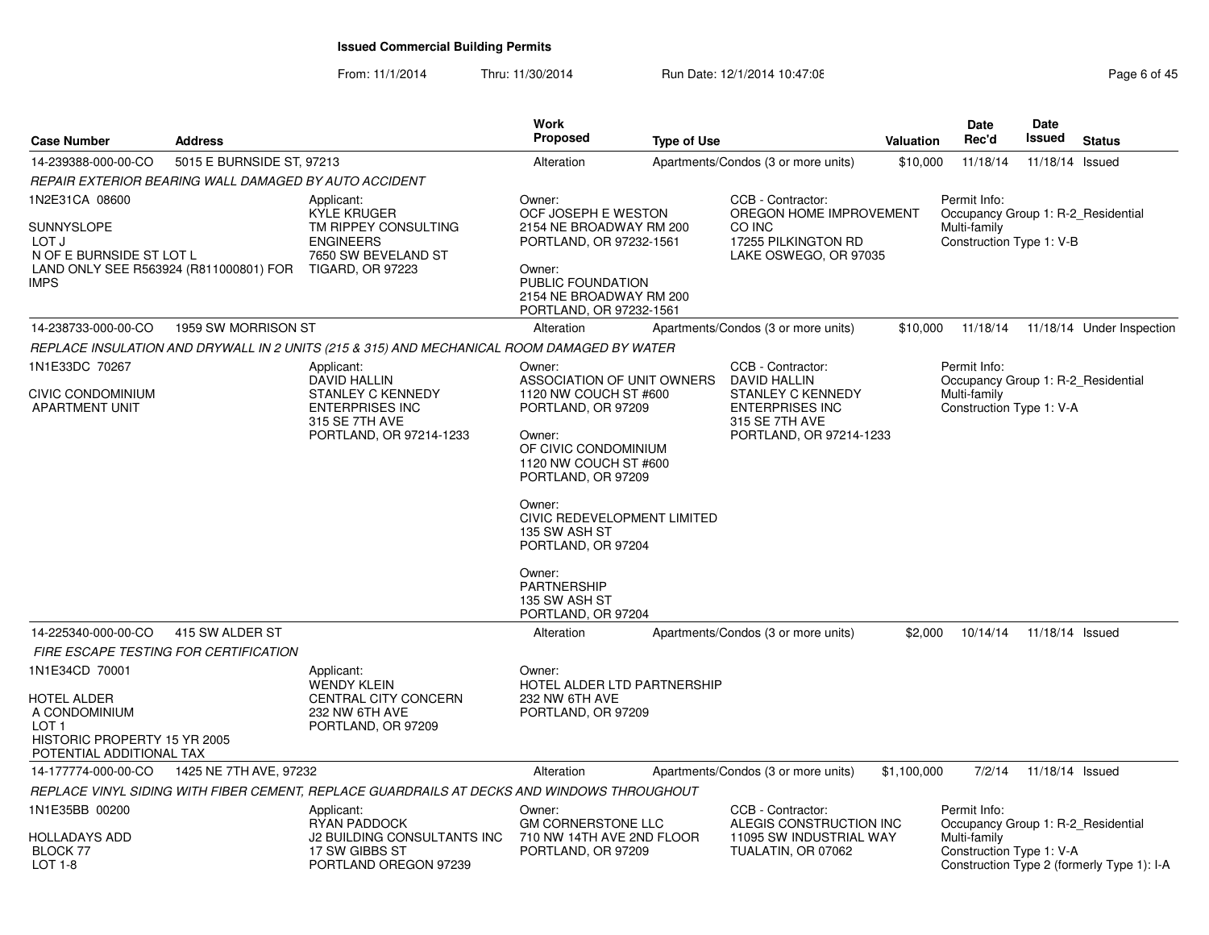# Issued Commercial Building Permits

From: 11/1/2014 Thru: 11/30/2014 Run Date: 12/1/2014 10:47:08

| Case Number | Address | Work Proposed | Type of Use | Valuation | Date Rec'd | Date Issued | Status |
|---|---|---|---|---|---|---|---|
| 14-239388-000-00-CO | 5015 E BURNSIDE ST, 97213 | Alteration | Apartments/Condos (3 or more units) | $10,000 | 11/18/14 | 11/18/14 | Issued |

*REPAIR EXTERIOR BEARING WALL DAMAGED BY AUTO ACCIDENT*

1N2E31CA 08600

SUNNYSLOPE
LOT J
N OF E BURNSIDE ST LOT L
LAND ONLY SEE R563924 (R811000801) FOR IMPS

Applicant:
KYLE KRUGER
TM RIPPEY CONSULTING ENGINEERS
7650 SW BEVELAND ST
TIGARD, OR 97223

Owner:
OCF JOSEPH E WESTON
2154 NE BROADWAY RM 200
PORTLAND, OR 97232-1561

Owner:
PUBLIC FOUNDATION
2154 NE BROADWAY RM 200
PORTLAND, OR 97232-1561

CCB - Contractor:
OREGON HOME IMPROVEMENT CO INC
17255 PILKINGTON RD
LAKE OSWEGO, OR 97035

Permit Info:
Occupancy Group 1: R-2_Residential Multi-family
Construction Type 1: V-B

---

| Case Number | Address | Work Proposed | Type of Use | Valuation | Date Rec'd | Date Issued | Status |
|---|---|---|---|---|---|---|---|
| 14-238733-000-00-CO | 1959 SW MORRISON ST | Alteration | Apartments/Condos (3 or more units) | $10,000 | 11/18/14 | 11/18/14 | Under Inspection |

*REPLACE INSULATION AND DRYWALL IN 2 UNITS (215 & 315) AND MECHANICAL ROOM DAMAGED BY WATER*

1N1E33DC 70267

CIVIC CONDOMINIUM
APARTMENT UNIT

Applicant:
DAVID HALLIN
STANLEY C KENNEDY ENTERPRISES INC
315 SE 7TH AVE
PORTLAND, OR 97214-1233

Owner:
ASSOCIATION OF UNIT OWNERS
1120 NW COUCH ST #600
PORTLAND, OR 97209

Owner:
OF CIVIC CONDOMINIUM
1120 NW COUCH ST #600
PORTLAND, OR 97209

Owner:
CIVIC REDEVELOPMENT LIMITED
135 SW ASH ST
PORTLAND, OR 97204

Owner:
PARTNERSHIP
135 SW ASH ST
PORTLAND, OR 97204

CCB - Contractor:
DAVID HALLIN
STANLEY C KENNEDY ENTERPRISES INC
315 SE 7TH AVE
PORTLAND, OR 97214-1233

Permit Info:
Occupancy Group 1: R-2_Residential Multi-family
Construction Type 1: V-A

---

| Case Number | Address | Work Proposed | Type of Use | Valuation | Date Rec'd | Date Issued | Status |
|---|---|---|---|---|---|---|---|
| 14-225340-000-00-CO | 415 SW ALDER ST | Alteration | Apartments/Condos (3 or more units) | $2,000 | 10/14/14 | 11/18/14 | Issued |

*FIRE ESCAPE TESTING FOR CERTIFICATION*

1N1E34CD 70001

HOTEL ALDER
A CONDOMINIUM
LOT 1
HISTORIC PROPERTY 15 YR 2005
POTENTIAL ADDITIONAL TAX

Applicant:
WENDY KLEIN
CENTRAL CITY CONCERN
232 NW 6TH AVE
PORTLAND, OR 97209

Owner:
HOTEL ALDER LTD PARTNERSHIP
232 NW 6TH AVE
PORTLAND, OR 97209

---

| Case Number | Address | Work Proposed | Type of Use | Valuation | Date Rec'd | Date Issued | Status |
|---|---|---|---|---|---|---|---|
| 14-177774-000-00-CO | 1425 NE 7TH AVE, 97232 | Alteration | Apartments/Condos (3 or more units) | $1,100,000 | 7/2/14 | 11/18/14 | Issued |

*REPLACE VINYL SIDING WITH FIBER CEMENT, REPLACE GUARDRAILS AT DECKS AND WINDOWS THROUGHOUT*

1N1E35BB 00200

HOLLADAYS ADD
BLOCK 77
LOT 1-8

Applicant:
RYAN PADDOCK
J2 BUILDING CONSULTANTS INC
17 SW GIBBS ST
PORTLAND OREGON 97239

Owner:
GM CORNERSTONE LLC
710 NW 14TH AVE 2ND FLOOR
PORTLAND, OR 97209

CCB - Contractor:
ALEGIS CONSTRUCTION INC
11095 SW INDUSTRIAL WAY
TUALATIN, OR 07062

Permit Info:
Occupancy Group 1: R-2_Residential Multi-family
Construction Type 1: V-A
Construction Type 2 (formerly Type 1): I-A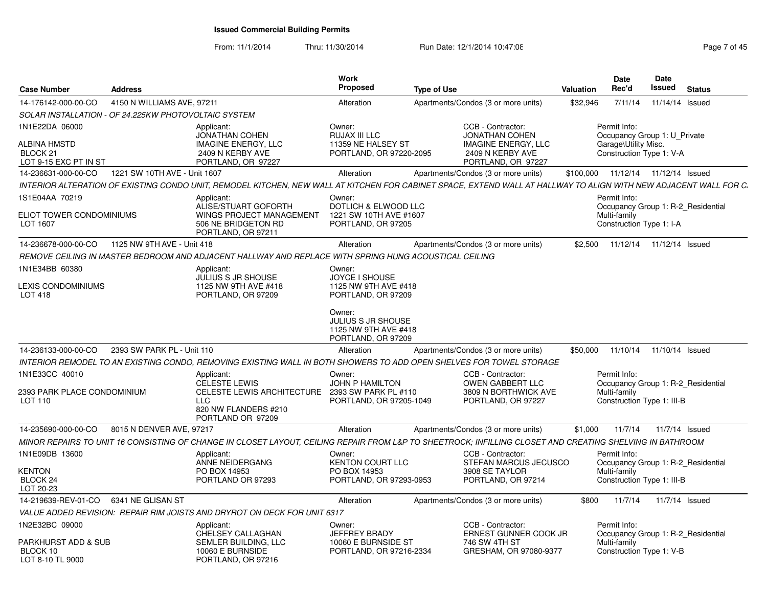# Issued Commercial Building Permits

From: 11/1/2014 Thru: 11/30/2014 Run Date: 12/1/2014 10:47:08

| Case Number | Address | Work Proposed | Type of Use | Valuation | Date Rec'd | Date Issued | Status |
|---|---|---|---|---|---|---|---|
| 14-176142-000-00-CO | 4150 N WILLIAMS AVE, 97211 | Alteration | Apartments/Condos (3 or more units) | $32,946 | 7/11/14 | 11/14/14 | Issued |

SOLAR INSTALLATION - OF 24.225KW PHOTOVOLTAIC SYSTEM

1N1E22DA 06000
ALBINA HMSTD
BLOCK 21
LOT 9-15 EXC PT IN ST

Applicant: JONATHAN COHEN, IMAGINE ENERGY, LLC, 2409 N KERBY AVE, PORTLAND, OR 97227

Owner: RUJAX III LLC, 11359 NE HALSEY ST, PORTLAND, OR 97220-2095

CCB - Contractor: JONATHAN COHEN, IMAGINE ENERGY, LLC, 2409 N KERBY AVE, PORTLAND, OR 97227

Permit Info: Occupancy Group 1: U_Private Garage\Utility Misc. Construction Type 1: V-A

| Case Number | Address | Work Proposed | Type of Use | Valuation | Date Rec'd | Date Issued | Status |
|---|---|---|---|---|---|---|---|
| 14-236631-000-00-CO | 1221 SW 10TH AVE - Unit 1607 | Alteration | Apartments/Condos (3 or more units) | $100,000 | 11/12/14 | 11/12/14 | Issued |

INTERIOR ALTERATION OF EXISTING CONDO UNIT, REMODEL KITCHEN, NEW WALL AT KITCHEN FOR CABINET SPACE, EXTEND WALL AT HALLWAY TO ALIGN WITH NEW ADJACENT WALL FOR C.

1S1E04AA 70219
ELIOT TOWER CONDOMINIUMS
LOT 1607

Applicant: ALISE/STUART GOFORTH, WINGS PROJECT MANAGEMENT, 506 NE BRIDGETON RD, PORTLAND, OR 97211

Owner: DOTLICH & ELWOOD LLC, 1221 SW 10TH AVE #1607, PORTLAND, OR 97205

Permit Info: Occupancy Group 1: R-2_Residential Multi-family. Construction Type 1: I-A

| Case Number | Address | Work Proposed | Type of Use | Valuation | Date Rec'd | Date Issued | Status |
|---|---|---|---|---|---|---|---|
| 14-236678-000-00-CO | 1125 NW 9TH AVE - Unit 418 | Alteration | Apartments/Condos (3 or more units) | $2,500 | 11/12/14 | 11/12/14 | Issued |

REMOVE CEILING IN MASTER BEDROOM AND ADJACENT HALLWAY AND REPLACE WITH SPRING HUNG ACOUSTICAL CEILING

1N1E34BB 60380
LEXIS CONDOMINIUMS
LOT 418

Applicant: JULIUS S JR SHOUSE, 1125 NW 9TH AVE #418, PORTLAND, OR 97209

Owner: JOYCE I SHOUSE, 1125 NW 9TH AVE #418, PORTLAND, OR 97209

Owner: JULIUS S JR SHOUSE, 1125 NW 9TH AVE #418, PORTLAND, OR 97209

| Case Number | Address | Work Proposed | Type of Use | Valuation | Date Rec'd | Date Issued | Status |
|---|---|---|---|---|---|---|---|
| 14-236133-000-00-CO | 2393 SW PARK PL - Unit 110 | Alteration | Apartments/Condos (3 or more units) | $50,000 | 11/10/14 | 11/10/14 | Issued |

INTERIOR REMODEL TO AN EXISTING CONDO, REMOVING EXISTING WALL IN BOTH SHOWERS TO ADD OPEN SHELVES FOR TOWEL STORAGE

1N1E33CC 40010
2393 PARK PLACE CONDOMINIUM
LOT 110

Applicant: CELESTE LEWIS, CELESTE LEWIS ARCHITECTURE LLC, 820 NW FLANDERS #210, PORTLAND OR 97209

Owner: JOHN P HAMILTON, 2393 SW PARK PL #110, PORTLAND, OR 97205-1049

CCB - Contractor: OWEN GABBERT LLC, 3809 N BORTHWICK AVE, PORTLAND, OR 97227

Permit Info: Occupancy Group 1: R-2_Residential Multi-family. Construction Type 1: III-B

| Case Number | Address | Work Proposed | Type of Use | Valuation | Date Rec'd | Date Issued | Status |
|---|---|---|---|---|---|---|---|
| 14-235690-000-00-CO | 8015 N DENVER AVE, 97217 | Alteration | Apartments/Condos (3 or more units) | $1,000 | 11/7/14 | 11/7/14 | Issued |

MINOR REPAIRS TO UNIT 16 CONSISTING OF CHANGE IN CLOSET LAYOUT, CEILING REPAIR FROM L&P TO SHEETROCK; INFILLING CLOSET AND CREATING SHELVING IN BATHROOM

1N1E09DB 13600
KENTON
BLOCK 24
LOT 20-23

Applicant: ANNE NEIDERGANG, PO BOX 14953, PORTLAND OR 97293

Owner: KENTON COURT LLC, PO BOX 14953, PORTLAND, OR 97293-0953

CCB - Contractor: STEFAN MARCUS JECUSCO, 3908 SE TAYLOR, PORTLAND, OR 97214

Permit Info: Occupancy Group 1: R-2_Residential Multi-family. Construction Type 1: III-B

| Case Number | Address | Work Proposed | Type of Use | Valuation | Date Rec'd | Date Issued | Status |
|---|---|---|---|---|---|---|---|
| 14-219639-REV-01-CO | 6341 NE GLISAN ST | Alteration | Apartments/Condos (3 or more units) | $800 | 11/7/14 | 11/7/14 | Issued |

VALUE ADDED REVISION: REPAIR RIM JOISTS AND DRYROT ON DECK FOR UNIT 6317

1N2E32BC 09000
PARKHURST ADD & SUB
BLOCK 10
LOT 8-10 TL 9000

Applicant: CHELSEY CALLAGHAN, SEMLER BUILDING, LLC, 10060 E BURNSIDE, PORTLAND, OR 97216

Owner: JEFFREY BRADY, 10060 E BURNSIDE ST, PORTLAND, OR 97216-2334

CCB - Contractor: ERNEST GUNNER COOK JR, 746 SW 4TH ST, GRESHAM, OR 97080-9377

Permit Info: Occupancy Group 1: R-2_Residential Multi-family. Construction Type 1: V-B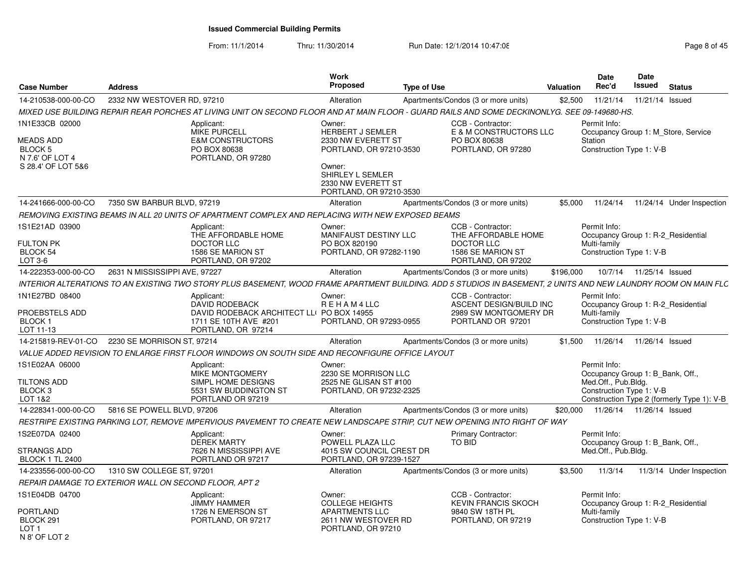## Issued Commercial Building Permits

From: 11/1/2014 Thru: 11/30/2014 Run Date: 12/1/2014 10:47:08

| Case Number | Address | Work Proposed | Type of Use | Valuation | Date Rec'd | Date Issued | Status |
|---|---|---|---|---|---|---|---|
| 14-210538-000-00-CO | 2332 NW WESTOVER RD, 97210 | Alteration | Apartments/Condos (3 or more units) | $2,500 | 11/21/14 | 11/21/14 | Issued |

*MIXED USE BUILDING REPAIR REAR PORCHES AT LIVING UNIT ON SECOND FLOOR AND AT MAIN FLOOR - GUARD RAILS AND SOME DECKINONLYG. SEE 09-149680-HS.*

1N1E33CB 02000
MEADS ADD
BLOCK 5
N 7.6' OF LOT 4
S 28.4' OF LOT 5&6

Applicant: MIKE PURCELL, E&M CONSTRUCTORS, PO BOX 80638, PORTLAND, OR 97280

Owner: HERBERT J SEMLER, 2330 NW EVERETT ST, PORTLAND, OR 97210-3530

Owner: SHIRLEY L SEMLER, 2330 NW EVERETT ST, PORTLAND, OR 97210-3530

CCB - Contractor: E & M CONSTRUCTORS LLC, PO BOX 80638, PORTLAND, OR 97280

Permit Info: Occupancy Group 1: M_Store, Service Station; Construction Type 1: V-B

| Case Number | Address | Work Proposed | Type of Use | Valuation | Date Rec'd | Date Issued | Status |
|---|---|---|---|---|---|---|---|
| 14-241666-000-00-CO | 7350 SW BARBUR BLVD, 97219 | Alteration | Apartments/Condos (3 or more units) | $5,000 | 11/24/14 | 11/24/14 | Under Inspection |

*REMOVING EXISTING BEAMS IN ALL 20 UNITS OF APARTMENT COMPLEX AND REPLACING WITH NEW EXPOSED BEAMS*

1S1E21AD 03900
FULTON PK
BLOCK 54
LOT 3-6

Applicant: THE AFFORDABLE HOME DOCTOR LLC, 1586 SE MARION ST, PORTLAND, OR 97202

Owner: MANIFAUST DESTINY LLC, PO BOX 820190, PORTLAND, OR 97282-1190

CCB - Contractor: THE AFFORDABLE HOME DOCTOR LLC, 1586 SE MARION ST, PORTLAND, OR 97202

Permit Info: Occupancy Group 1: R-2_Residential Multi-family; Construction Type 1: V-B

| Case Number | Address | Work Proposed | Type of Use | Valuation | Date Rec'd | Date Issued | Status |
|---|---|---|---|---|---|---|---|
| 14-222353-000-00-CO | 2631 N MISSISSIPPI AVE, 97227 | Alteration | Apartments/Condos (3 or more units) | $196,000 | 10/7/14 | 11/25/14 | Issued |

*INTERIOR ALTERATIONS TO AN EXISTING TWO STORY PLUS BASEMENT, WOOD FRAME APARTMENT BUILDING. ADD 5 STUDIOS IN BASEMENT, 2 UNITS AND NEW LAUNDRY ROOM ON MAIN FLC*

1N1E27BD 08400
PROEBSTELS ADD
BLOCK 1
LOT 11-13

Applicant: DAVID RODEBACK, DAVID RODEBACK ARCHITECT LL(, 1711 SE 10TH AVE #201, PORTLAND, OR 97214

Owner: R E H A M 4 LLC, PO BOX 14955, PORTLAND, OR 97293-0955

CCB - Contractor: ASCENT DESIGN/BUILD INC, 2989 SW MONTGOMERY DR, PORTLAND OR 97201

Permit Info: Occupancy Group 1: R-2_Residential Multi-family; Construction Type 1: V-B

| Case Number | Address | Work Proposed | Type of Use | Valuation | Date Rec'd | Date Issued | Status |
|---|---|---|---|---|---|---|---|
| 14-215819-REV-01-CO | 2230 SE MORRISON ST, 97214 | Alteration | Apartments/Condos (3 or more units) | $1,500 | 11/26/14 | 11/26/14 | Issued |

*VALUE ADDED REVISION TO ENLARGE FIRST FLOOR WINDOWS ON SOUTH SIDE AND RECONFIGURE OFFICE LAYOUT*

1S1E02AA 06000
TILTONS ADD
BLOCK 3
LOT 1&2

Applicant: MIKE MONTGOMERY, SIMPL HOME DESIGNS, 5531 SW BUDDINGTON ST, PORTLAND OR 97219

Owner: 2230 SE MORRISON LLC, 2525 NE GLISAN ST #100, PORTLAND, OR 97232-2325

Permit Info: Occupancy Group 1: B_Bank, Off., Med.Off., Pub.Bldg.; Construction Type 1: V-B; Construction Type 2 (formerly Type 1): V-B

| Case Number | Address | Work Proposed | Type of Use | Valuation | Date Rec'd | Date Issued | Status |
|---|---|---|---|---|---|---|---|
| 14-228341-000-00-CO | 5816 SE POWELL BLVD, 97206 | Alteration | Apartments/Condos (3 or more units) | $20,000 | 11/26/14 | 11/26/14 | Issued |

*RESTRIPE EXISTING PARKING LOT, REMOVE IMPERVIOUS PAVEMENT TO CREATE NEW LANDSCAPE STRIP, CUT NEW OPENING INTO RIGHT OF WAY*

1S2E07DA 02400
STRANGS ADD
BLOCK 1 TL 2400

Applicant: DEREK MARTY, 7626 N MISSISSIPPI AVE, PORTLAND OR 97217

Owner: POWELL PLAZA LLC, 4015 SW COUNCIL CREST DR, PORTLAND, OR 97239-1527

Primary Contractor: TO BID

Permit Info: Occupancy Group 1: B_Bank, Off., Med.Off., Pub.Bldg.

| Case Number | Address | Work Proposed | Type of Use | Valuation | Date Rec'd | Date Issued | Status |
|---|---|---|---|---|---|---|---|
| 14-233556-000-00-CO | 1310 SW COLLEGE ST, 97201 | Alteration | Apartments/Condos (3 or more units) | $3,500 | 11/3/14 | 11/3/14 | Under Inspection |

*REPAIR DAMAGE TO EXTERIOR WALL ON SECOND FLOOR, APT 2*

1S1E04DB 04700
PORTLAND
BLOCK 291
LOT 1
N 8' OF LOT 2

Applicant: JIMMY HAMMER, 1726 N EMERSON ST, PORTLAND, OR 97217

Owner: COLLEGE HEIGHTS APARTMENTS LLC, 2611 NW WESTOVER RD, PORTLAND, OR 97210

CCB - Contractor: KEVIN FRANCIS SKOCH, 9840 SW 18TH PL, PORTLAND, OR 97219

Permit Info: Occupancy Group 1: R-2_Residential Multi-family; Construction Type 1: V-B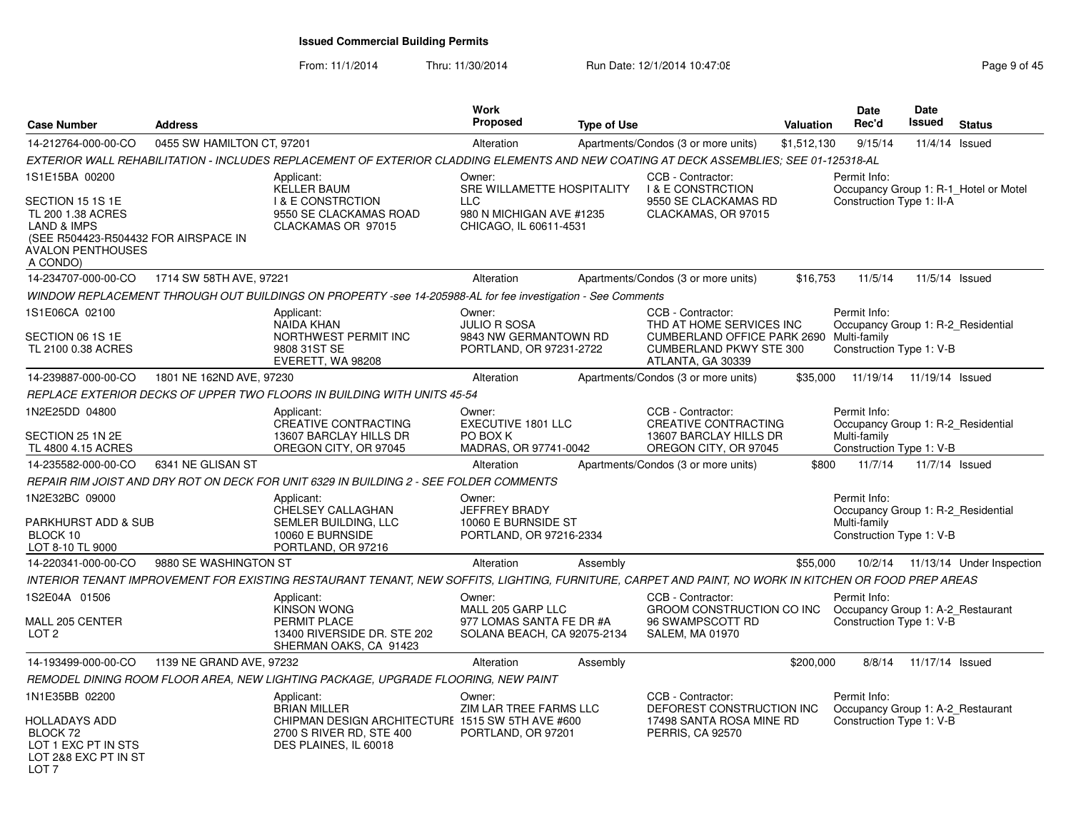# Issued Commercial Building Permits

From: 11/1/2014 Thru: 11/30/2014 Run Date: 12/1/2014 10:47:08

| Case Number | Address | Work Proposed | Type of Use | Valuation | Date Rec'd | Date Issued | Status |
|---|---|---|---|---|---|---|---|
| 14-212764-000-00-CO | 0455 SW HAMILTON CT, 97201 | Alteration | Apartments/Condos (3 or more units) | $1,512,130 | 9/15/14 | 11/4/14 | Issued |

*EXTERIOR WALL REHABILITATION - INCLUDES REPLACEMENT OF EXTERIOR CLADDING ELEMENTS AND NEW COATING AT DECK ASSEMBLIES; SEE 01-125318-AL*

- 1S1E15BA 00200 — SECTION 15 1S 1E, TL 200 1.38 ACRES, LAND & IMPS (SEE R504423-R504432 FOR AIRSPACE IN AVALON PENTHOUSES A CONDO)
- Applicant: KELLER BAUM, I & E CONSTRCTION, 9550 SE CLACKAMAS ROAD, CLACKAMAS OR 97015
- Owner: SRE WILLAMETTE HOSPITALITY LLC, 980 N MICHIGAN AVE #1235, CHICAGO, IL 60611-4531
- CCB - Contractor: I & E CONSTRCTION, 9550 SE CLACKAMAS RD, CLACKAMAS, OR 97015
- Permit Info: Occupancy Group 1: R-1_Hotel or Motel; Construction Type 1: II-A

| Case Number | Address | Work Proposed | Type of Use | Valuation | Date Rec'd | Date Issued | Status |
|---|---|---|---|---|---|---|---|
| 14-234707-000-00-CO | 1714 SW 58TH AVE, 97221 | Alteration | Apartments/Condos (3 or more units) | $16,753 | 11/5/14 | 11/5/14 | Issued |

*WINDOW REPLACEMENT THROUGH OUT BUILDINGS ON PROPERTY -see 14-205988-AL for fee investigation - See Comments*

- 1S1E06CA 02100 — SECTION 06 1S 1E, TL 2100 0.38 ACRES
- Applicant: NAIDA KHAN, NORTHWEST PERMIT INC, 9808 31ST SE, EVERETT, WA 98208
- Owner: JULIO R SOSA, 9843 NW GERMANTOWN RD, PORTLAND, OR 97231-2722
- CCB - Contractor: THD AT HOME SERVICES INC, CUMBERLAND OFFICE PARK 2690 CUMBERLAND PKWY STE 300, ATLANTA, GA 30339
- Permit Info: Occupancy Group 1: R-2_Residential Multi-family; Construction Type 1: V-B

| Case Number | Address | Work Proposed | Type of Use | Valuation | Date Rec'd | Date Issued | Status |
|---|---|---|---|---|---|---|---|
| 14-239887-000-00-CO | 1801 NE 162ND AVE, 97230 | Alteration | Apartments/Condos (3 or more units) | $35,000 | 11/19/14 | 11/19/14 | Issued |

*REPLACE EXTERIOR DECKS OF UPPER TWO FLOORS IN BUILDING WITH UNITS 45-54*

- 1N2E25DD 04800 — SECTION 25 1N 2E, TL 4800 4.15 ACRES
- Applicant: CREATIVE CONTRACTING, 13607 BARCLAY HILLS DR, OREGON CITY, OR 97045
- Owner: EXECUTIVE 1801 LLC, PO BOX K, MADRAS, OR 97741-0042
- CCB - Contractor: CREATIVE CONTRACTING, 13607 BARCLAY HILLS DR, OREGON CITY, OR 97045
- Permit Info: Occupancy Group 1: R-2_Residential Multi-family; Construction Type 1: V-B

| Case Number | Address | Work Proposed | Type of Use | Valuation | Date Rec'd | Date Issued | Status |
|---|---|---|---|---|---|---|---|
| 14-235582-000-00-CO | 6341 NE GLISAN ST | Alteration | Apartments/Condos (3 or more units) | $800 | 11/7/14 | 11/7/14 | Issued |

*REPAIR RIM JOIST AND DRY ROT ON DECK FOR UNIT 6329 IN BUILDING 2 - SEE FOLDER COMMENTS*

- 1N2E32BC 09000 — PARKHURST ADD & SUB, BLOCK 10, LOT 8-10 TL 9000
- Applicant: CHELSEY CALLAGHAN, SEMLER BUILDING, LLC, 10060 E BURNSIDE, PORTLAND, OR 97216
- Owner: JEFFREY BRADY, 10060 E BURNSIDE ST, PORTLAND, OR 97216-2334
- Permit Info: Occupancy Group 1: R-2_Residential Multi-family; Construction Type 1: V-B

| Case Number | Address | Work Proposed | Type of Use | Valuation | Date Rec'd | Date Issued | Status |
|---|---|---|---|---|---|---|---|
| 14-220341-000-00-CO | 9880 SE WASHINGTON ST | Alteration | Assembly | $55,000 | 10/2/14 | 11/13/14 | Under Inspection |

*INTERIOR TENANT IMPROVEMENT FOR EXISTING RESTAURANT TENANT, NEW SOFFITS, LIGHTING, FURNITURE, CARPET AND PAINT, NO WORK IN KITCHEN OR FOOD PREP AREAS*

- 1S2E04A 01506 — MALL 205 CENTER, LOT 2
- Applicant: KINSON WONG, PERMIT PLACE, 13400 RIVERSIDE DR. STE 202, SHERMAN OAKS, CA 91423
- Owner: MALL 205 GARP LLC, 977 LOMAS SANTA FE DR #A, SOLANA BEACH, CA 92075-2134
- CCB - Contractor: GROOM CONSTRUCTION CO INC, 96 SWAMPSCOTT RD, SALEM, MA 01970
- Permit Info: Occupancy Group 1: A-2_Restaurant; Construction Type 1: V-B

| Case Number | Address | Work Proposed | Type of Use | Valuation | Date Rec'd | Date Issued | Status |
|---|---|---|---|---|---|---|---|
| 14-193499-000-00-CO | 1139 NE GRAND AVE, 97232 | Alteration | Assembly | $200,000 | 8/8/14 | 11/17/14 | Issued |

*REMODEL DINING ROOM FLOOR AREA, NEW LIGHTING PACKAGE, UPGRADE FLOORING, NEW PAINT*

- 1N1E35BB 02200 — HOLLADAYS ADD, BLOCK 72, LOT 1 EXC PT IN STS, LOT 2&8 EXC PT IN ST, LOT 7
- Applicant: BRIAN MILLER, CHIPMAN DESIGN ARCHITECTURE, 2700 S RIVER RD, STE 400, DES PLAINES, IL 60018
- Owner: ZIM LAR TREE FARMS LLC, 1515 SW 5TH AVE #600, PORTLAND, OR 97201
- CCB - Contractor: DEFOREST CONSTRUCTION INC, 17498 SANTA ROSA MINE RD, PERRIS, CA 92570
- Permit Info: Occupancy Group 1: A-2_Restaurant; Construction Type 1: V-B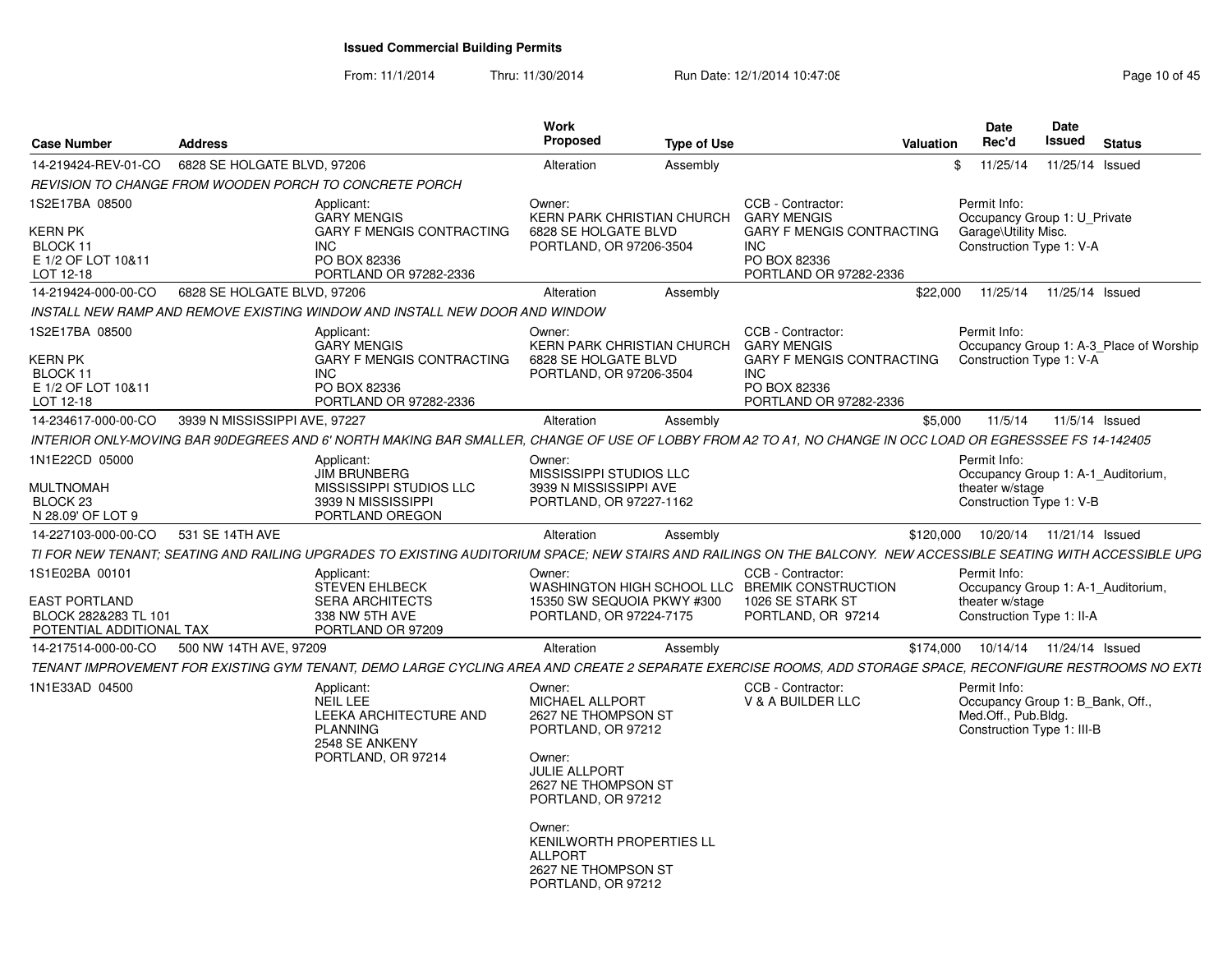# Issued Commercial Building Permits

From: 11/1/2014 Thru: 11/30/2014 Run Date: 12/1/2014 10:47:08

| Case Number | Address | Work Proposed | Type of Use | Valuation | Date Rec'd | Date Issued | Status |
|---|---|---|---|---|---|---|---|
| 14-219424-REV-01-CO | 6828 SE HOLGATE BLVD, 97206 | Alteration | Assembly | $ | 11/25/14 | 11/25/14 | Issued |

*REVISION TO CHANGE FROM WOODEN PORCH TO CONCRETE PORCH*

1S2E17BA 08500
KERN PK
BLOCK 11
E 1/2 OF LOT 10&11
LOT 12-18

Applicant: GARY MENGIS, GARY F MENGIS CONTRACTING INC, PO BOX 82336, PORTLAND OR 97282-2336

Owner: KERN PARK CHRISTIAN CHURCH, 6828 SE HOLGATE BLVD, PORTLAND, OR 97206-3504

CCB - Contractor: GARY MENGIS, GARY F MENGIS CONTRACTING INC, PO BOX 82336, PORTLAND OR 97282-2336

Permit Info: Occupancy Group 1: U_Private Garage\Utility Misc. Construction Type 1: V-A

| Case Number | Address | Work Proposed | Type of Use | Valuation | Date Rec'd | Date Issued | Status |
|---|---|---|---|---|---|---|---|
| 14-219424-000-00-CO | 6828 SE HOLGATE BLVD, 97206 | Alteration | Assembly | $22,000 | 11/25/14 | 11/25/14 | Issued |

*INSTALL NEW RAMP AND REMOVE EXISTING WINDOW AND INSTALL NEW DOOR AND WINDOW*

1S2E17BA 08500
KERN PK
BLOCK 11
E 1/2 OF LOT 10&11
LOT 12-18

Applicant: GARY MENGIS, GARY F MENGIS CONTRACTING INC, PO BOX 82336, PORTLAND OR 97282-2336

Owner: KERN PARK CHRISTIAN CHURCH, 6828 SE HOLGATE BLVD, PORTLAND, OR 97206-3504

CCB - Contractor: GARY MENGIS, GARY F MENGIS CONTRACTING INC, PO BOX 82336, PORTLAND OR 97282-2336

Permit Info: Occupancy Group 1: A-3_Place of Worship Construction Type 1: V-A

| Case Number | Address | Work Proposed | Type of Use | Valuation | Date Rec'd | Date Issued | Status |
|---|---|---|---|---|---|---|---|
| 14-234617-000-00-CO | 3939 N MISSISSIPPI AVE, 97227 | Alteration | Assembly | $5,000 | 11/5/14 | 11/5/14 | Issued |

*INTERIOR ONLY-MOVING BAR 90DEGREES AND 6' NORTH MAKING BAR SMALLER, CHANGE OF USE OF LOBBY FROM A2 TO A1, NO CHANGE IN OCC LOAD OR EGRESSSEE FS 14-142405*

1N1E22CD 05000
MULTNOMAH
BLOCK 23
N 28.09' OF LOT 9

Applicant: JIM BRUNBERG, MISSISSIPPI STUDIOS LLC, 3939 N MISSISSIPPI, PORTLAND OREGON

Owner: MISSISSIPPI STUDIOS LLC, 3939 N MISSISSIPPI AVE, PORTLAND, OR 97227-1162

Permit Info: Occupancy Group 1: A-1_Auditorium, theater w/stage Construction Type 1: V-B

| Case Number | Address | Work Proposed | Type of Use | Valuation | Date Rec'd | Date Issued | Status |
|---|---|---|---|---|---|---|---|
| 14-227103-000-00-CO | 531 SE 14TH AVE | Alteration | Assembly | $120,000 | 10/20/14 | 11/21/14 | Issued |

*TI FOR NEW TENANT; SEATING AND RAILING UPGRADES TO EXISTING AUDITORIUM SPACE; NEW STAIRS AND RAILINGS ON THE BALCONY. NEW ACCESSIBLE SEATING WITH ACCESSIBLE UPG*

1S1E02BA 00101
EAST PORTLAND
BLOCK 282&283 TL 101
POTENTIAL ADDITIONAL TAX

Applicant: STEVEN EHLBECK, SERA ARCHITECTS, 338 NW 5TH AVE, PORTLAND OR 97209

Owner: WASHINGTON HIGH SCHOOL LLC, 15350 SW SEQUOIA PKWY #300, PORTLAND, OR 97224-7175

CCB - Contractor: BREMIK CONSTRUCTION, 1026 SE STARK ST, PORTLAND, OR 97214

Permit Info: Occupancy Group 1: A-1_Auditorium, theater w/stage Construction Type 1: II-A

| Case Number | Address | Work Proposed | Type of Use | Valuation | Date Rec'd | Date Issued | Status |
|---|---|---|---|---|---|---|---|
| 14-217514-000-00-CO | 500 NW 14TH AVE, 97209 | Alteration | Assembly | $174,000 | 10/14/14 | 11/24/14 | Issued |

*TENANT IMPROVEMENT FOR EXISTING GYM TENANT, DEMO LARGE CYCLING AREA AND CREATE 2 SEPARATE EXERCISE ROOMS, ADD STORAGE SPACE, RECONFIGURE RESTROOMS NO EXTI*

1N1E33AD 04500

Applicant: NEIL LEE, LEEKA ARCHITECTURE AND PLANNING, 2548 SE ANKENY, PORTLAND, OR 97214

Owner: MICHAEL ALLPORT, 2627 NE THOMPSON ST, PORTLAND, OR 97212

Owner: JULIE ALLPORT, 2627 NE THOMPSON ST, PORTLAND, OR 97212

Owner: KENILWORTH PROPERTIES LL ALLPORT, 2627 NE THOMPSON ST, PORTLAND, OR 97212

CCB - Contractor: V & A BUILDER LLC

Permit Info: Occupancy Group 1: B_Bank, Off., Med.Off., Pub.Bldg. Construction Type 1: III-B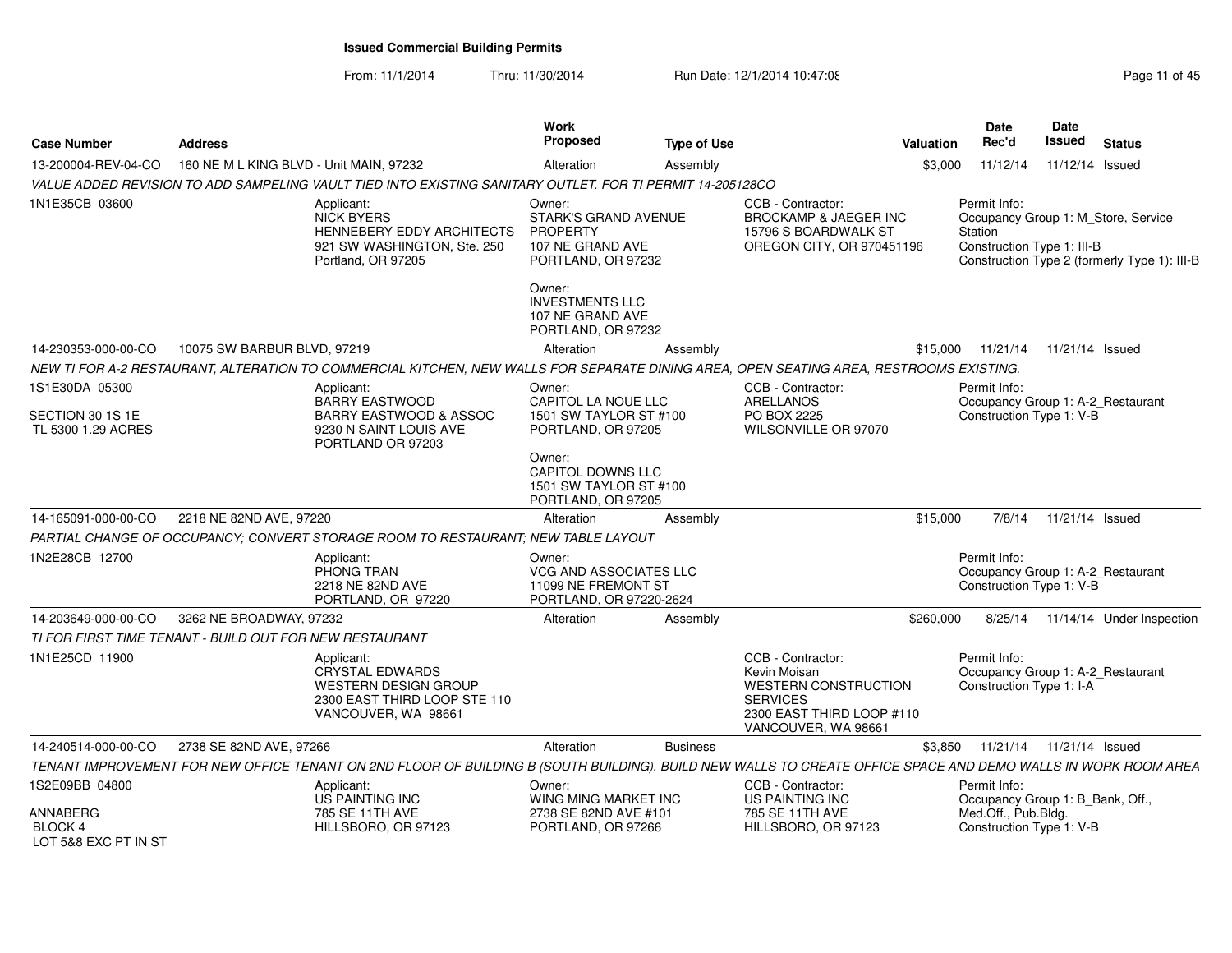# Issued Commercial Building Permits

From: 11/1/2014 Thru: 11/30/2014 Run Date: 12/1/2014 10:47:08

| Case Number | Address | Work Proposed | Type of Use | Valuation | Date Rec'd | Date Issued | Status |
|---|---|---|---|---|---|---|---|
| 13-200004-REV-04-CO | 160 NE M L KING BLVD - Unit MAIN, 97232 | Alteration | Assembly | $3,000 | 11/12/14 | 11/12/14 | Issued |

*VALUE ADDED REVISION TO ADD SAMPELING VAULT TIED INTO EXISTING SANITARY OUTLET. FOR TI PERMIT 14-205128CO*

1N1E35CB 03600

Applicant:
NICK BYERS
HENNEBERY EDDY ARCHITECTS
921 SW WASHINGTON, Ste. 250
Portland, OR 97205

Owner:
STARK'S GRAND AVENUE PROPERTY
107 NE GRAND AVE
PORTLAND, OR 97232

Owner:
INVESTMENTS LLC
107 NE GRAND AVE
PORTLAND, OR 97232

CCB - Contractor:
BROCKAMP & JAEGER INC
15796 S BOARDWALK ST
OREGON CITY, OR 970451196

Permit Info:
Occupancy Group 1: M_Store, Service Station
Construction Type 1: III-B
Construction Type 2 (formerly Type 1): III-B

| Case Number | Address | Work Proposed | Type of Use | Valuation | Date Rec'd | Date Issued | Status |
|---|---|---|---|---|---|---|---|
| 14-230353-000-00-CO | 10075 SW BARBUR BLVD, 97219 | Alteration | Assembly | $15,000 | 11/21/14 | 11/21/14 | Issued |

*NEW TI FOR A-2 RESTAURANT, ALTERATION TO COMMERCIAL KITCHEN, NEW WALLS FOR SEPARATE DINING AREA, OPEN SEATING AREA, RESTROOMS EXISTING.*

1S1E30DA 05300

SECTION 30 1S 1E
TL 5300 1.29 ACRES

Applicant:
BARRY EASTWOOD
BARRY EASTWOOD & ASSOC
9230 N SAINT LOUIS AVE
PORTLAND OR 97203

Owner:
CAPITOL LA NOUE LLC
1501 SW TAYLOR ST #100
PORTLAND, OR 97205

Owner:
CAPITOL DOWNS LLC
1501 SW TAYLOR ST #100
PORTLAND, OR 97205

CCB - Contractor:
ARELLANOS
PO BOX 2225
WILSONVILLE OR 97070

Permit Info:
Occupancy Group 1: A-2_Restaurant
Construction Type 1: V-B

| Case Number | Address | Work Proposed | Type of Use | Valuation | Date Rec'd | Date Issued | Status |
|---|---|---|---|---|---|---|---|
| 14-165091-000-00-CO | 2218 NE 82ND AVE, 97220 | Alteration | Assembly | $15,000 | 7/8/14 | 11/21/14 | Issued |

*PARTIAL CHANGE OF OCCUPANCY; CONVERT STORAGE ROOM TO RESTAURANT; NEW TABLE LAYOUT*

1N2E28CB 12700

Applicant:
PHONG TRAN
2218 NE 82ND AVE
PORTLAND, OR 97220

Owner:
VCG AND ASSOCIATES LLC
11099 NE FREMONT ST
PORTLAND, OR 97220-2624

Permit Info:
Occupancy Group 1: A-2_Restaurant
Construction Type 1: V-B

| Case Number | Address | Work Proposed | Type of Use | Valuation | Date Rec'd | Date Issued | Status |
|---|---|---|---|---|---|---|---|
| 14-203649-000-00-CO | 3262 NE BROADWAY, 97232 | Alteration | Assembly | $260,000 | 8/25/14 | 11/14/14 | Under Inspection |

*TI FOR FIRST TIME TENANT - BUILD OUT FOR NEW RESTAURANT*

1N1E25CD 11900

Applicant:
CRYSTAL EDWARDS
WESTERN DESIGN GROUP
2300 EAST THIRD LOOP STE 110
VANCOUVER, WA 98661

CCB - Contractor:
Kevin Moisan
WESTERN CONSTRUCTION SERVICES
2300 EAST THIRD LOOP #110
VANCOUVER, WA 98661

Permit Info:
Occupancy Group 1: A-2_Restaurant
Construction Type 1: I-A

| Case Number | Address | Work Proposed | Type of Use | Valuation | Date Rec'd | Date Issued | Status |
|---|---|---|---|---|---|---|---|
| 14-240514-000-00-CO | 2738 SE 82ND AVE, 97266 | Alteration | Business | $3,850 | 11/21/14 | 11/21/14 | Issued |

*TENANT IMPROVEMENT FOR NEW OFFICE TENANT ON 2ND FLOOR OF BUILDING B (SOUTH BUILDING). BUILD NEW WALLS TO CREATE OFFICE SPACE AND DEMO WALLS IN WORK ROOM AREA*

1S2E09BB 04800

ANNABERG
BLOCK 4
LOT 5&8 EXC PT IN ST

Applicant:
US PAINTING INC
785 SE 11TH AVE
HILLSBORO, OR 97123

Owner:
WING MING MARKET INC
2738 SE 82ND AVE #101
PORTLAND, OR 97266

CCB - Contractor:
US PAINTING INC
785 SE 11TH AVE
HILLSBORO, OR 97123

Permit Info:
Occupancy Group 1: B_Bank, Off., Med.Off., Pub.Bldg.
Construction Type 1: V-B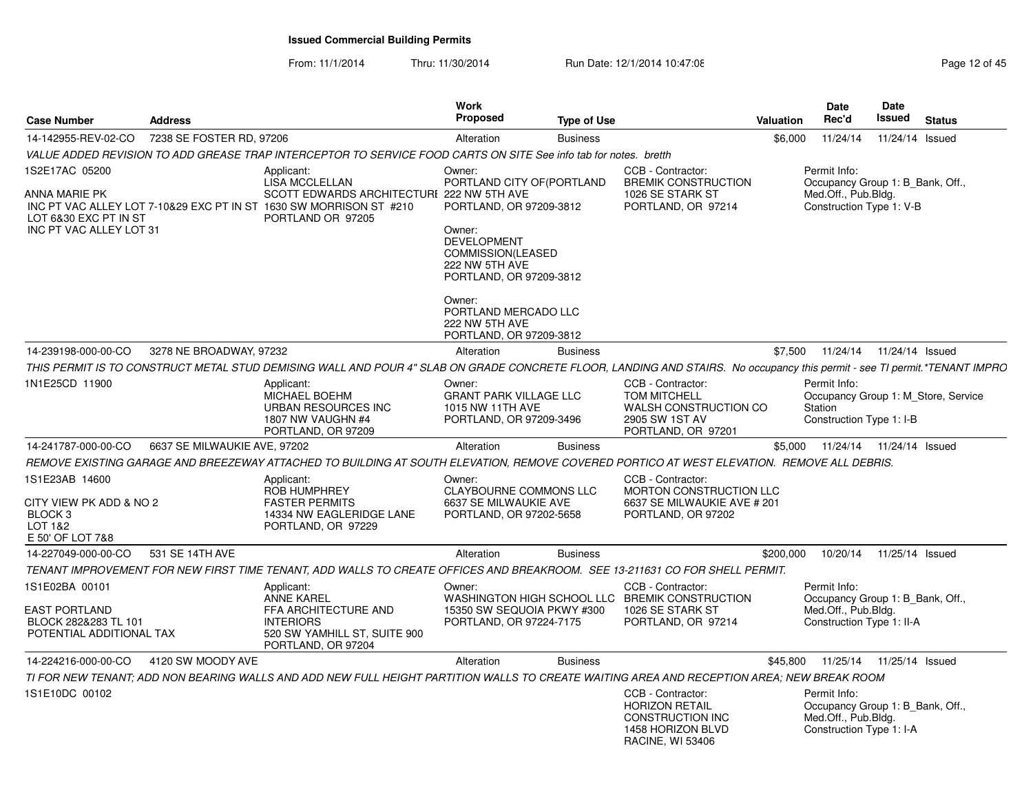# Issued Commercial Building Permits

From: 11/1/2014 Thru: 11/30/2014 Run Date: 12/1/2014 10:47:08

| Case Number | Address | Work Proposed | Type of Use | Valuation | Date Rec'd | Date Issued | Status |
|---|---|---|---|---|---|---|---|
| 14-142955-REV-02-CO | 7238 SE FOSTER RD, 97206 | Alteration | Business | $6,000 | 11/24/14 | 11/24/14 | Issued |

*VALUE ADDED REVISION TO ADD GREASE TRAP INTERCEPTOR TO SERVICE FOOD CARTS ON SITE See info tab for notes. bretth*

1S2E17AC 05200

ANNA MARIE PK
INC PT VAC ALLEY LOT 7-10&29 EXC PT IN ST LOT 6&30 EXC PT IN ST INC PT VAC ALLEY LOT 31

Applicant:
LISA MCCLELLAN
SCOTT EDWARDS ARCHITECTURE
1630 SW MORRISON ST #210
PORTLAND OR 97205

Owner:
PORTLAND CITY OF(PORTLAND
222 NW 5TH AVE
PORTLAND, OR 97209-3812

Owner:
DEVELOPMENT COMMISSION(LEASED
222 NW 5TH AVE
PORTLAND, OR 97209-3812

Owner:
PORTLAND MERCADO LLC
222 NW 5TH AVE
PORTLAND, OR 97209-3812

CCB - Contractor:
BREMIK CONSTRUCTION
1026 SE STARK ST
PORTLAND, OR 97214

Permit Info:
Occupancy Group 1: B_Bank, Off., Med.Off., Pub.Bldg.
Construction Type 1: V-B

| Case Number | Address | Work Proposed | Type of Use | Valuation | Date Rec'd | Date Issued | Status |
|---|---|---|---|---|---|---|---|
| 14-239198-000-00-CO | 3278 NE BROADWAY, 97232 | Alteration | Business | $7,500 | 11/24/14 | 11/24/14 | Issued |

*THIS PERMIT IS TO CONSTRUCT METAL STUD DEMISING WALL AND POUR 4" SLAB ON GRADE CONCRETE FLOOR, LANDING AND STAIRS. No occupancy this permit - see TI permit.*TENANT IMPRO*

1N1E25CD 11900

Applicant:
MICHAEL BOEHM
URBAN RESOURCES INC
1807 NW VAUGHN #4
PORTLAND, OR 97209

Owner:
GRANT PARK VILLAGE LLC
1015 NW 11TH AVE
PORTLAND, OR 97209-3496

CCB - Contractor:
TOM MITCHELL
WALSH CONSTRUCTION CO
2905 SW 1ST AV
PORTLAND, OR 97201

Permit Info:
Occupancy Group 1: M_Store, Service Station
Construction Type 1: I-B

| Case Number | Address | Work Proposed | Type of Use | Valuation | Date Rec'd | Date Issued | Status |
|---|---|---|---|---|---|---|---|
| 14-241787-000-00-CO | 6637 SE MILWAUKIE AVE, 97202 | Alteration | Business | $5,000 | 11/24/14 | 11/24/14 | Issued |

*REMOVE EXISTING GARAGE AND BREEZEWAY ATTACHED TO BUILDING AT SOUTH ELEVATION, REMOVE COVERED PORTICO AT WEST ELEVATION. REMOVE ALL DEBRIS.*

1S1E23AB 14600

CITY VIEW PK ADD & NO 2
BLOCK 3
LOT 1&2
E 50' OF LOT 7&8

Applicant:
ROB HUMPHREY
FASTER PERMITS
14334 NW EAGLERIDGE LANE
PORTLAND, OR 97229

Owner:
CLAYBOURNE COMMONS LLC
6637 SE MILWAUKIE AVE
PORTLAND, OR 97202-5658

CCB - Contractor:
MORTON CONSTRUCTION LLC
6637 SE MILWAUKIE AVE # 201
PORTLAND, OR 97202

| Case Number | Address | Work Proposed | Type of Use | Valuation | Date Rec'd | Date Issued | Status |
|---|---|---|---|---|---|---|---|
| 14-227049-000-00-CO | 531 SE 14TH AVE | Alteration | Business | $200,000 | 10/20/14 | 11/25/14 | Issued |

*TENANT IMPROVEMENT FOR NEW FIRST TIME TENANT, ADD WALLS TO CREATE OFFICES AND BREAKROOM. SEE 13-211631 CO FOR SHELL PERMIT.*

1S1E02BA 00101

EAST PORTLAND
BLOCK 282&283 TL 101
POTENTIAL ADDITIONAL TAX

Applicant:
ANNE KAREL
FFA ARCHITECTURE AND INTERIORS
520 SW YAMHILL ST, SUITE 900
PORTLAND, OR 97204

Owner:
WASHINGTON HIGH SCHOOL LLC
15350 SW SEQUOIA PKWY #300
PORTLAND, OR 97224-7175

CCB - Contractor:
BREMIK CONSTRUCTION
1026 SE STARK ST
PORTLAND, OR 97214

Permit Info:
Occupancy Group 1: B_Bank, Off., Med.Off., Pub.Bldg.
Construction Type 1: II-A

| Case Number | Address | Work Proposed | Type of Use | Valuation | Date Rec'd | Date Issued | Status |
|---|---|---|---|---|---|---|---|
| 14-224216-000-00-CO | 4120 SW MOODY AVE | Alteration | Business | $45,800 | 11/25/14 | 11/25/14 | Issued |

*TI FOR NEW TENANT; ADD NON BEARING WALLS AND ADD NEW FULL HEIGHT PARTITION WALLS TO CREATE WAITING AREA AND RECEPTION AREA; NEW BREAK ROOM*

1S1E10DC 00102

CCB - Contractor:
HORIZON RETAIL CONSTRUCTION INC
1458 HORIZON BLVD
RACINE, WI 53406

Permit Info:
Occupancy Group 1: B_Bank, Off., Med.Off., Pub.Bldg.
Construction Type 1: I-A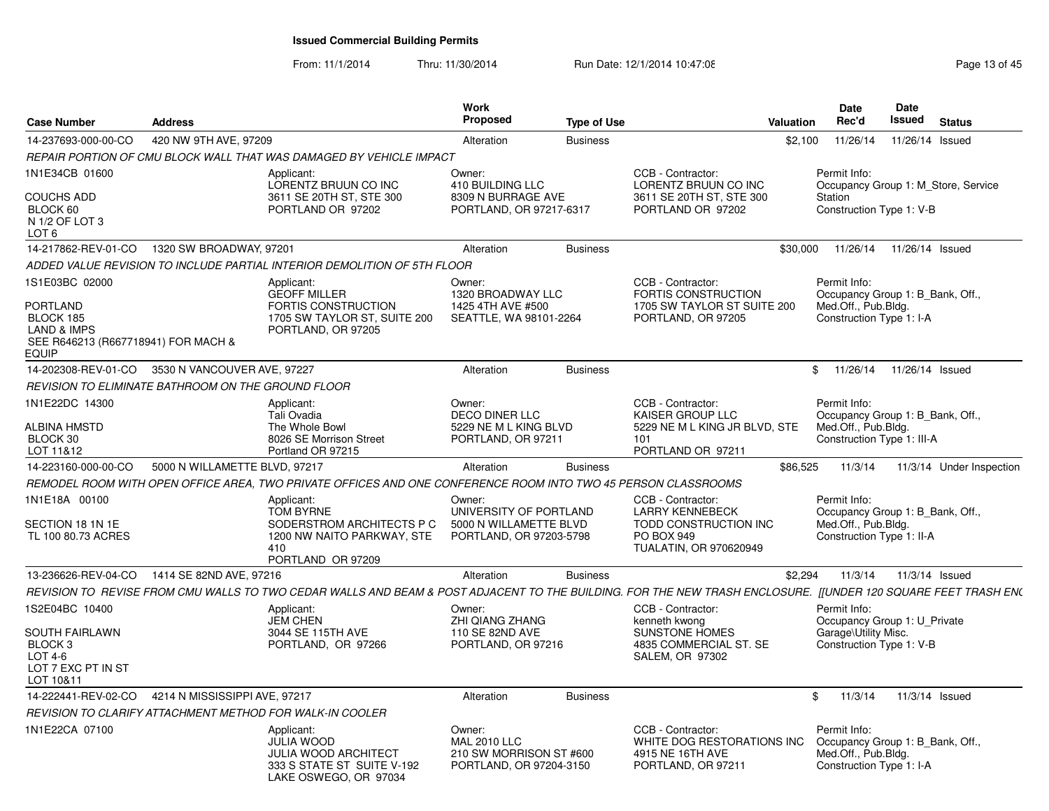# Issued Commercial Building Permits

From: 11/1/2014 Thru: 11/30/2014 Run Date: 12/1/2014 10:47:08

| Case Number | Address | Work Proposed | Type of Use | Valuation | Date Rec'd | Date Issued | Status |
|---|---|---|---|---|---|---|---|
| 14-237693-000-00-CO | 420 NW 9TH AVE, 97209 | Alteration | Business | $2,100 | 11/26/14 | 11/26/14 | Issued |

*REPAIR PORTION OF CMU BLOCK WALL THAT WAS DAMAGED BY VEHICLE IMPACT*

1N1E34CB 01600

COUCHS ADD
BLOCK 60
N 1/2 OF LOT 3
LOT 6

Applicant:
LORENTZ BRUUN CO INC
3611 SE 20TH ST, STE 300
PORTLAND OR 97202

Owner:
410 BUILDING LLC
8309 N BURRAGE AVE
PORTLAND, OR 97217-6317

CCB - Contractor:
LORENTZ BRUUN CO INC
3611 SE 20TH ST, STE 300
PORTLAND OR 97202

Permit Info:
Occupancy Group 1: M_Store, Service Station
Construction Type 1: V-B

| Case Number | Address | Work Proposed | Type of Use | Valuation | Date Rec'd | Date Issued | Status |
|---|---|---|---|---|---|---|---|
| 14-217862-REV-01-CO | 1320 SW BROADWAY, 97201 | Alteration | Business | $30,000 | 11/26/14 | 11/26/14 | Issued |

*ADDED VALUE REVISION TO INCLUDE PARTIAL INTERIOR DEMOLITION OF 5TH FLOOR*

1S1E03BC 02000

PORTLAND
BLOCK 185
LAND & IMPS
SEE R646213 (R667718941) FOR MACH & EQUIP

Applicant:
GEOFF MILLER
FORTIS CONSTRUCTION
1705 SW TAYLOR ST, SUITE 200
PORTLAND, OR 97205

Owner:
1320 BROADWAY LLC
1425 4TH AVE #500
SEATTLE, WA 98101-2264

CCB - Contractor:
FORTIS CONSTRUCTION
1705 SW TAYLOR ST SUITE 200
PORTLAND, OR 97205

Permit Info:
Occupancy Group 1: B_Bank, Off., Med.Off., Pub.Bldg.
Construction Type 1: I-A

| Case Number | Address | Work Proposed | Type of Use | Valuation | Date Rec'd | Date Issued | Status |
|---|---|---|---|---|---|---|---|
| 14-202308-REV-01-CO | 3530 N VANCOUVER AVE, 97227 | Alteration | Business | $ | 11/26/14 | 11/26/14 | Issued |

*REVISION TO ELIMINATE BATHROOM ON THE GROUND FLOOR*

1N1E22DC 14300

ALBINA HMSTD
BLOCK 30
LOT 11&12

Applicant:
Tali Ovadia
The Whole Bowl
8026 SE Morrison Street
Portland OR 97215

Owner:
DECO DINER LLC
5229 NE M L KING BLVD
PORTLAND, OR 97211

CCB - Contractor:
KAISER GROUP LLC
5229 NE M L KING JR BLVD, STE 101
PORTLAND OR 97211

Permit Info:
Occupancy Group 1: B_Bank, Off., Med.Off., Pub.Bldg.
Construction Type 1: III-A

| Case Number | Address | Work Proposed | Type of Use | Valuation | Date Rec'd | Date Issued | Status |
|---|---|---|---|---|---|---|---|
| 14-223160-000-00-CO | 5000 N WILLAMETTE BLVD, 97217 | Alteration | Business | $86,525 | 11/3/14 | 11/3/14 | Under Inspection |

*REMODEL ROOM WITH OPEN OFFICE AREA, TWO PRIVATE OFFICES AND ONE CONFERENCE ROOM INTO TWO 45 PERSON CLASSROOMS*

1N1E18A 00100

SECTION 18 1N 1E
TL 100 80.73 ACRES

Applicant:
TOM BYRNE
SODERSTROM ARCHITECTS P C
1200 NW NAITO PARKWAY, STE 410
PORTLAND OR 97209

Owner:
UNIVERSITY OF PORTLAND
5000 N WILLAMETTE BLVD
PORTLAND, OR 97203-5798

CCB - Contractor:
LARRY KENNEBECK
TODD CONSTRUCTION INC
PO BOX 949
TUALATIN, OR 970620949

Permit Info:
Occupancy Group 1: B_Bank, Off., Med.Off., Pub.Bldg.
Construction Type 1: II-A

| Case Number | Address | Work Proposed | Type of Use | Valuation | Date Rec'd | Date Issued | Status |
|---|---|---|---|---|---|---|---|
| 13-236626-REV-04-CO | 1414 SE 82ND AVE, 97216 | Alteration | Business | $2,294 | 11/3/14 | 11/3/14 | Issued |

*REVISION TO REVISE FROM CMU WALLS TO TWO CEDAR WALLS AND BEAM & POST ADJACENT TO THE BUILDING. FOR THE NEW TRASH ENCLOSURE. [[UNDER 120 SQUARE FEET TRASH ENC*

1S2E04BC 10400

SOUTH FAIRLAWN
BLOCK 3
LOT 4-6
LOT 7 EXC PT IN ST
LOT 10&11

Applicant:
JEM CHEN
3044 SE 115TH AVE
PORTLAND, OR 97266

Owner:
ZHI QIANG ZHANG
110 SE 82ND AVE
PORTLAND, OR 97216

CCB - Contractor:
kenneth kwong
SUNSTONE HOMES
4835 COMMERCIAL ST. SE
SALEM, OR 97302

Permit Info:
Occupancy Group 1: U_Private Garage\Utility Misc.
Construction Type 1: V-B

| Case Number | Address | Work Proposed | Type of Use | Valuation | Date Rec'd | Date Issued | Status |
|---|---|---|---|---|---|---|---|
| 14-222441-REV-02-CO | 4214 N MISSISSIPPI AVE, 97217 | Alteration | Business | $ | 11/3/14 | 11/3/14 | Issued |

*REVISION TO CLARIFY ATTACHMENT METHOD FOR WALK-IN COOLER*

1N1E22CA 07100

Applicant:
JULIA WOOD
JULIA WOOD ARCHITECT
333 S STATE ST SUITE V-192
LAKE OSWEGO, OR 97034

Owner:
MAL 2010 LLC
210 SW MORRISON ST #600
PORTLAND, OR 97204-3150

CCB - Contractor:
WHITE DOG RESTORATIONS INC
4915 NE 16TH AVE
PORTLAND, OR 97211

Permit Info:
Occupancy Group 1: B_Bank, Off., Med.Off., Pub.Bldg.
Construction Type 1: I-A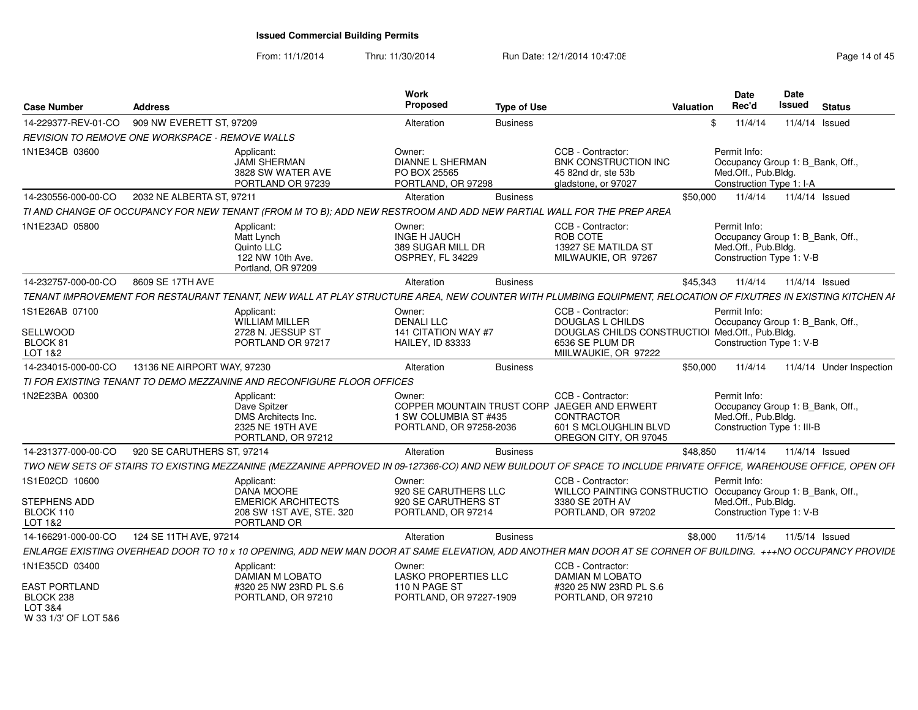# Issued Commercial Building Permits

From: 11/1/2014 Thru: 11/30/2014 Run Date: 12/1/2014 10:47:08

| Case Number | Address | Work Proposed | Type of Use | Valuation | Date Rec'd | Date Issued | Status |
|---|---|---|---|---|---|---|---|
| 14-229377-REV-01-CO | 909 NW EVERETT ST, 97209 | Alteration | Business | $ | 11/4/14 | 11/4/14 | Issued |

REVISION TO REMOVE ONE WORKSPACE - REMOVE WALLS

1N1E34CB 03600

Applicant: JAMI SHERMAN, 3828 SW WATER AVE, PORTLAND OR 97239

Owner: DIANNE L SHERMAN, PO BOX 25565, PORTLAND, OR 97298

CCB - Contractor: BNK CONSTRUCTION INC, 45 82nd dr, ste 53b, gladstone, or 97027

Permit Info: Occupancy Group 1: B_Bank, Off., Med.Off., Pub.Bldg. Construction Type 1: I-A

| Case Number | Address | Work Proposed | Type of Use | Valuation | Date Rec'd | Date Issued | Status |
|---|---|---|---|---|---|---|---|
| 14-230556-000-00-CO | 2032 NE ALBERTA ST, 97211 | Alteration | Business | $50,000 | 11/4/14 | 11/4/14 | Issued |

TI AND CHANGE OF OCCUPANCY FOR NEW TENANT (FROM M TO B); ADD NEW RESTROOM AND ADD NEW PARTIAL WALL FOR THE PREP AREA

1N1E23AD 05800

Applicant: Matt Lynch, Quinto LLC, 122 NW 10th Ave., Portland, OR 97209

Owner: INGE H JAUCH, 389 SUGAR MILL DR, OSPREY, FL 34229

CCB - Contractor: ROB COTE, 13927 SE MATILDA ST, MILWAUKIE, OR 97267

Permit Info: Occupancy Group 1: B_Bank, Off., Med.Off., Pub.Bldg. Construction Type 1: V-B

| Case Number | Address | Work Proposed | Type of Use | Valuation | Date Rec'd | Date Issued | Status |
|---|---|---|---|---|---|---|---|
| 14-232757-000-00-CO | 8609 SE 17TH AVE | Alteration | Business | $45,343 | 11/4/14 | 11/4/14 | Issued |

TENANT IMPROVEMENT FOR RESTAURANT TENANT, NEW WALL AT PLAY STRUCTURE AREA, NEW COUNTER WITH PLUMBING EQUIPMENT, RELOCATION OF FIXUTRES IN EXISTING KITCHEN AI

1S1E26AB 07100

SELLWOOD
BLOCK 81
LOT 1&2

Applicant: WILLIAM MILLER, 2728 N. JESSUP ST, PORTLAND OR 97217

Owner: DENALI LLC, 141 CITATION WAY #7, HAILEY, ID 83333

CCB - Contractor: DOUGLAS L CHILDS, DOUGLAS CHILDS CONSTRUCTIOI, 6536 SE PLUM DR, MIILWAUKIE, OR 97222

Permit Info: Occupancy Group 1: B_Bank, Off., Med.Off., Pub.Bldg. Construction Type 1: V-B

| Case Number | Address | Work Proposed | Type of Use | Valuation | Date Rec'd | Date Issued | Status |
|---|---|---|---|---|---|---|---|
| 14-234015-000-00-CO | 13136 NE AIRPORT WAY, 97230 | Alteration | Business | $50,000 | 11/4/14 | 11/4/14 | Under Inspection |

TI FOR EXISTING TENANT TO DEMO MEZZANINE AND RECONFIGURE FLOOR OFFICES

1N2E23BA 00300

Applicant: Dave Spitzer, DMS Architects Inc., 2325 NE 19TH AVE, PORTLAND, OR 97212

Owner: COPPER MOUNTAIN TRUST CORP, 1 SW COLUMBIA ST #435, PORTLAND, OR 97258-2036

CCB - Contractor: JAEGER AND ERWERT CONTRACTOR, 601 S MCLOUGHLIN BLVD, OREGON CITY, OR 97045

Permit Info: Occupancy Group 1: B_Bank, Off., Med.Off., Pub.Bldg. Construction Type 1: III-B

| Case Number | Address | Work Proposed | Type of Use | Valuation | Date Rec'd | Date Issued | Status |
|---|---|---|---|---|---|---|---|
| 14-231377-000-00-CO | 920 SE CARUTHERS ST, 97214 | Alteration | Business | $48,850 | 11/4/14 | 11/4/14 | Issued |

TWO NEW SETS OF STAIRS TO EXISTING MEZZANINE (MEZZANINE APPROVED IN 09-127366-CO) AND NEW BUILDOUT OF SPACE TO INCLUDE PRIVATE OFFICE, WAREHOUSE OFFICE, OPEN OFI

1S1E02CD 10600

STEPHENS ADD
BLOCK 110
LOT 1&2

Applicant: DANA MOORE, EMERICK ARCHITECTS, 208 SW 1ST AVE, STE. 320, PORTLAND OR

Owner: 920 SE CARUTHERS LLC, 920 SE CARUTHERS ST, PORTLAND, OR 97214

CCB - Contractor: WILLCO PAINTING CONSTRUCTIO, 3380 SE 20TH AV, PORTLAND, OR 97202

Permit Info: Occupancy Group 1: B_Bank, Off., Med.Off., Pub.Bldg. Construction Type 1: V-B

| Case Number | Address | Work Proposed | Type of Use | Valuation | Date Rec'd | Date Issued | Status |
|---|---|---|---|---|---|---|---|
| 14-166291-000-00-CO | 124 SE 11TH AVE, 97214 | Alteration | Business | $8,000 | 11/5/14 | 11/5/14 | Issued |

ENLARGE EXISTING OVERHEAD DOOR TO 10 x 10 OPENING, ADD NEW MAN DOOR AT SAME ELEVATION, ADD ANOTHER MAN DOOR AT SE CORNER OF BUILDING. +++NO OCCUPANCY PROVIDE

1N1E35CD 03400

EAST PORTLAND
BLOCK 238
LOT 3&4
W 33 1/3' OF LOT 5&6

Applicant: DAMIAN M LOBATO, #320 25 NW 23RD PL S.6, PORTLAND, OR 97210

Owner: LASKO PROPERTIES LLC, 110 N PAGE ST, PORTLAND, OR 97227-1909

CCB - Contractor: DAMIAN M LOBATO, #320 25 NW 23RD PL S.6, PORTLAND, OR 97210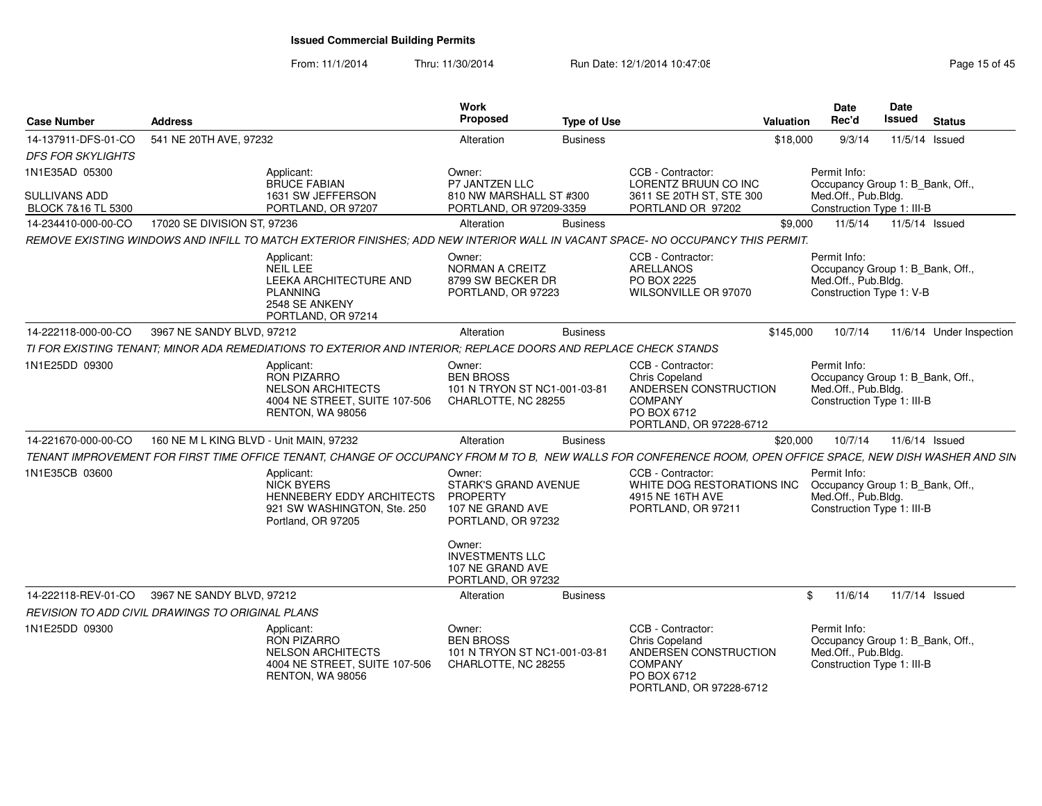# Issued Commercial Building Permits

From: 11/1/2014 Thru: 11/30/2014 Run Date: 12/1/2014 10:47:08

| Case Number | Address | Work Proposed | Type of Use | Valuation | Date Rec'd | Date Issued | Status |
|---|---|---|---|---|---|---|---|
| 14-137911-DFS-01-CO | 541 NE 20TH AVE, 97232 | Alteration | Business | $18,000 | 9/3/14 | 11/5/14 | Issued |

*DFS FOR SKYLIGHTS*

1N1E35AD 05300

SULLIVANS ADD
BLOCK 7&16 TL 5300

Applicant:
BRUCE FABIAN
1631 SW JEFFERSON
PORTLAND, OR 97207

Owner:
P7 JANTZEN LLC
810 NW MARSHALL ST #300
PORTLAND, OR 97209-3359

CCB - Contractor:
LORENTZ BRUUN CO INC
3611 SE 20TH ST, STE 300
PORTLAND OR 97202

Permit Info:
Occupancy Group 1: B_Bank, Off., Med.Off., Pub.Bldg.
Construction Type 1: III-B

| Case Number | Address | Work Proposed | Type of Use | Valuation | Date Rec'd | Date Issued | Status |
|---|---|---|---|---|---|---|---|
| 14-234410-000-00-CO | 17020 SE DIVISION ST, 97236 | Alteration | Business | $9,000 | 11/5/14 | 11/5/14 | Issued |

*REMOVE EXISTING WINDOWS AND INFILL TO MATCH EXTERIOR FINISHES; ADD NEW INTERIOR WALL IN VACANT SPACE- NO OCCUPANCY THIS PERMIT.*

Applicant:
NEIL LEE
LEEKA ARCHITECTURE AND PLANNING
2548 SE ANKENY
PORTLAND, OR 97214

Owner:
NORMAN A CREITZ
8799 SW BECKER DR
PORTLAND, OR 97223

CCB - Contractor:
ARELLANOS
PO BOX 2225
WILSONVILLE OR 97070

Permit Info:
Occupancy Group 1: B_Bank, Off., Med.Off., Pub.Bldg.
Construction Type 1: V-B

| Case Number | Address | Work Proposed | Type of Use | Valuation | Date Rec'd | Date Issued | Status |
|---|---|---|---|---|---|---|---|
| 14-222118-000-00-CO | 3967 NE SANDY BLVD, 97212 | Alteration | Business | $145,000 | 10/7/14 | 11/6/14 | Under Inspection |

*TI FOR EXISTING TENANT; MINOR ADA REMEDIATIONS TO EXTERIOR AND INTERIOR; REPLACE DOORS AND REPLACE CHECK STANDS*

1N1E25DD 09300

Applicant:
RON PIZARRO
NELSON ARCHITECTS
4004 NE STREET, SUITE 107-506
RENTON, WA 98056

Owner:
BEN BROSS
101 N TRYON ST NC1-001-03-81
CHARLOTTE, NC 28255

CCB - Contractor:
Chris Copeland
ANDERSEN CONSTRUCTION COMPANY
PO BOX 6712
PORTLAND, OR 97228-6712

Permit Info:
Occupancy Group 1: B_Bank, Off., Med.Off., Pub.Bldg.
Construction Type 1: III-B

| Case Number | Address | Work Proposed | Type of Use | Valuation | Date Rec'd | Date Issued | Status |
|---|---|---|---|---|---|---|---|
| 14-221670-000-00-CO | 160 NE M L KING BLVD - Unit MAIN, 97232 | Alteration | Business | $20,000 | 10/7/14 | 11/6/14 | Issued |

*TENANT IMPROVEMENT FOR FIRST TIME OFFICE TENANT, CHANGE OF OCCUPANCY FROM M TO B, NEW WALLS FOR CONFERENCE ROOM, OPEN OFFICE SPACE, NEW DISH WASHER AND SIN*

1N1E35CB 03600

Applicant:
NICK BYERS
HENNEBERY EDDY ARCHITECTS
921 SW WASHINGTON, Ste. 250
Portland, OR 97205

Owner:
STARK'S GRAND AVENUE PROPERTY
107 NE GRAND AVE
PORTLAND, OR 97232

Owner:
INVESTMENTS LLC
107 NE GRAND AVE
PORTLAND, OR 97232

CCB - Contractor:
WHITE DOG RESTORATIONS INC
4915 NE 16TH AVE
PORTLAND, OR 97211

Permit Info:
Occupancy Group 1: B_Bank, Off., Med.Off., Pub.Bldg.
Construction Type 1: III-B

| Case Number | Address | Work Proposed | Type of Use | Valuation | Date Rec'd | Date Issued | Status |
|---|---|---|---|---|---|---|---|
| 14-222118-REV-01-CO | 3967 NE SANDY BLVD, 97212 | Alteration | Business | $ | 11/6/14 | 11/7/14 | Issued |

*REVISION TO ADD CIVIL DRAWINGS TO ORIGINAL PLANS*

1N1E25DD 09300

Applicant:
RON PIZARRO
NELSON ARCHITECTS
4004 NE STREET, SUITE 107-506
RENTON, WA 98056

Owner:
BEN BROSS
101 N TRYON ST NC1-001-03-81
CHARLOTTE, NC 28255

CCB - Contractor:
Chris Copeland
ANDERSEN CONSTRUCTION COMPANY
PO BOX 6712
PORTLAND, OR 97228-6712

Permit Info:
Occupancy Group 1: B_Bank, Off., Med.Off., Pub.Bldg.
Construction Type 1: III-B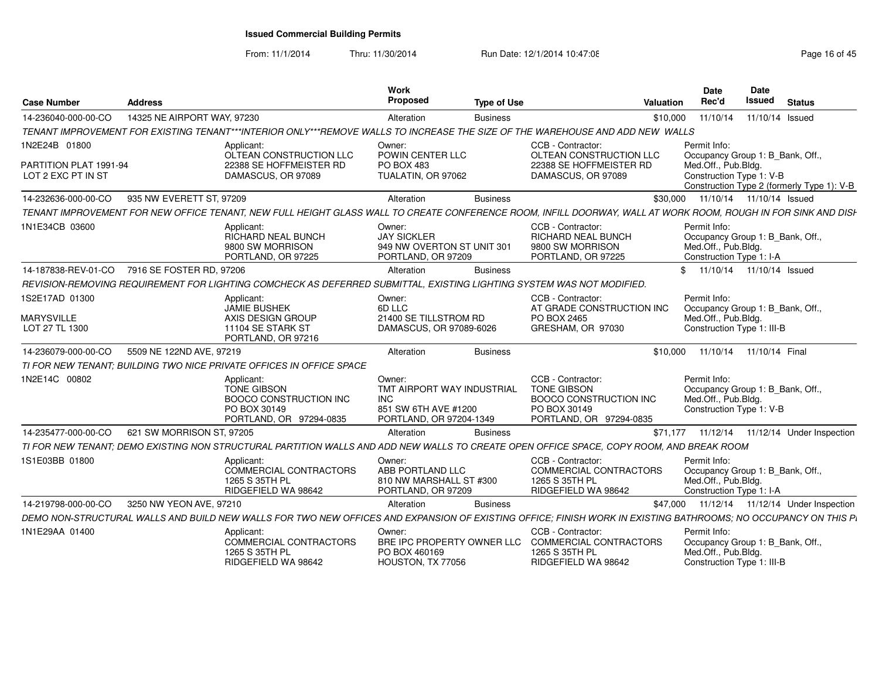# Issued Commercial Building Permits

From: 11/1/2014 Thru: 11/30/2014 Run Date: 12/1/2014 10:47:08

| Case Number | Address | Work Proposed | Type of Use | Valuation | Date Rec'd | Date Issued | Status |
|---|---|---|---|---|---|---|---|
| 14-236040-000-00-CO | 14325 NE AIRPORT WAY, 97230 | Alteration | Business | $10,000 | 11/10/14 | 11/10/14 | Issued |

TENANT IMPROVEMENT FOR EXISTING TENANT***INTERIOR ONLY***REMOVE WALLS TO INCREASE THE SIZE OF THE WAREHOUSE AND ADD NEW WALLS

1N2E24B 01800
PARTITION PLAT 1991-94
LOT 2 EXC PT IN ST

Applicant:
OLTEAN CONSTRUCTION LLC
22388 SE HOFFMEISTER RD
DAMASCUS, OR 97089

Owner:
POWIN CENTER LLC
PO BOX 483
TUALATIN, OR 97062

CCB - Contractor:
OLTEAN CONSTRUCTION LLC
22388 SE HOFFMEISTER RD
DAMASCUS, OR 97089

Permit Info:
Occupancy Group 1: B_Bank, Off., Med.Off., Pub.Bldg.
Construction Type 1: V-B
Construction Type 2 (formerly Type 1): V-B

| Case Number | Address | Work Proposed | Type of Use | Valuation | Date Rec'd | Date Issued | Status |
|---|---|---|---|---|---|---|---|
| 14-232636-000-00-CO | 935 NW EVERETT ST, 97209 | Alteration | Business | $30,000 | 11/10/14 | 11/10/14 | Issued |

TENANT IMPROVEMENT FOR NEW OFFICE TENANT, NEW FULL HEIGHT GLASS WALL TO CREATE CONFERENCE ROOM, INFILL DOORWAY, WALL AT WORK ROOM, ROUGH IN FOR SINK AND DISH

1N1E34CB 03600

Applicant:
RICHARD NEAL BUNCH
9800 SW MORRISON
PORTLAND, OR 97225

Owner:
JAY SICKLER
949 NW OVERTON ST UNIT 301
PORTLAND, OR 97209

CCB - Contractor:
RICHARD NEAL BUNCH
9800 SW MORRISON
PORTLAND, OR 97225

Permit Info:
Occupancy Group 1: B_Bank, Off., Med.Off., Pub.Bldg.
Construction Type 1: I-A

| Case Number | Address | Work Proposed | Type of Use | Valuation | Date Rec'd | Date Issued | Status |
|---|---|---|---|---|---|---|---|
| 14-187838-REV-01-CO | 7916 SE FOSTER RD, 97206 | Alteration | Business | $ | 11/10/14 | 11/10/14 | Issued |

REVISION-REMOVING REQUIREMENT FOR LIGHTING COMCHECK AS DEFERRED SUBMITTAL, EXISTING LIGHTING SYSTEM WAS NOT MODIFIED.

1S2E17AD 01300
MARYSVILLE
LOT 27 TL 1300

Applicant:
JAMIE BUSHEK
AXIS DESIGN GROUP
11104 SE STARK ST
PORTLAND, OR 97216

Owner:
6D LLC
21400 SE TILLSTROM RD
DAMASCUS, OR 97089-6026

CCB - Contractor:
AT GRADE CONSTRUCTION INC
PO BOX 2465
GRESHAM, OR 97030

Permit Info:
Occupancy Group 1: B_Bank, Off., Med.Off., Pub.Bldg.
Construction Type 1: III-B

| Case Number | Address | Work Proposed | Type of Use | Valuation | Date Rec'd | Date Issued | Status |
|---|---|---|---|---|---|---|---|
| 14-236079-000-00-CO | 5509 NE 122ND AVE, 97219 | Alteration | Business | $10,000 | 11/10/14 | 11/10/14 | Final |

TI FOR NEW TENANT; BUILDING TWO NICE PRIVATE OFFICES IN OFFICE SPACE

1N2E14C 00802

Applicant:
TONE GIBSON
BOOCO CONSTRUCTION INC
PO BOX 30149
PORTLAND, OR 97294-0835

Owner:
TMT AIRPORT WAY INDUSTRIAL INC
851 SW 6TH AVE #1200
PORTLAND, OR 97204-1349

CCB - Contractor:
TONE GIBSON
BOOCO CONSTRUCTION INC
PO BOX 30149
PORTLAND, OR 97294-0835

Permit Info:
Occupancy Group 1: B_Bank, Off., Med.Off., Pub.Bldg.
Construction Type 1: V-B

| Case Number | Address | Work Proposed | Type of Use | Valuation | Date Rec'd | Date Issued | Status |
|---|---|---|---|---|---|---|---|
| 14-235477-000-00-CO | 621 SW MORRISON ST, 97205 | Alteration | Business | $71,177 | 11/12/14 | 11/12/14 | Under Inspection |

TI FOR NEW TENANT; DEMO EXISTING NON STRUCTURAL PARTITION WALLS AND ADD NEW WALLS TO CREATE OPEN OFFICE SPACE, COPY ROOM, AND BREAK ROOM

1S1E03BB 01800

Applicant:
COMMERCIAL CONTRACTORS
1265 S 35TH PL
RIDGEFIELD WA 98642

Owner:
ABB PORTLAND LLC
810 NW MARSHALL ST #300
PORTLAND, OR 97209

CCB - Contractor:
COMMERCIAL CONTRACTORS
1265 S 35TH PL
RIDGEFIELD WA 98642

Permit Info:
Occupancy Group 1: B_Bank, Off., Med.Off., Pub.Bldg.
Construction Type 1: I-A

| Case Number | Address | Work Proposed | Type of Use | Valuation | Date Rec'd | Date Issued | Status |
|---|---|---|---|---|---|---|---|
| 14-219798-000-00-CO | 3250 NW YEON AVE, 97210 | Alteration | Business | $47,000 | 11/12/14 | 11/12/14 | Under Inspection |

DEMO NON-STRUCTURAL WALLS AND BUILD NEW WALLS FOR TWO NEW OFFICES AND EXPANSION OF EXISTING OFFICE; FINISH WORK IN EXISTING BATHROOMS; NO OCCUPANCY ON THIS PI

1N1E29AA 01400

Applicant:
COMMERCIAL CONTRACTORS
1265 S 35TH PL
RIDGEFIELD WA 98642

Owner:
BRE IPC PROPERTY OWNER LLC
PO BOX 460169
HOUSTON, TX 77056

CCB - Contractor:
COMMERCIAL CONTRACTORS
1265 S 35TH PL
RIDGEFIELD WA 98642

Permit Info:
Occupancy Group 1: B_Bank, Off., Med.Off., Pub.Bldg.
Construction Type 1: III-B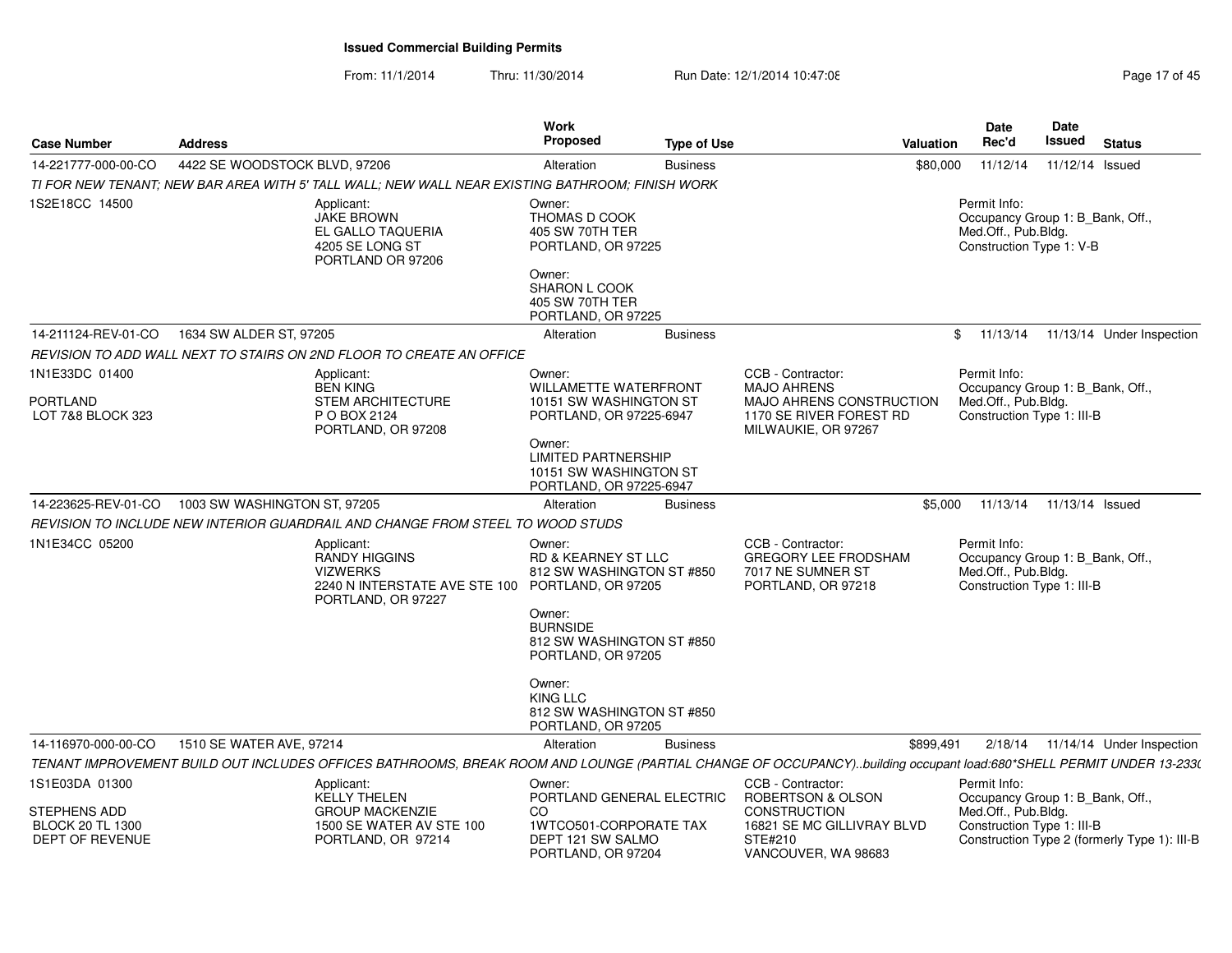**Issued Commercial Building Permits**

From: 11/1/2014 Thru: 11/30/2014 Run Date: 12/1/2014 10:47:08

| Case Number | Address | Work Proposed | Type of Use | Valuation | Date Rec'd | Date Issued | Status |
|---|---|---|---|---|---|---|---|
| 14-221777-000-00-CO | 4422 SE WOODSTOCK BLVD, 97206 | Alteration | Business | $80,000 | 11/12/14 | 11/12/14 | Issued |

TI FOR NEW TENANT; NEW BAR AREA WITH 5' TALL WALL; NEW WALL NEAR EXISTING BATHROOM; FINISH WORK

1S2E18CC 14500

Applicant: JAKE BROWN, EL GALLO TAQUERIA, 4205 SE LONG ST, PORTLAND OR 97206

Owner: THOMAS D COOK, 405 SW 70TH TER, PORTLAND, OR 97225

Owner: SHARON L COOK, 405 SW 70TH TER, PORTLAND, OR 97225

Permit Info: Occupancy Group 1: B_Bank, Off., Med.Off., Pub.Bldg. Construction Type 1: V-B

| Case Number | Address | Work Proposed | Type of Use | Valuation | Date Rec'd | Date Issued | Status |
|---|---|---|---|---|---|---|---|
| 14-211124-REV-01-CO | 1634 SW ALDER ST, 97205 | Alteration | Business | $ | 11/13/14 | 11/13/14 | Under Inspection |

REVISION TO ADD WALL NEXT TO STAIRS ON 2ND FLOOR TO CREATE AN OFFICE

1N1E33DC 01400

PORTLAND
LOT 7&8 BLOCK 323

Applicant: BEN KING, STEM ARCHITECTURE, P O BOX 2124, PORTLAND, OR 97208

Owner: WILLAMETTE WATERFRONT, 10151 SW WASHINGTON ST, PORTLAND, OR 97225-6947

Owner: LIMITED PARTNERSHIP, 10151 SW WASHINGTON ST, PORTLAND, OR 97225-6947

CCB - Contractor: MAJO AHRENS, MAJO AHRENS CONSTRUCTION, 1170 SE RIVER FOREST RD, MILWAUKIE, OR 97267

Permit Info: Occupancy Group 1: B_Bank, Off., Med.Off., Pub.Bldg. Construction Type 1: III-B

| Case Number | Address | Work Proposed | Type of Use | Valuation | Date Rec'd | Date Issued | Status |
|---|---|---|---|---|---|---|---|
| 14-223625-REV-01-CO | 1003 SW WASHINGTON ST, 97205 | Alteration | Business | $5,000 | 11/13/14 | 11/13/14 | Issued |

REVISION TO INCLUDE NEW INTERIOR GUARDRAIL AND CHANGE FROM STEEL TO WOOD STUDS

1N1E34CC 05200

Applicant: RANDY HIGGINS, VIZWERKS, 2240 N INTERSTATE AVE STE 100, PORTLAND, OR 97227

Owner: RD & KEARNEY ST LLC, 812 SW WASHINGTON ST #850, PORTLAND, OR 97205

Owner: BURNSIDE, 812 SW WASHINGTON ST #850, PORTLAND, OR 97205

Owner: KING LLC, 812 SW WASHINGTON ST #850, PORTLAND, OR 97205

CCB - Contractor: GREGORY LEE FRODSHAM, 7017 NE SUMNER ST, PORTLAND, OR 97218

Permit Info: Occupancy Group 1: B_Bank, Off., Med.Off., Pub.Bldg. Construction Type 1: III-B

| Case Number | Address | Work Proposed | Type of Use | Valuation | Date Rec'd | Date Issued | Status |
|---|---|---|---|---|---|---|---|
| 14-116970-000-00-CO | 1510 SE WATER AVE, 97214 | Alteration | Business | $899,491 | 2/18/14 | 11/14/14 | Under Inspection |

TENANT IMPROVEMENT BUILD OUT INCLUDES OFFICES BATHROOMS, BREAK ROOM AND LOUNGE (PARTIAL CHANGE OF OCCUPANCY)..building occupant load:680*SHELL PERMIT UNDER 13-233

1S1E03DA 01300

STEPHENS ADD
BLOCK 20 TL 1300
DEPT OF REVENUE

Applicant: KELLY THELEN, GROUP MACKENZIE, 1500 SE WATER AV STE 100, PORTLAND, OR 97214

Owner: PORTLAND GENERAL ELECTRIC CO, 1WTCO501-CORPORATE TAX, DEPT 121 SW SALMO, PORTLAND, OR 97204

CCB - Contractor: ROBERTSON & OLSON CONSTRUCTION, 16821 SE MC GILLIVRAY BLVD STE#210, VANCOUVER, WA 98683

Permit Info: Occupancy Group 1: B_Bank, Off., Med.Off., Pub.Bldg. Construction Type 1: III-B. Construction Type 2 (formerly Type 1): III-B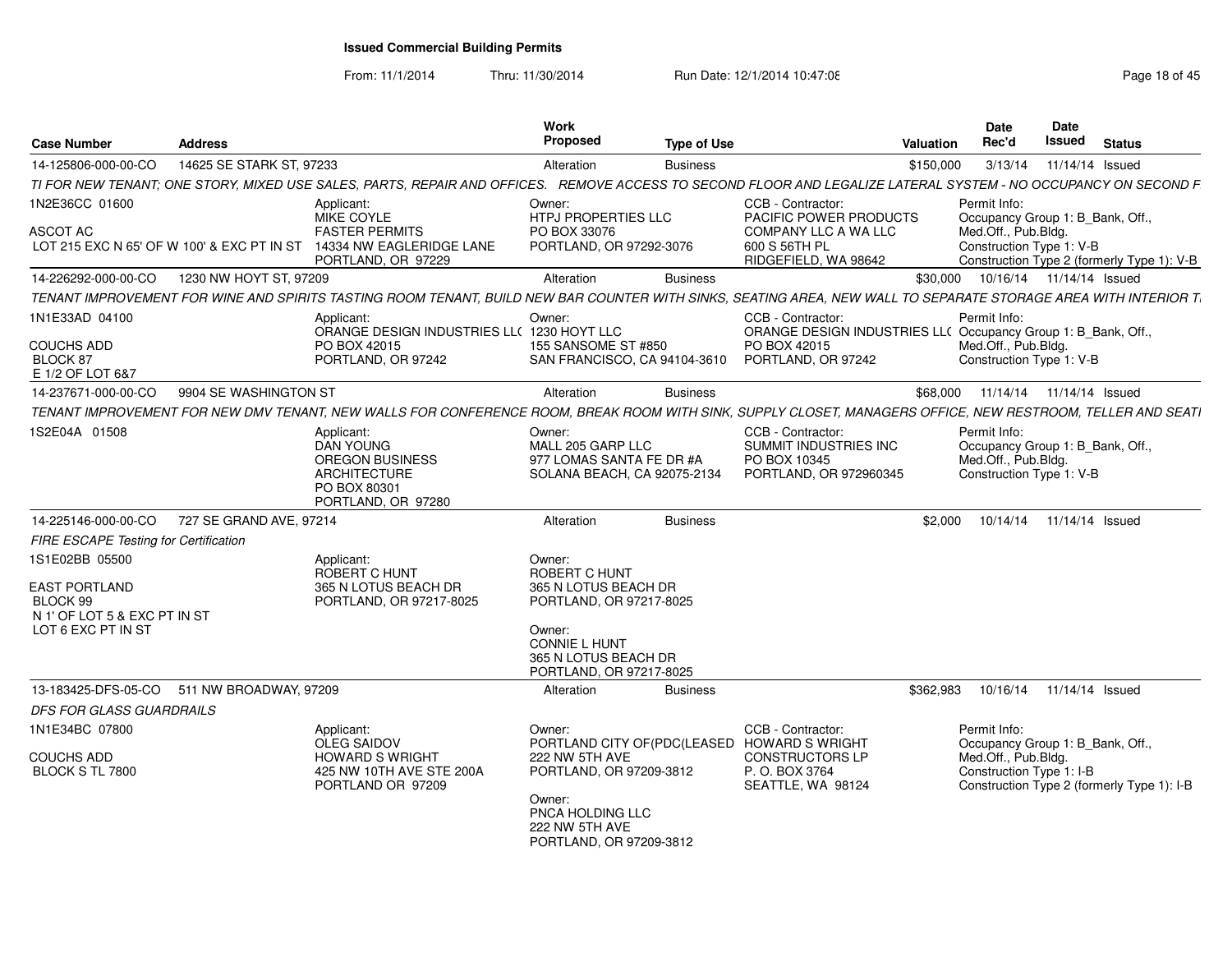# Issued Commercial Building Permits

From: 11/1/2014 Thru: 11/30/2014 Run Date: 12/1/2014 10:47:08

| Case Number | Address | Work Proposed | Type of Use | Valuation | Date Rec'd | Date Issued | Status |
|---|---|---|---|---|---|---|---|
| 14-125806-000-00-CO | 14625 SE STARK ST, 97233 | Alteration | Business | $150,000 | 3/13/14 | 11/14/14 | Issued |

*TI FOR NEW TENANT; ONE STORY, MIXED USE SALES, PARTS, REPAIR AND OFFICES. REMOVE ACCESS TO SECOND FLOOR AND LEGALIZE LATERAL SYSTEM - NO OCCUPANCY ON SECOND F*

1N2E36CC 01600
ASCOT AC
LOT 215 EXC N 65' OF W 100' & EXC PT IN ST

Applicant: MIKE COYLE, FASTER PERMITS, 14334 NW EAGLERIDGE LANE, PORTLAND, OR 97229

Owner: HTPJ PROPERTIES LLC, PO BOX 33076, PORTLAND, OR 97292-3076

CCB - Contractor: PACIFIC POWER PRODUCTS COMPANY LLC A WA LLC, 600 S 56TH PL, RIDGEFIELD, WA 98642

Permit Info: Occupancy Group 1: B_Bank, Off., Med.Off., Pub.Bldg. Construction Type 1: V-B Construction Type 2 (formerly Type 1): V-B

| Case Number | Address | Work Proposed | Type of Use | Valuation | Date Rec'd | Date Issued | Status |
|---|---|---|---|---|---|---|---|
| 14-226292-000-00-CO | 1230 NW HOYT ST, 97209 | Alteration | Business | $30,000 | 10/16/14 | 11/14/14 | Issued |

*TENANT IMPROVEMENT FOR WINE AND SPIRITS TASTING ROOM TENANT, BUILD NEW BAR COUNTER WITH SINKS, SEATING AREA, NEW WALL TO SEPARATE STORAGE AREA WITH INTERIOR T*

1N1E33AD 04100
COUCHS ADD
BLOCK 87
E 1/2 OF LOT 6&7

Applicant: ORANGE DESIGN INDUSTRIES LL(, PO BOX 42015, PORTLAND, OR 97242

Owner: 1230 HOYT LLC, 155 SANSOME ST #850, SAN FRANCISCO, CA 94104-3610

CCB - Contractor: ORANGE DESIGN INDUSTRIES LL(, PO BOX 42015, PORTLAND, OR 97242

Permit Info: Occupancy Group 1: B_Bank, Off., Med.Off., Pub.Bldg. Construction Type 1: V-B

| Case Number | Address | Work Proposed | Type of Use | Valuation | Date Rec'd | Date Issued | Status |
|---|---|---|---|---|---|---|---|
| 14-237671-000-00-CO | 9904 SE WASHINGTON ST | Alteration | Business | $68,000 | 11/14/14 | 11/14/14 | Issued |

*TENANT IMPROVEMENT FOR NEW DMV TENANT, NEW WALLS FOR CONFERENCE ROOM, BREAK ROOM WITH SINK, SUPPLY CLOSET, MANAGERS OFFICE, NEW RESTROOM, TELLER AND SEATI*

1S2E04A 01508

Applicant: DAN YOUNG, OREGON BUSINESS ARCHITECTURE, PO BOX 80301, PORTLAND, OR 97280

Owner: MALL 205 GARP LLC, 977 LOMAS SANTA FE DR #A, SOLANA BEACH, CA 92075-2134

CCB - Contractor: SUMMIT INDUSTRIES INC, PO BOX 10345, PORTLAND, OR 972960345

Permit Info: Occupancy Group 1: B_Bank, Off., Med.Off., Pub.Bldg. Construction Type 1: V-B

| Case Number | Address | Work Proposed | Type of Use | Valuation | Date Rec'd | Date Issued | Status |
|---|---|---|---|---|---|---|---|
| 14-225146-000-00-CO | 727 SE GRAND AVE, 97214 | Alteration | Business | $2,000 | 10/14/14 | 11/14/14 | Issued |

*FIRE ESCAPE Testing for Certification*

1S1E02BB 05500
EAST PORTLAND
BLOCK 99
N 1' OF LOT 5 & EXC PT IN ST
LOT 6 EXC PT IN ST

Applicant: ROBERT C HUNT, 365 N LOTUS BEACH DR, PORTLAND, OR 97217-8025

Owner: ROBERT C HUNT, 365 N LOTUS BEACH DR, PORTLAND, OR 97217-8025

Owner: CONNIE L HUNT, 365 N LOTUS BEACH DR, PORTLAND, OR 97217-8025

| Case Number | Address | Work Proposed | Type of Use | Valuation | Date Rec'd | Date Issued | Status |
|---|---|---|---|---|---|---|---|
| 13-183425-DFS-05-CO | 511 NW BROADWAY, 97209 | Alteration | Business | $362,983 | 10/16/14 | 11/14/14 | Issued |

*DFS FOR GLASS GUARDRAILS*

1N1E34BC 07800
COUCHS ADD
BLOCK S TL 7800

Applicant: OLEG SAIDOV, HOWARD S WRIGHT, 425 NW 10TH AVE STE 200A, PORTLAND OR 97209

Owner: PORTLAND CITY OF(PDC(LEASED, 222 NW 5TH AVE, PORTLAND, OR 97209-3812

Owner: PNCA HOLDING LLC, 222 NW 5TH AVE, PORTLAND, OR 97209-3812

CCB - Contractor: HOWARD S WRIGHT CONSTRUCTORS LP, P. O. BOX 3764, SEATTLE, WA 98124

Permit Info: Occupancy Group 1: B_Bank, Off., Med.Off., Pub.Bldg. Construction Type 1: I-B Construction Type 2 (formerly Type 1): I-B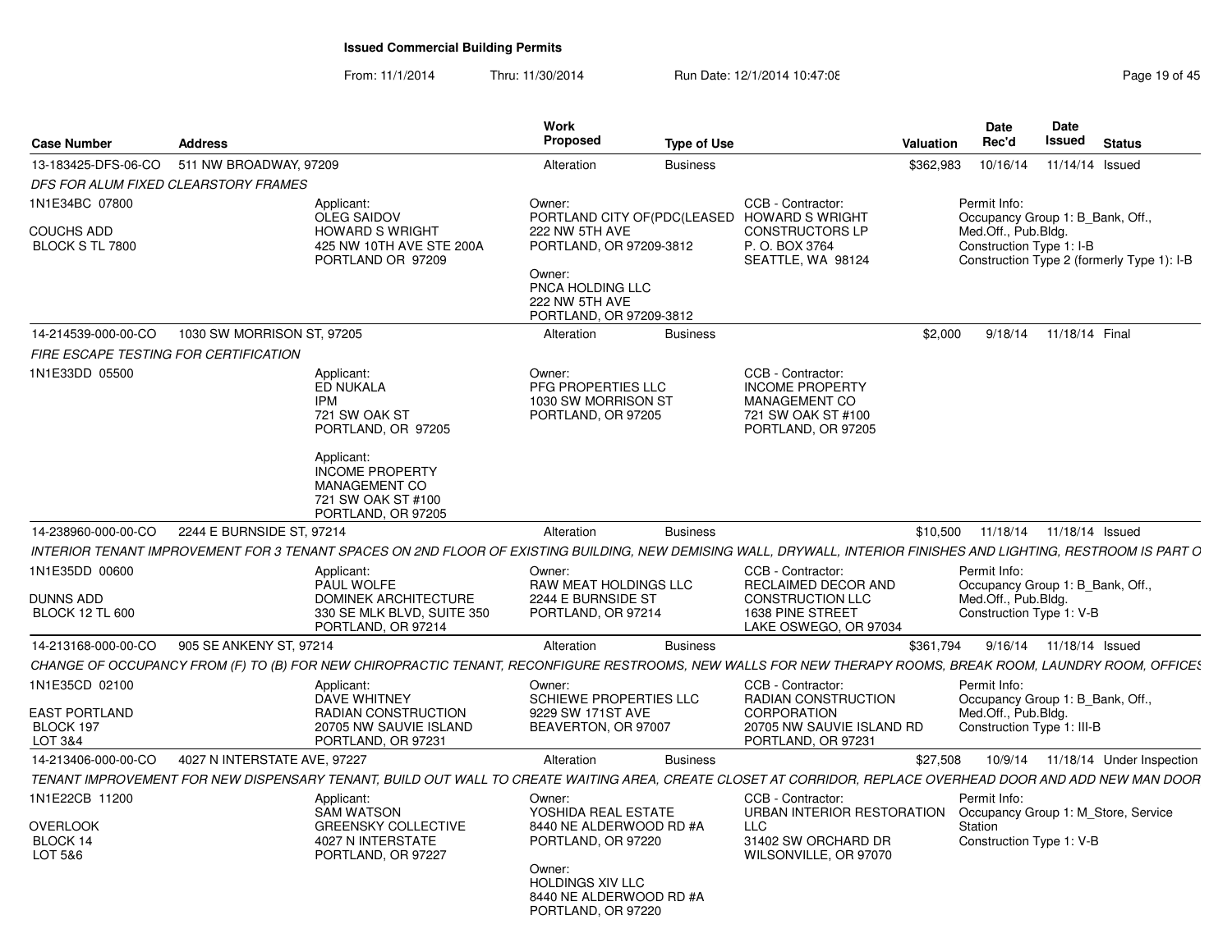**Issued Commercial Building Permits**

From: 11/1/2014 Thru: 11/30/2014 Run Date: 12/1/2014 10:47:08

| Case Number | Address | Work Proposed | Type of Use | Valuation | Date Rec'd | Date Issued | Status |
|---|---|---|---|---|---|---|---|
| 13-183425-DFS-06-CO | 511 NW BROADWAY, 97209 | Alteration | Business | $362,983 | 10/16/14 | 11/14/14 | Issued |

*DFS FOR ALUM FIXED CLEARSTORY FRAMES*

1N1E34BC 07800
COUCHS ADD
BLOCK S TL 7800

Applicant:
OLEG SAIDOV
HOWARD S WRIGHT
425 NW 10TH AVE STE 200A
PORTLAND OR 97209

Owner:
PORTLAND CITY OF(PDC(LEASED
222 NW 5TH AVE
PORTLAND, OR 97209-3812

Owner:
PNCA HOLDING LLC
222 NW 5TH AVE
PORTLAND, OR 97209-3812

CCB - Contractor:
HOWARD S WRIGHT
CONSTRUCTORS LP
P. O. BOX 3764
SEATTLE, WA 98124

Permit Info:
Occupancy Group 1: B_Bank, Off., Med.Off., Pub.Bldg.
Construction Type 1: I-B
Construction Type 2 (formerly Type 1): I-B

| Case Number | Address | Work Proposed | Type of Use | Valuation | Date Rec'd | Date Issued | Status |
|---|---|---|---|---|---|---|---|
| 14-214539-000-00-CO | 1030 SW MORRISON ST, 97205 | Alteration | Business | $2,000 | 9/18/14 | 11/18/14 | Final |

*FIRE ESCAPE TESTING FOR CERTIFICATION*

1N1E33DD 05500

Applicant:
ED NUKALA
IPM
721 SW OAK ST
PORTLAND, OR 97205

Applicant:
INCOME PROPERTY MANAGEMENT CO
721 SW OAK ST #100
PORTLAND, OR 97205

Owner:
PFG PROPERTIES LLC
1030 SW MORRISON ST
PORTLAND, OR 97205

CCB - Contractor:
INCOME PROPERTY MANAGEMENT CO
721 SW OAK ST #100
PORTLAND, OR 97205

| Case Number | Address | Work Proposed | Type of Use | Valuation | Date Rec'd | Date Issued | Status |
|---|---|---|---|---|---|---|---|
| 14-238960-000-00-CO | 2244 E BURNSIDE ST, 97214 | Alteration | Business | $10,500 | 11/18/14 | 11/18/14 | Issued |

*INTERIOR TENANT IMPROVEMENT FOR 3 TENANT SPACES ON 2ND FLOOR OF EXISTING BUILDING, NEW DEMISING WALL, DRYWALL, INTERIOR FINISHES AND LIGHTING, RESTROOM IS PART O*

1N1E35DD 00600
DUNNS ADD
BLOCK 12 TL 600

Applicant:
PAUL WOLFE
DOMINEK ARCHITECTURE
330 SE MLK BLVD, SUITE 350
PORTLAND, OR 97214

Owner:
RAW MEAT HOLDINGS LLC
2244 E BURNSIDE ST
PORTLAND, OR 97214

CCB - Contractor:
RECLAIMED DECOR AND CONSTRUCTION LLC
1638 PINE STREET
LAKE OSWEGO, OR 97034

Permit Info:
Occupancy Group 1: B_Bank, Off., Med.Off., Pub.Bldg.
Construction Type 1: V-B

| Case Number | Address | Work Proposed | Type of Use | Valuation | Date Rec'd | Date Issued | Status |
|---|---|---|---|---|---|---|---|
| 14-213168-000-00-CO | 905 SE ANKENY ST, 97214 | Alteration | Business | $361,794 | 9/16/14 | 11/18/14 | Issued |

*CHANGE OF OCCUPANCY FROM (F) TO (B) FOR NEW CHIROPRACTIC TENANT, RECONFIGURE RESTROOMS, NEW WALLS FOR NEW THERAPY ROOMS, BREAK ROOM, LAUNDRY ROOM, OFFICES*

1N1E35CD 02100
EAST PORTLAND
BLOCK 197
LOT 3&4

Applicant:
DAVE WHITNEY
RADIAN CONSTRUCTION
20705 NW SAUVIE ISLAND
PORTLAND, OR 97231

Owner:
SCHIEWE PROPERTIES LLC
9229 SW 171ST AVE
BEAVERTON, OR 97007

CCB - Contractor:
RADIAN CONSTRUCTION CORPORATION
20705 NW SAUVIE ISLAND RD
PORTLAND, OR 97231

Permit Info:
Occupancy Group 1: B_Bank, Off., Med.Off., Pub.Bldg.
Construction Type 1: III-B

| Case Number | Address | Work Proposed | Type of Use | Valuation | Date Rec'd | Date Issued | Status |
|---|---|---|---|---|---|---|---|
| 14-213406-000-00-CO | 4027 N INTERSTATE AVE, 97227 | Alteration | Business | $27,508 | 10/9/14 | 11/18/14 | Under Inspection |

*TENANT IMPROVEMENT FOR NEW DISPENSARY TENANT, BUILD OUT WALL TO CREATE WAITING AREA, CREATE CLOSET AT CORRIDOR, REPLACE OVERHEAD DOOR AND ADD NEW MAN DOOR*

1N1E22CB 11200
OVERLOOK
BLOCK 14
LOT 5&6

Applicant:
SAM WATSON
GREENSKY COLLECTIVE
4027 N INTERSTATE
PORTLAND, OR 97227

Owner:
YOSHIDA REAL ESTATE
8440 NE ALDERWOOD RD #A
PORTLAND, OR 97220

Owner:
HOLDINGS XIV LLC
8440 NE ALDERWOOD RD #A
PORTLAND, OR 97220

CCB - Contractor:
URBAN INTERIOR RESTORATION LLC
31402 SW ORCHARD DR
WILSONVILLE, OR 97070

Permit Info:
Occupancy Group 1: M_Store, Service Station
Construction Type 1: V-B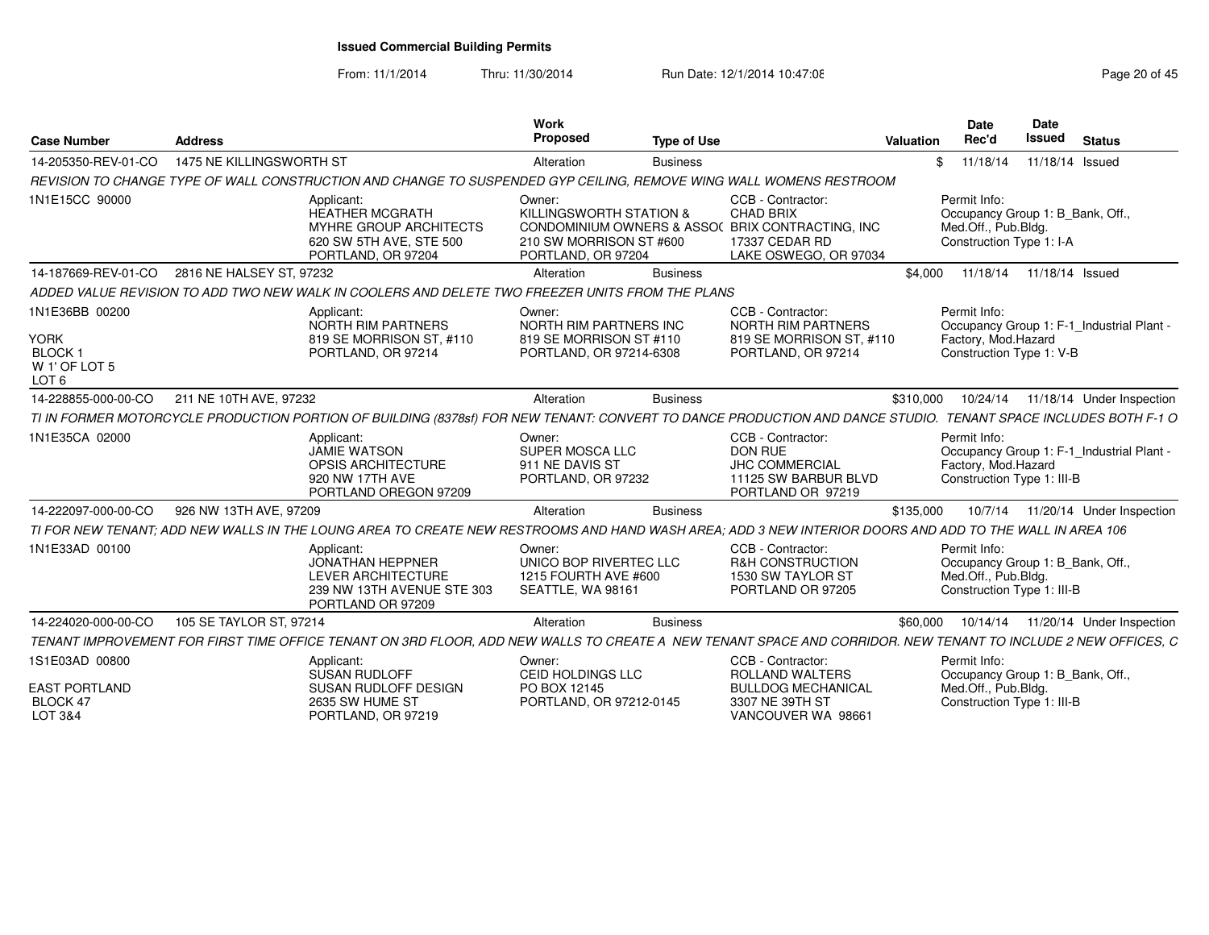# Issued Commercial Building Permits

From: 11/1/2014 Thru: 11/30/2014 Run Date: 12/1/2014 10:47:08

| Case Number | Address | Work Proposed | Type of Use | Valuation | Date Rec'd | Date Issued | Status |
|---|---|---|---|---|---|---|---|
| 14-205350-REV-01-CO | 1475 NE KILLINGSWORTH ST | Alteration | Business | $ | 11/18/14 | 11/18/14 | Issued |

*REVISION TO CHANGE TYPE OF WALL CONSTRUCTION AND CHANGE TO SUSPENDED GYP CEILING, REMOVE WING WALL WOMENS RESTROOM*

1N1E15CC 90000

Applicant: HEATHER MCGRATH, MYHRE GROUP ARCHITECTS, 620 SW 5TH AVE, STE 500, PORTLAND, OR 97204

Owner: KILLINGSWORTH STATION & CONDOMINIUM OWNERS & ASSOC, 210 SW MORRISON ST #600, PORTLAND, OR 97204

CCB - Contractor: CHAD BRIX, BRIX CONTRACTING, INC, 17337 CEDAR RD, LAKE OSWEGO, OR 97034

Permit Info: Occupancy Group 1: B_Bank, Off., Med.Off., Pub.Bldg. Construction Type 1: I-A

| Case Number | Address | Work Proposed | Type of Use | Valuation | Date Rec'd | Date Issued | Status |
|---|---|---|---|---|---|---|---|
| 14-187669-REV-01-CO | 2816 NE HALSEY ST, 97232 | Alteration | Business | $4,000 | 11/18/14 | 11/18/14 | Issued |

*ADDED VALUE REVISION TO ADD TWO NEW WALK IN COOLERS AND DELETE TWO FREEZER UNITS FROM THE PLANS*

1N1E36BB 00200
YORK
BLOCK 1
W 1' OF LOT 5
LOT 6

Applicant: NORTH RIM PARTNERS, 819 SE MORRISON ST, #110, PORTLAND, OR 97214

Owner: NORTH RIM PARTNERS INC, 819 SE MORRISON ST #110, PORTLAND, OR 97214-6308

CCB - Contractor: NORTH RIM PARTNERS, 819 SE MORRISON ST, #110, PORTLAND, OR 97214

Permit Info: Occupancy Group 1: F-1_Industrial Plant - Factory, Mod.Hazard. Construction Type 1: V-B

| Case Number | Address | Work Proposed | Type of Use | Valuation | Date Rec'd | Date Issued | Status |
|---|---|---|---|---|---|---|---|
| 14-228855-000-00-CO | 211 NE 10TH AVE, 97232 | Alteration | Business | $310,000 | 10/24/14 | 11/18/14 | Under Inspection |

*TI IN FORMER MOTORCYCLE PRODUCTION PORTION OF BUILDING (8378sf) FOR NEW TENANT: CONVERT TO DANCE PRODUCTION AND DANCE STUDIO. TENANT SPACE INCLUDES BOTH F-1 O*

1N1E35CA 02000

Applicant: JAMIE WATSON, OPSIS ARCHITECTURE, 920 NW 17TH AVE, PORTLAND OREGON 97209

Owner: SUPER MOSCA LLC, 911 NE DAVIS ST, PORTLAND, OR 97232

CCB - Contractor: DON RUE, JHC COMMERCIAL, 11125 SW BARBUR BLVD, PORTLAND OR 97219

Permit Info: Occupancy Group 1: F-1_Industrial Plant - Factory, Mod.Hazard. Construction Type 1: III-B

| Case Number | Address | Work Proposed | Type of Use | Valuation | Date Rec'd | Date Issued | Status |
|---|---|---|---|---|---|---|---|
| 14-222097-000-00-CO | 926 NW 13TH AVE, 97209 | Alteration | Business | $135,000 | 10/7/14 | 11/20/14 | Under Inspection |

*TI FOR NEW TENANT; ADD NEW WALLS IN THE LOUNG AREA TO CREATE NEW RESTROOMS AND HAND WASH AREA; ADD 3 NEW INTERIOR DOORS AND ADD TO THE WALL IN AREA 106*

1N1E33AD 00100

Applicant: JONATHAN HEPPNER, LEVER ARCHITECTURE, 239 NW 13TH AVENUE STE 303, PORTLAND OR 97209

Owner: UNICO BOP RIVERTEC LLC, 1215 FOURTH AVE #600, SEATTLE, WA 98161

CCB - Contractor: R&H CONSTRUCTION, 1530 SW TAYLOR ST, PORTLAND OR 97205

Permit Info: Occupancy Group 1: B_Bank, Off., Med.Off., Pub.Bldg. Construction Type 1: III-B

| Case Number | Address | Work Proposed | Type of Use | Valuation | Date Rec'd | Date Issued | Status |
|---|---|---|---|---|---|---|---|
| 14-224020-000-00-CO | 105 SE TAYLOR ST, 97214 | Alteration | Business | $60,000 | 10/14/14 | 11/20/14 | Under Inspection |

*TENANT IMPROVEMENT FOR FIRST TIME OFFICE TENANT ON 3RD FLOOR, ADD NEW WALLS TO CREATE A NEW TENANT SPACE AND CORRIDOR. NEW TENANT TO INCLUDE 2 NEW OFFICES, C*

1S1E03AD 00800
EAST PORTLAND
BLOCK 47
LOT 3&4

Applicant: SUSAN RUDLOFF, SUSAN RUDLOFF DESIGN, 2635 SW HUME ST, PORTLAND, OR 97219

Owner: CEID HOLDINGS LLC, PO BOX 12145, PORTLAND, OR 97212-0145

CCB - Contractor: ROLLAND WALTERS, BULLDOG MECHANICAL, 3307 NE 39TH ST, VANCOUVER WA 98661

Permit Info: Occupancy Group 1: B_Bank, Off., Med.Off., Pub.Bldg. Construction Type 1: III-B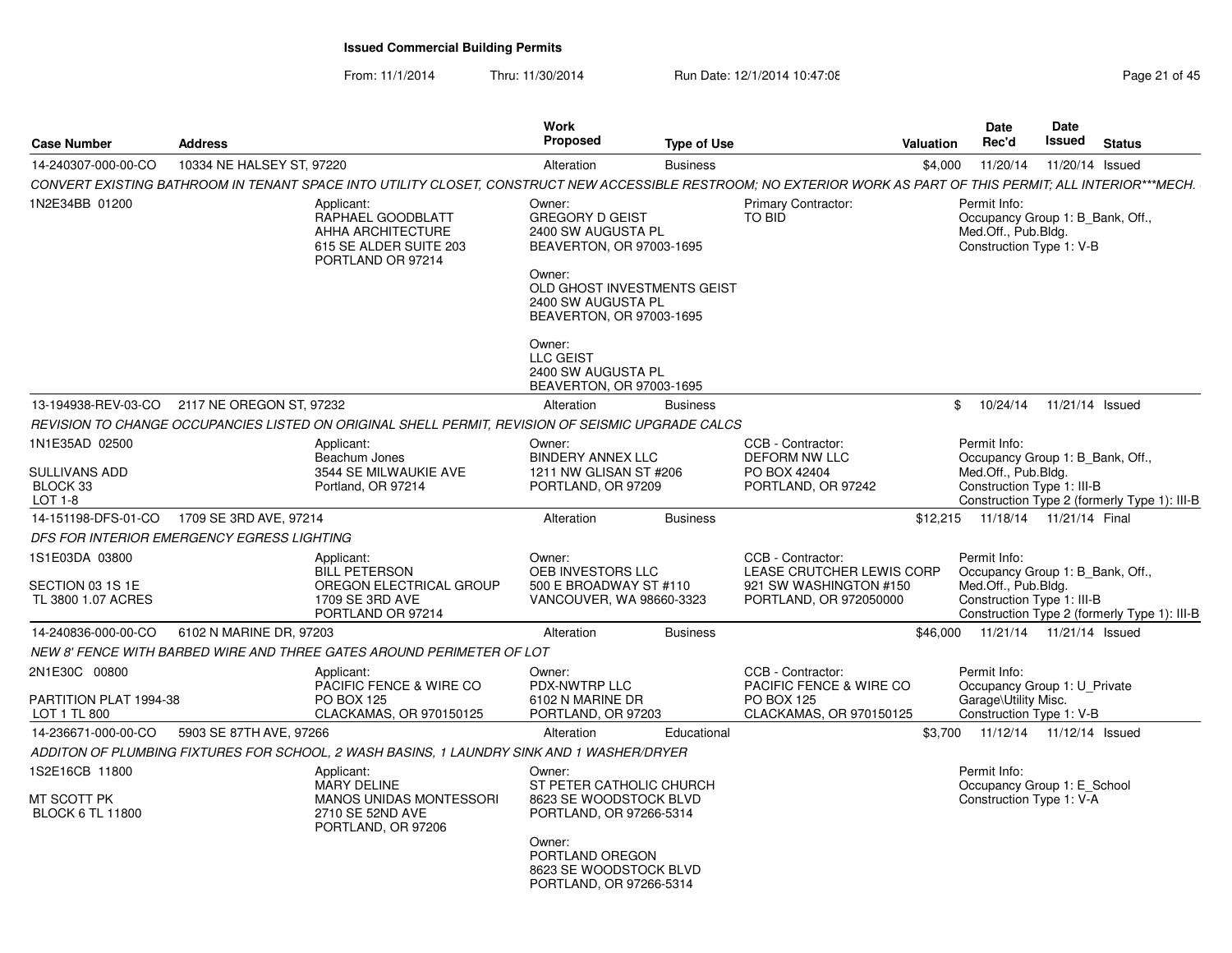# Issued Commercial Building Permits

From: 11/1/2014 Thru: 11/30/2014 Run Date: 12/1/2014 10:47:08

| Case Number | Address | Work Proposed | Type of Use | Valuation | Date Rec'd | Date Issued | Status |
|---|---|---|---|---|---|---|---|
| 14-240307-000-00-CO | 10334 NE HALSEY ST, 97220 | Alteration | Business | $4,000 | 11/20/14 | 11/20/14 | Issued |

*CONVERT EXISTING BATHROOM IN TENANT SPACE INTO UTILITY CLOSET, CONSTRUCT NEW ACCESSIBLE RESTROOM; NO EXTERIOR WORK AS PART OF THIS PERMIT; ALL INTERIOR***MECH.*

1N2E34BB 01200

Applicant:
RAPHAEL GOODBLATT
AHHA ARCHITECTURE
615 SE ALDER SUITE 203
PORTLAND OR 97214

Owner:
GREGORY D GEIST
2400 SW AUGUSTA PL
BEAVERTON, OR 97003-1695

Owner:
OLD GHOST INVESTMENTS GEIST
2400 SW AUGUSTA PL
BEAVERTON, OR 97003-1695

Owner:
LLC GEIST
2400 SW AUGUSTA PL
BEAVERTON, OR 97003-1695

Primary Contractor:
TO BID

Permit Info:
Occupancy Group 1: B_Bank, Off., Med.Off., Pub.Bldg.
Construction Type 1: V-B

---

| Case Number | Address | Work Proposed | Type of Use | Valuation | Date Rec'd | Date Issued | Status |
|---|---|---|---|---|---|---|---|
| 13-194938-REV-03-CO | 2117 NE OREGON ST, 97232 | Alteration | Business | $ | 10/24/14 | 11/21/14 | Issued |

*REVISION TO CHANGE OCCUPANCIES LISTED ON ORIGINAL SHELL PERMIT, REVISION OF SEISMIC UPGRADE CALCS*

1N1E35AD 02500
SULLIVANS ADD
BLOCK 33
LOT 1-8

Applicant:
Beachum Jones
3544 SE MILWAUKIE AVE
Portland, OR 97214

Owner:
BINDERY ANNEX LLC
1211 NW GLISAN ST #206
PORTLAND, OR 97209

CCB - Contractor:
DEFORM NW LLC
PO BOX 42404
PORTLAND, OR 97242

Permit Info:
Occupancy Group 1: B_Bank, Off., Med.Off., Pub.Bldg.
Construction Type 1: III-B
Construction Type 2 (formerly Type 1): III-B

---

| Case Number | Address | Work Proposed | Type of Use | Valuation | Date Rec'd | Date Issued | Status |
|---|---|---|---|---|---|---|---|
| 14-151198-DFS-01-CO | 1709 SE 3RD AVE, 97214 | Alteration | Business | $12,215 | 11/18/14 | 11/21/14 | Final |

*DFS FOR INTERIOR EMERGENCY EGRESS LIGHTING*

1S1E03DA 03800
SECTION 03 1S 1E
TL 3800 1.07 ACRES

Applicant:
BILL PETERSON
OREGON ELECTRICAL GROUP
1709 SE 3RD AVE
PORTLAND OR 97214

Owner:
OEB INVESTORS LLC
500 E BROADWAY ST #110
VANCOUVER, WA 98660-3323

CCB - Contractor:
LEASE CRUTCHER LEWIS CORP
921 SW WASHINGTON #150
PORTLAND, OR 972050000

Permit Info:
Occupancy Group 1: B_Bank, Off., Med.Off., Pub.Bldg.
Construction Type 1: III-B
Construction Type 2 (formerly Type 1): III-B

---

| Case Number | Address | Work Proposed | Type of Use | Valuation | Date Rec'd | Date Issued | Status |
|---|---|---|---|---|---|---|---|
| 14-240836-000-00-CO | 6102 N MARINE DR, 97203 | Alteration | Business | $46,000 | 11/21/14 | 11/21/14 | Issued |

*NEW 8' FENCE WITH BARBED WIRE AND THREE GATES AROUND PERIMETER OF LOT*

2N1E30C 00800
PARTITION PLAT 1994-38
LOT 1 TL 800

Applicant:
PACIFIC FENCE & WIRE CO
PO BOX 125
CLACKAMAS, OR 970150125

Owner:
PDX-NWTRP LLC
6102 N MARINE DR
PORTLAND, OR 97203

CCB - Contractor:
PACIFIC FENCE & WIRE CO
PO BOX 125
CLACKAMAS, OR 970150125

Permit Info:
Occupancy Group 1: U_Private Garage\Utility Misc.
Construction Type 1: V-B

---

| Case Number | Address | Work Proposed | Type of Use | Valuation | Date Rec'd | Date Issued | Status |
|---|---|---|---|---|---|---|---|
| 14-236671-000-00-CO | 5903 SE 87TH AVE, 97266 | Alteration | Educational | $3,700 | 11/12/14 | 11/12/14 | Issued |

*ADDITON OF PLUMBING FIXTURES FOR SCHOOL, 2 WASH BASINS, 1 LAUNDRY SINK AND 1 WASHER/DRYER*

1S2E16CB 11800
MT SCOTT PK
BLOCK 6 TL 11800

Applicant:
MARY DELINE
MANOS UNIDAS MONTESSORI
2710 SE 52ND AVE
PORTLAND, OR 97206

Owner:
ST PETER CATHOLIC CHURCH
8623 SE WOODSTOCK BLVD
PORTLAND, OR 97266-5314

Owner:
PORTLAND OREGON
8623 SE WOODSTOCK BLVD
PORTLAND, OR 97266-5314

Permit Info:
Occupancy Group 1: E_School
Construction Type 1: V-A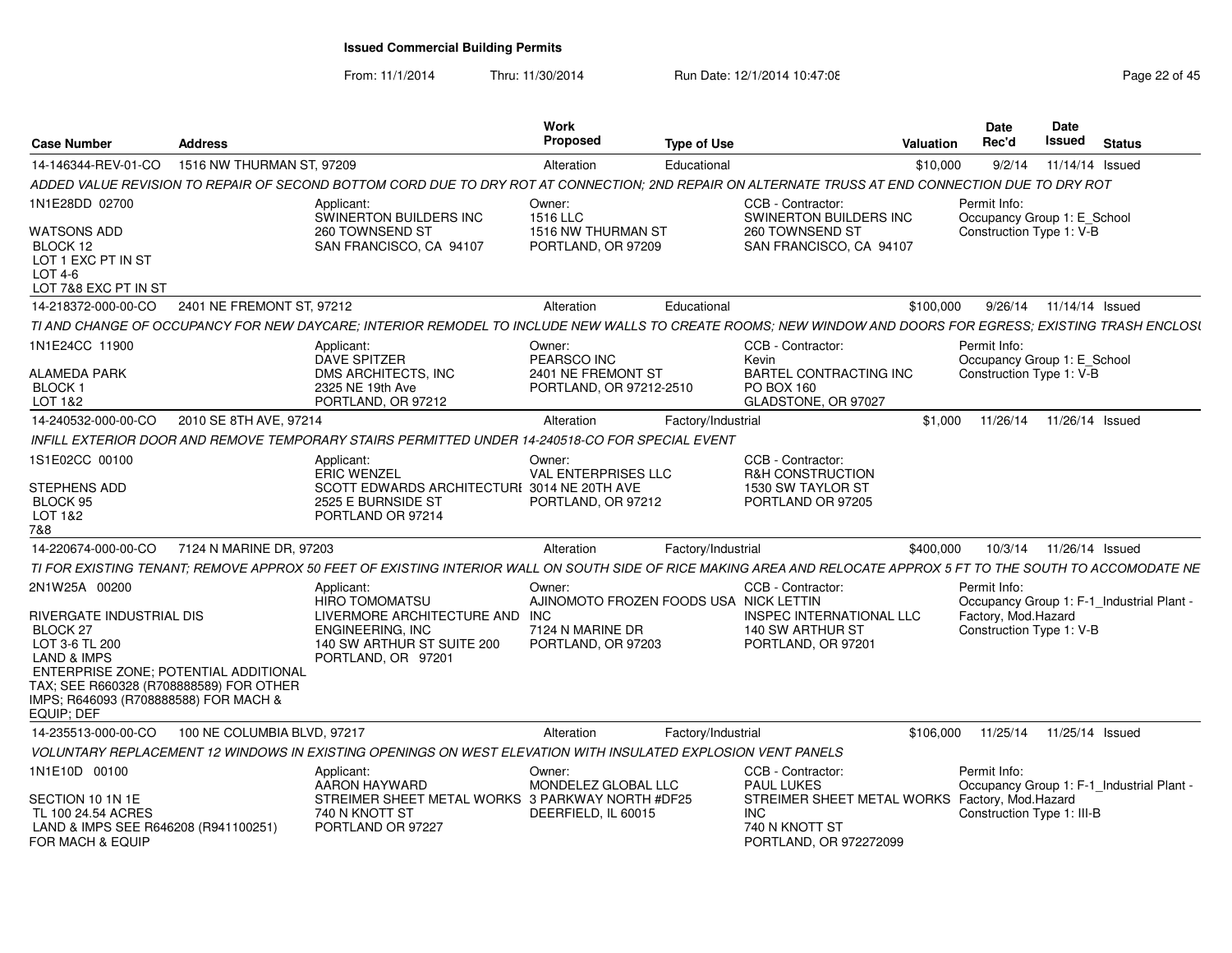# Issued Commercial Building Permits

From: 11/1/2014 Thru: 11/30/2014 Run Date: 12/1/2014 10:47:08

| Case Number | Address | Work Proposed | Type of Use | Valuation | Date Rec'd | Date Issued | Status |
|---|---|---|---|---|---|---|---|
| 14-146344-REV-01-CO | 1516 NW THURMAN ST, 97209 | Alteration | Educational | $10,000 | 9/2/14 | 11/14/14 | Issued |

ADDED VALUE REVISION TO REPAIR OF SECOND BOTTOM CORD DUE TO DRY ROT AT CONNECTION; 2ND REPAIR ON ALTERNATE TRUSS AT END CONNECTION DUE TO DRY ROT

1N1E28DD 02700
WATSONS ADD
BLOCK 12
LOT 1 EXC PT IN ST
LOT 4-6
LOT 7&8 EXC PT IN ST

Applicant: SWINERTON BUILDERS INC, 260 TOWNSEND ST, SAN FRANCISCO, CA 94107

Owner: 1516 LLC, 1516 NW THURMAN ST, PORTLAND, OR 97209

CCB - Contractor: SWINERTON BUILDERS INC, 260 TOWNSEND ST, SAN FRANCISCO, CA 94107

Permit Info: Occupancy Group 1: E_School; Construction Type 1: V-B

---

| Case Number | Address | Work Proposed | Type of Use | Valuation | Date Rec'd | Date Issued | Status |
|---|---|---|---|---|---|---|---|
| 14-218372-000-00-CO | 2401 NE FREMONT ST, 97212 | Alteration | Educational | $100,000 | 9/26/14 | 11/14/14 | Issued |

TI AND CHANGE OF OCCUPANCY FOR NEW DAYCARE; INTERIOR REMODEL TO INCLUDE NEW WALLS TO CREATE ROOMS; NEW WINDOW AND DOORS FOR EGRESS; EXISTING TRASH ENCLOSU

1N1E24CC 11900
ALAMEDA PARK
BLOCK 1
LOT 1&2

Applicant: DAVE SPITZER, DMS ARCHITECTS, INC, 2325 NE 19th Ave, PORTLAND, OR 97212

Owner: PEARSCO INC, 2401 NE FREMONT ST, PORTLAND, OR 97212-2510

CCB - Contractor: Kevin, BARTEL CONTRACTING INC, PO BOX 160, GLADSTONE, OR 97027

Permit Info: Occupancy Group 1: E_School; Construction Type 1: V-B

---

| Case Number | Address | Work Proposed | Type of Use | Valuation | Date Rec'd | Date Issued | Status |
|---|---|---|---|---|---|---|---|
| 14-240532-000-00-CO | 2010 SE 8TH AVE, 97214 | Alteration | Factory/Industrial | $1,000 | 11/26/14 | 11/26/14 | Issued |

INFILL EXTERIOR DOOR AND REMOVE TEMPORARY STAIRS PERMITTED UNDER 14-240518-CO FOR SPECIAL EVENT

1S1E02CC 00100
STEPHENS ADD
BLOCK 95
LOT 1&2
7&8

Applicant: ERIC WENZEL, SCOTT EDWARDS ARCHITECTURE, 2525 E BURNSIDE ST, PORTLAND OR 97214

Owner: VAL ENTERPRISES LLC, 3014 NE 20TH AVE, PORTLAND, OR 97212

CCB - Contractor: R&H CONSTRUCTION, 1530 SW TAYLOR ST, PORTLAND OR 97205

---

| Case Number | Address | Work Proposed | Type of Use | Valuation | Date Rec'd | Date Issued | Status |
|---|---|---|---|---|---|---|---|
| 14-220674-000-00-CO | 7124 N MARINE DR, 97203 | Alteration | Factory/Industrial | $400,000 | 10/3/14 | 11/26/14 | Issued |

TI FOR EXISTING TENANT; REMOVE APPROX 50 FEET OF EXISTING INTERIOR WALL ON SOUTH SIDE OF RICE MAKING AREA AND RELOCATE APPROX 5 FT TO THE SOUTH TO ACCOMODATE NE

2N1W25A 00200
RIVERGATE INDUSTRIAL DIS
BLOCK 27
LOT 3-6 TL 200
LAND & IMPS
ENTERPRISE ZONE; POTENTIAL ADDITIONAL TAX; SEE R660328 (R708888589) FOR OTHER IMPS; R646093 (R708888588) FOR MACH & EQUIP; DEF

Applicant: HIRO TOMOMATSU, LIVERMORE ARCHITECTURE AND ENGINEERING, INC, 140 SW ARTHUR ST SUITE 200, PORTLAND, OR 97201

Owner: AJINOMOTO FROZEN FOODS USA INC, 7124 N MARINE DR, PORTLAND, OR 97203

CCB - Contractor: NICK LETTIN, INSPEC INTERNATIONAL LLC, 140 SW ARTHUR ST, PORTLAND, OR 97201

Permit Info: Occupancy Group 1: F-1_Industrial Plant - Factory, Mod.Hazard; Construction Type 1: V-B

---

| Case Number | Address | Work Proposed | Type of Use | Valuation | Date Rec'd | Date Issued | Status |
|---|---|---|---|---|---|---|---|
| 14-235513-000-00-CO | 100 NE COLUMBIA BLVD, 97217 | Alteration | Factory/Industrial | $106,000 | 11/25/14 | 11/25/14 | Issued |

VOLUNTARY REPLACEMENT 12 WINDOWS IN EXISTING OPENINGS ON WEST ELEVATION WITH INSULATED EXPLOSION VENT PANELS

1N1E10D 00100
SECTION 10 1N 1E
TL 100 24.54 ACRES
LAND & IMPS SEE R646208 (R941100251) FOR MACH & EQUIP

Applicant: AARON HAYWARD, STREIMER SHEET METAL WORKS, 740 N KNOTT ST, PORTLAND OR 97227

Owner: MONDELEZ GLOBAL LLC, 3 PARKWAY NORTH #DF25, DEERFIELD, IL 60015

CCB - Contractor: PAUL LUKES, STREIMER SHEET METAL WORKS INC, 740 N KNOTT ST, PORTLAND, OR 972272099

Permit Info: Occupancy Group 1: F-1_Industrial Plant - Factory, Mod.Hazard; Construction Type 1: III-B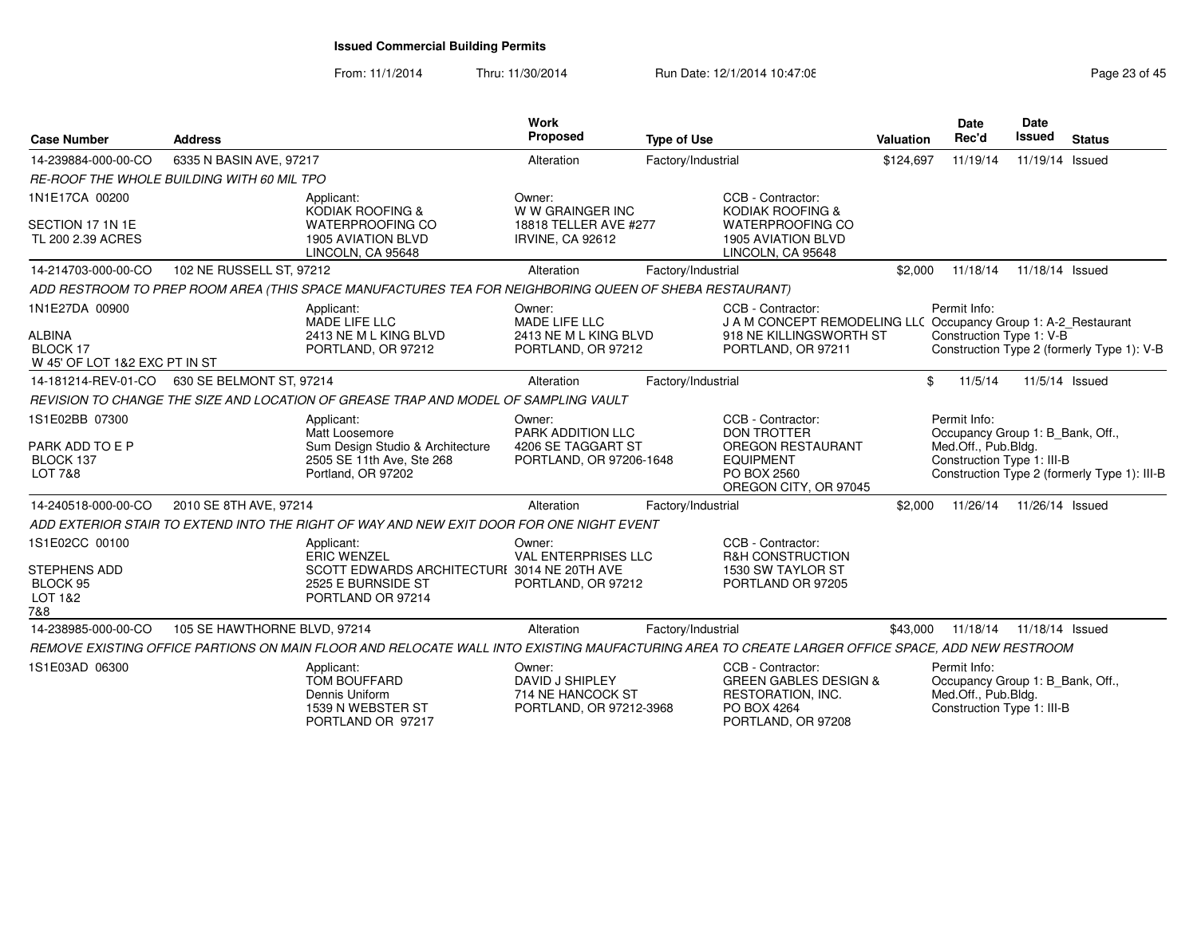# Issued Commercial Building Permits

From: 11/1/2014 Thru: 11/30/2014 Run Date: 12/1/2014 10:47:08

| Case Number | Address | Work Proposed | Type of Use | Valuation | Date Rec'd | Date Issued | Status |
|---|---|---|---|---|---|---|---|
| 14-239884-000-00-CO | 6335 N BASIN AVE, 97217 | Alteration | Factory/Industrial | $124,697 | 11/19/14 | 11/19/14 | Issued |

*RE-ROOF THE WHOLE BUILDING WITH 60 MIL TPO*

1N1E17CA 00200
SECTION 17 1N 1E
TL 200 2.39 ACRES

Applicant: KODIAK ROOFING & WATERPROOFING CO, 1905 AVIATION BLVD, LINCOLN, CA 95648

Owner: W W GRAINGER INC, 18818 TELLER AVE #277, IRVINE, CA 92612

CCB - Contractor: KODIAK ROOFING & WATERPROOFING CO, 1905 AVIATION BLVD, LINCOLN, CA 95648

---

| Case Number | Address | Work Proposed | Type of Use | Valuation | Date Rec'd | Date Issued | Status |
|---|---|---|---|---|---|---|---|
| 14-214703-000-00-CO | 102 NE RUSSELL ST, 97212 | Alteration | Factory/Industrial | $2,000 | 11/18/14 | 11/18/14 | Issued |

*ADD RESTROOM TO PREP ROOM AREA (THIS SPACE MANUFACTURES TEA FOR NEIGHBORING QUEEN OF SHEBA RESTAURANT)*

1N1E27DA 00900
ALBINA
BLOCK 17
W 45' OF LOT 1&2 EXC PT IN ST

Applicant: MADE LIFE LLC, 2413 NE M L KING BLVD, PORTLAND, OR 97212

Owner: MADE LIFE LLC, 2413 NE M L KING BLVD, PORTLAND, OR 97212

CCB - Contractor: J A M CONCEPT REMODELING LLC, 918 NE KILLINGSWORTH ST, PORTLAND, OR 97211

Permit Info: Occupancy Group 1: A-2_Restaurant; Construction Type 1: V-B; Construction Type 2 (formerly Type 1): V-B

---

| Case Number | Address | Work Proposed | Type of Use | Valuation | Date Rec'd | Date Issued | Status |
|---|---|---|---|---|---|---|---|
| 14-181214-REV-01-CO | 630 SE BELMONT ST, 97214 | Alteration | Factory/Industrial | $ | 11/5/14 | 11/5/14 | Issued |

*REVISION TO CHANGE THE SIZE AND LOCATION OF GREASE TRAP AND MODEL OF SAMPLING VAULT*

1S1E02BB 07300
PARK ADD TO E P
BLOCK 137
LOT 7&8

Applicant: Matt Loosemore, Sum Design Studio & Architecture, 2505 SE 11th Ave, Ste 268, Portland, OR 97202

Owner: PARK ADDITION LLC, 4206 SE TAGGART ST, PORTLAND, OR 97206-1648

CCB - Contractor: DON TROTTER, OREGON RESTAURANT EQUIPMENT, PO BOX 2560, OREGON CITY, OR 97045

Permit Info: Occupancy Group 1: B_Bank, Off., Med.Off., Pub.Bldg.; Construction Type 1: III-B; Construction Type 2 (formerly Type 1): III-B

---

| Case Number | Address | Work Proposed | Type of Use | Valuation | Date Rec'd | Date Issued | Status |
|---|---|---|---|---|---|---|---|
| 14-240518-000-00-CO | 2010 SE 8TH AVE, 97214 | Alteration | Factory/Industrial | $2,000 | 11/26/14 | 11/26/14 | Issued |

*ADD EXTERIOR STAIR TO EXTEND INTO THE RIGHT OF WAY AND NEW EXIT DOOR FOR ONE NIGHT EVENT*

1S1E02CC 00100
STEPHENS ADD
BLOCK 95
LOT 1&2
7&8

Applicant: ERIC WENZEL, SCOTT EDWARDS ARCHITECTURE, 2525 E BURNSIDE ST, PORTLAND OR 97214

Owner: VAL ENTERPRISES LLC, 3014 NE 20TH AVE, PORTLAND, OR 97212

CCB - Contractor: R&H CONSTRUCTION, 1530 SW TAYLOR ST, PORTLAND OR 97205

---

| Case Number | Address | Work Proposed | Type of Use | Valuation | Date Rec'd | Date Issued | Status |
|---|---|---|---|---|---|---|---|
| 14-238985-000-00-CO | 105 SE HAWTHORNE BLVD, 97214 | Alteration | Factory/Industrial | $43,000 | 11/18/14 | 11/18/14 | Issued |

*REMOVE EXISTING OFFICE PARTIONS ON MAIN FLOOR AND RELOCATE WALL INTO EXISTING MAUFACTURING AREA TO CREATE LARGER OFFICE SPACE, ADD NEW RESTROOM*

1S1E03AD 06300

Applicant: TOM BOUFFARD, Dennis Uniform, 1539 N WEBSTER ST, PORTLAND OR 97217

Owner: DAVID J SHIPLEY, 714 NE HANCOCK ST, PORTLAND, OR 97212-3968

CCB - Contractor: GREEN GABLES DESIGN & RESTORATION, INC., PO BOX 4264, PORTLAND, OR 97208

Permit Info: Occupancy Group 1: B_Bank, Off., Med.Off., Pub.Bldg.; Construction Type 1: III-B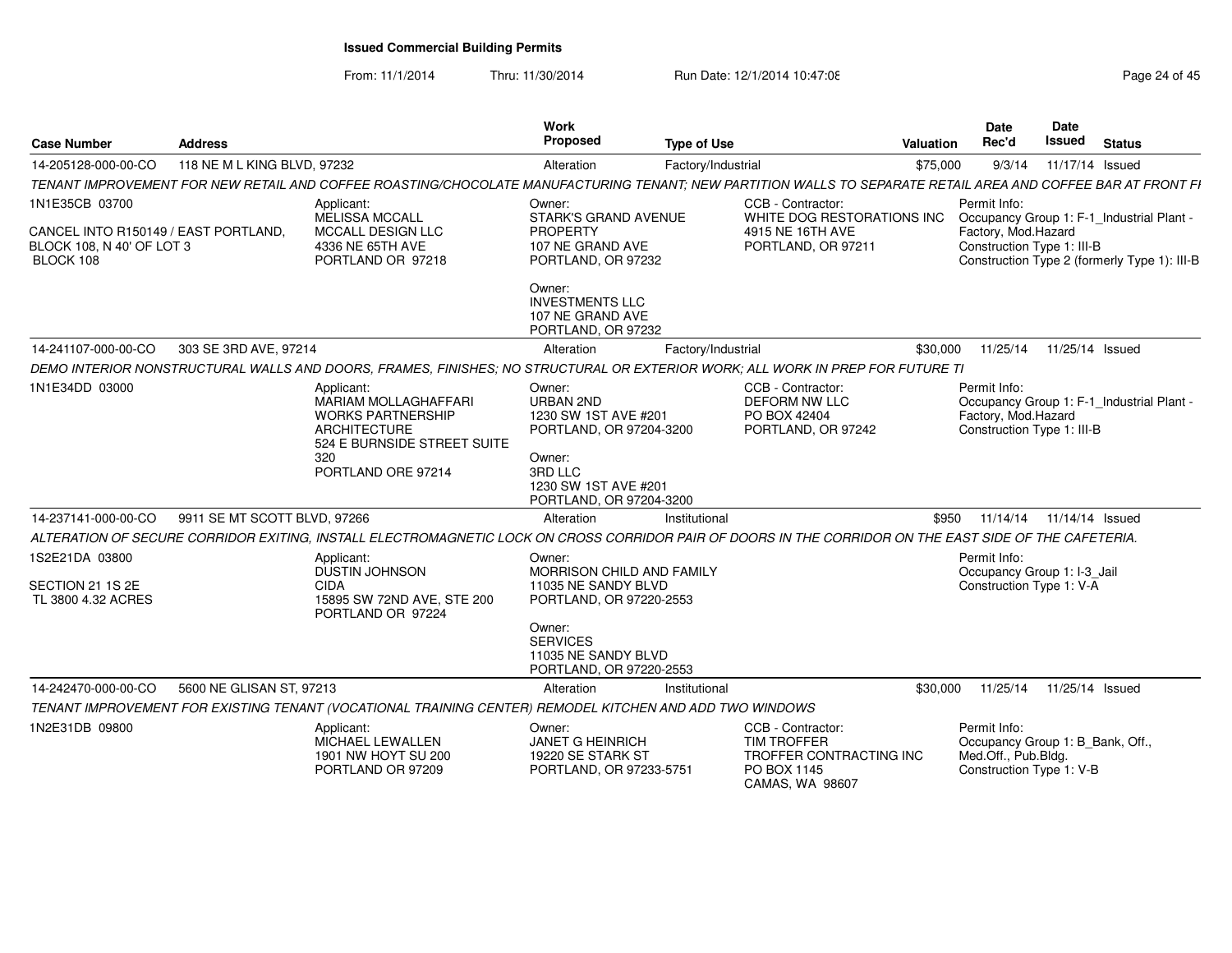# Issued Commercial Building Permits

From: 11/1/2014 Thru: 11/30/2014 Run Date: 12/1/2014 10:47:08

| Case Number | Address | Work Proposed | Type of Use | Valuation | Date Rec'd | Date Issued | Status |
|---|---|---|---|---|---|---|---|
| 14-205128-000-00-CO | 118 NE M L KING BLVD, 97232 | Alteration | Factory/Industrial | $75,000 | 9/3/14 | 11/17/14 | Issued |

*TENANT IMPROVEMENT FOR NEW RETAIL AND COFFEE ROASTING/CHOCOLATE MANUFACTURING TENANT; NEW PARTITION WALLS TO SEPARATE RETAIL AREA AND COFFEE BAR AT FRONT FI*

1N1E35CB 03700

CANCEL INTO R150149 / EAST PORTLAND, BLOCK 108, N 40' OF LOT 3 BLOCK 108

Applicant: MELISSA MCCALL, MCCALL DESIGN LLC, 4336 NE 65TH AVE, PORTLAND OR 97218

Owner: STARK'S GRAND AVENUE PROPERTY, 107 NE GRAND AVE, PORTLAND, OR 97232

Owner: INVESTMENTS LLC, 107 NE GRAND AVE, PORTLAND, OR 97232

CCB - Contractor: WHITE DOG RESTORATIONS INC, 4915 NE 16TH AVE, PORTLAND, OR 97211

Permit Info: Occupancy Group 1: F-1_Industrial Plant - Factory, Mod.Hazard; Construction Type 1: III-B; Construction Type 2 (formerly Type 1): III-B

| Case Number | Address | Work Proposed | Type of Use | Valuation | Date Rec'd | Date Issued | Status |
|---|---|---|---|---|---|---|---|
| 14-241107-000-00-CO | 303 SE 3RD AVE, 97214 | Alteration | Factory/Industrial | $30,000 | 11/25/14 | 11/25/14 | Issued |

*DEMO INTERIOR NONSTRUCTURAL WALLS AND DOORS, FRAMES, FINISHES; NO STRUCTURAL OR EXTERIOR WORK; ALL WORK IN PREP FOR FUTURE TI*

1N1E34DD 03000

Applicant: MARIAM MOLLAGHAFFARI, WORKS PARTNERSHIP ARCHITECTURE, 524 E BURNSIDE STREET SUITE 320, PORTLAND ORE 97214

Owner: URBAN 2ND, 1230 SW 1ST AVE #201, PORTLAND, OR 97204-3200

Owner: 3RD LLC, 1230 SW 1ST AVE #201, PORTLAND, OR 97204-3200

CCB - Contractor: DEFORM NW LLC, PO BOX 42404, PORTLAND, OR 97242

Permit Info: Occupancy Group 1: F-1_Industrial Plant - Factory, Mod.Hazard; Construction Type 1: III-B

| Case Number | Address | Work Proposed | Type of Use | Valuation | Date Rec'd | Date Issued | Status |
|---|---|---|---|---|---|---|---|
| 14-237141-000-00-CO | 9911 SE MT SCOTT BLVD, 97266 | Alteration | Institutional | $950 | 11/14/14 | 11/14/14 | Issued |

*ALTERATION OF SECURE CORRIDOR EXITING, INSTALL ELECTROMAGNETIC LOCK ON CROSS CORRIDOR PAIR OF DOORS IN THE CORRIDOR ON THE EAST SIDE OF THE CAFETERIA.*

1S2E21DA 03800

SECTION 21 1S 2E TL 3800 4.32 ACRES

Applicant: DUSTIN JOHNSON, CIDA, 15895 SW 72ND AVE, STE 200, PORTLAND OR 97224

Owner: MORRISON CHILD AND FAMILY, 11035 NE SANDY BLVD, PORTLAND, OR 97220-2553

Owner: SERVICES, 11035 NE SANDY BLVD, PORTLAND, OR 97220-2553

Permit Info: Occupancy Group 1: I-3_Jail; Construction Type 1: V-A

| Case Number | Address | Work Proposed | Type of Use | Valuation | Date Rec'd | Date Issued | Status |
|---|---|---|---|---|---|---|---|
| 14-242470-000-00-CO | 5600 NE GLISAN ST, 97213 | Alteration | Institutional | $30,000 | 11/25/14 | 11/25/14 | Issued |

*TENANT IMPROVEMENT FOR EXISTING TENANT (VOCATIONAL TRAINING CENTER) REMODEL KITCHEN AND ADD TWO WINDOWS*

1N2E31DB 09800

Applicant: MICHAEL LEWALLEN, 1901 NW HOYT SU 200, PORTLAND OR 97209

Owner: JANET G HEINRICH, 19220 SE STARK ST, PORTLAND, OR 97233-5751

CCB - Contractor: TIM TROFFER, TROFFER CONTRACTING INC, PO BOX 1145, CAMAS, WA 98607

Permit Info: Occupancy Group 1: B_Bank, Off., Med.Off., Pub.Bldg.; Construction Type 1: V-B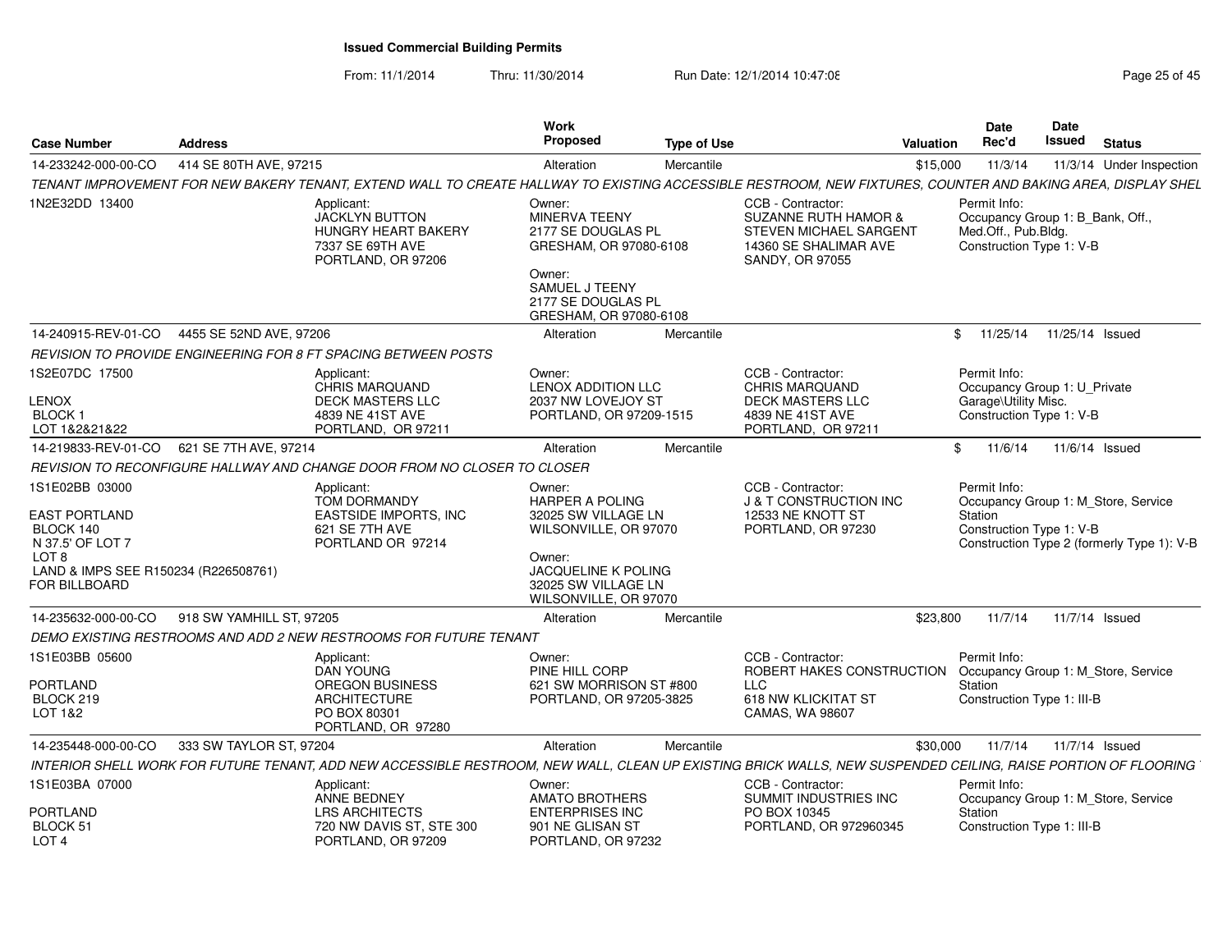# Issued Commercial Building Permits

From: 11/1/2014 Thru: 11/30/2014 Run Date: 12/1/2014 10:47:08

| Case Number | Address | Work Proposed | Type of Use | Valuation | Date Rec'd | Date Issued | Status |
|---|---|---|---|---|---|---|---|
| 14-233242-000-00-CO | 414 SE 80TH AVE, 97215 | Alteration | Mercantile | $15,000 | 11/3/14 | 11/3/14 | Under Inspection |

TENANT IMPROVEMENT FOR NEW BAKERY TENANT, EXTEND WALL TO CREATE HALLWAY TO EXISTING ACCESSIBLE RESTROOM, NEW FIXTURES, COUNTER AND BAKING AREA, DISPLAY SHEL

1N2E32DD 13400

Applicant:
JACKLYN BUTTON
HUNGRY HEART BAKERY
7337 SE 69TH AVE
PORTLAND, OR 97206

Owner:
MINERVA TEENY
2177 SE DOUGLAS PL
GRESHAM, OR 97080-6108

Owner:
SAMUEL J TEENY
2177 SE DOUGLAS PL
GRESHAM, OR 97080-6108

CCB - Contractor:
SUZANNE RUTH HAMOR &
STEVEN MICHAEL SARGENT
14360 SE SHALIMAR AVE
SANDY, OR 97055

Permit Info:
Occupancy Group 1: B_Bank, Off., Med.Off., Pub.Bldg.
Construction Type 1: V-B

---

| Case Number | Address | Work Proposed | Type of Use | Valuation | Date Rec'd | Date Issued | Status |
|---|---|---|---|---|---|---|---|
| 14-240915-REV-01-CO | 4455 SE 52ND AVE, 97206 | Alteration | Mercantile | $ | 11/25/14 | 11/25/14 | Issued |

REVISION TO PROVIDE ENGINEERING FOR 8 FT SPACING BETWEEN POSTS

1S2E07DC 17500
LENOX
BLOCK 1
LOT 1&2&21&22

Applicant:
CHRIS MARQUAND
DECK MASTERS LLC
4839 NE 41ST AVE
PORTLAND, OR 97211

Owner:
LENOX ADDITION LLC
2037 NW LOVEJOY ST
PORTLAND, OR 97209-1515

CCB - Contractor:
CHRIS MARQUAND
DECK MASTERS LLC
4839 NE 41ST AVE
PORTLAND, OR 97211

Permit Info:
Occupancy Group 1: U_Private Garage\Utility Misc.
Construction Type 1: V-B

---

| Case Number | Address | Work Proposed | Type of Use | Valuation | Date Rec'd | Date Issued | Status |
|---|---|---|---|---|---|---|---|
| 14-219833-REV-01-CO | 621 SE 7TH AVE, 97214 | Alteration | Mercantile | $ | 11/6/14 | 11/6/14 | Issued |

REVISION TO RECONFIGURE HALLWAY AND CHANGE DOOR FROM NO CLOSER TO CLOSER

1S1E02BB 03000
EAST PORTLAND
BLOCK 140
N 37.5' OF LOT 7
LOT 8
LAND & IMPS SEE R150234 (R226508761)
FOR BILLBOARD

Applicant:
TOM DORMANDY
EASTSIDE IMPORTS, INC
621 SE 7TH AVE
PORTLAND OR 97214

Owner:
HARPER A POLING
32025 SW VILLAGE LN
WILSONVILLE, OR 97070

Owner:
JACQUELINE K POLING
32025 SW VILLAGE LN
WILSONVILLE, OR 97070

CCB - Contractor:
J & T CONSTRUCTION INC
12533 NE KNOTT ST
PORTLAND, OR 97230

Permit Info:
Occupancy Group 1: M_Store, Service Station
Construction Type 1: V-B
Construction Type 2 (formerly Type 1): V-B

---

| Case Number | Address | Work Proposed | Type of Use | Valuation | Date Rec'd | Date Issued | Status |
|---|---|---|---|---|---|---|---|
| 14-235632-000-00-CO | 918 SW YAMHILL ST, 97205 | Alteration | Mercantile | $23,800 | 11/7/14 | 11/7/14 | Issued |

DEMO EXISTING RESTROOMS AND ADD 2 NEW RESTROOMS FOR FUTURE TENANT

1S1E03BB 05600
PORTLAND
BLOCK 219
LOT 1&2

Applicant:
DAN YOUNG
OREGON BUSINESS ARCHITECTURE
PO BOX 80301
PORTLAND, OR 97280

Owner:
PINE HILL CORP
621 SW MORRISON ST #800
PORTLAND, OR 97205-3825

CCB - Contractor:
ROBERT HAKES CONSTRUCTION LLC
618 NW KLICKITAT ST
CAMAS, WA 98607

Permit Info:
Occupancy Group 1: M_Store, Service Station
Construction Type 1: III-B

---

| Case Number | Address | Work Proposed | Type of Use | Valuation | Date Rec'd | Date Issued | Status |
|---|---|---|---|---|---|---|---|
| 14-235448-000-00-CO | 333 SW TAYLOR ST, 97204 | Alteration | Mercantile | $30,000 | 11/7/14 | 11/7/14 | Issued |

INTERIOR SHELL WORK FOR FUTURE TENANT, ADD NEW ACCESSIBLE RESTROOM, NEW WALL, CLEAN UP EXISTING BRICK WALLS, NEW SUSPENDED CEILING, RAISE PORTION OF FLOORING

1S1E03BA 07000
PORTLAND
BLOCK 51
LOT 4

Applicant:
ANNE BEDNEY
LRS ARCHITECTS
720 NW DAVIS ST, STE 300
PORTLAND, OR 97209

Owner:
AMATO BROTHERS ENTERPRISES INC
901 NE GLISAN ST
PORTLAND, OR 97232

CCB - Contractor:
SUMMIT INDUSTRIES INC
PO BOX 10345
PORTLAND, OR 972960345

Permit Info:
Occupancy Group 1: M_Store, Service Station
Construction Type 1: III-B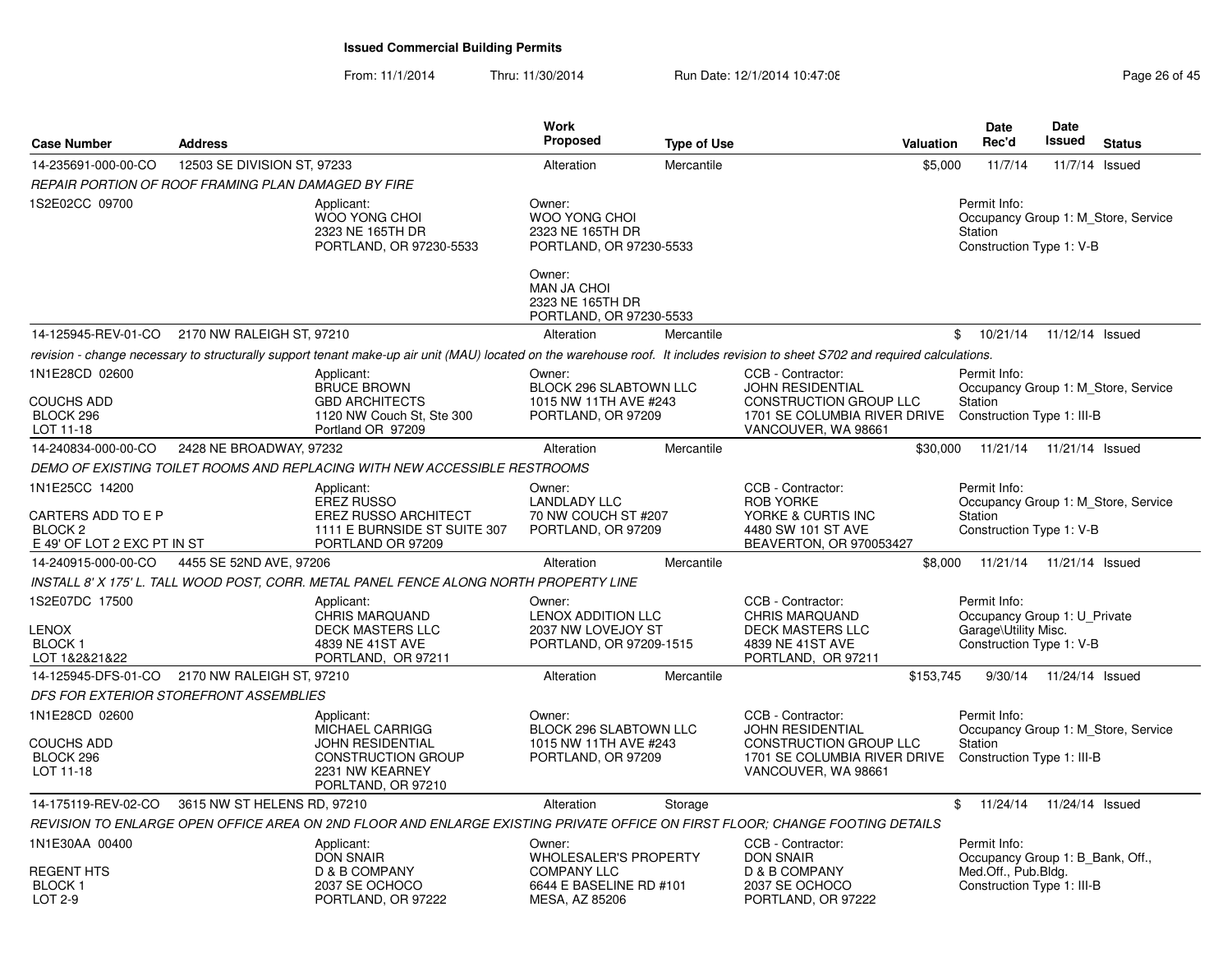# Issued Commercial Building Permits

From: 11/1/2014 Thru: 11/30/2014 Run Date: 12/1/2014 10:47:08

| Case Number | Address | Work Proposed | Type of Use | Valuation | Date Rec'd | Date Issued | Status |
|---|---|---|---|---|---|---|---|
| 14-235691-000-00-CO | 12503 SE DIVISION ST, 97233 | Alteration | Mercantile | $5,000 | 11/7/14 | 11/7/14 | Issued |

REPAIR PORTION OF ROOF FRAMING PLAN DAMAGED BY FIRE

1S2E02CC 09700

Applicant: WOO YONG CHOI, 2323 NE 165TH DR, PORTLAND, OR 97230-5533

Owner: WOO YONG CHOI, 2323 NE 165TH DR, PORTLAND, OR 97230-5533

Owner: MAN JA CHOI, 2323 NE 165TH DR, PORTLAND, OR 97230-5533

Permit Info: Occupancy Group 1: M_Store, Service Station; Construction Type 1: V-B

---

| Case Number | Address | Work Proposed | Type of Use | Valuation | Date Rec'd | Date Issued | Status |
|---|---|---|---|---|---|---|---|
| 14-125945-REV-01-CO | 2170 NW RALEIGH ST, 97210 | Alteration | Mercantile | $ | 10/21/14 | 11/12/14 | Issued |

revision - change necessary to structurally support tenant make-up air unit (MAU) located on the warehouse roof. It includes revision to sheet S702 and required calculations.

1N1E28CD 02600 — COUCHS ADD, BLOCK 296, LOT 11-18

Applicant: BRUCE BROWN, GBD ARCHITECTS, 1120 NW Couch St, Ste 300, Portland OR 97209

Owner: BLOCK 296 SLABTOWN LLC, 1015 NW 11TH AVE #243, PORTLAND, OR 97209

CCB - Contractor: JOHN RESIDENTIAL CONSTRUCTION GROUP LLC, 1701 SE COLUMBIA RIVER DRIVE, VANCOUVER, WA 98661

Permit Info: Occupancy Group 1: M_Store, Service Station; Construction Type 1: III-B

---

| Case Number | Address | Work Proposed | Type of Use | Valuation | Date Rec'd | Date Issued | Status |
|---|---|---|---|---|---|---|---|
| 14-240834-000-00-CO | 2428 NE BROADWAY, 97232 | Alteration | Mercantile | $30,000 | 11/21/14 | 11/21/14 | Issued |

DEMO OF EXISTING TOILET ROOMS AND REPLACING WITH NEW ACCESSIBLE RESTROOMS

1N1E25CC 14200 — CARTERS ADD TO E P, BLOCK 2, E 49' OF LOT 2 EXC PT IN ST

Applicant: EREZ RUSSO, EREZ RUSSO ARCHITECT, 1111 E BURNSIDE ST SUITE 307, PORTLAND OR 97209

Owner: LANDLADY LLC, 70 NW COUCH ST #207, PORTLAND, OR 97209

CCB - Contractor: ROB YORKE, YORKE & CURTIS INC, 4480 SW 101 ST AVE, BEAVERTON, OR 970053427

Permit Info: Occupancy Group 1: M_Store, Service Station; Construction Type 1: V-B

---

| Case Number | Address | Work Proposed | Type of Use | Valuation | Date Rec'd | Date Issued | Status |
|---|---|---|---|---|---|---|---|
| 14-240915-000-00-CO | 4455 SE 52ND AVE, 97206 | Alteration | Mercantile | $8,000 | 11/21/14 | 11/21/14 | Issued |

INSTALL 8' X 175' L. TALL WOOD POST, CORR. METAL PANEL FENCE ALONG NORTH PROPERTY LINE

1S2E07DC 17500 — LENOX, BLOCK 1, LOT 1&2&21&22

Applicant: CHRIS MARQUAND, DECK MASTERS LLC, 4839 NE 41ST AVE, PORTLAND, OR 97211

Owner: LENOX ADDITION LLC, 2037 NW LOVEJOY ST, PORTLAND, OR 97209-1515

CCB - Contractor: CHRIS MARQUAND, DECK MASTERS LLC, 4839 NE 41ST AVE, PORTLAND, OR 97211

Permit Info: Occupancy Group 1: U_Private Garage\Utility Misc.; Construction Type 1: V-B

---

| Case Number | Address | Work Proposed | Type of Use | Valuation | Date Rec'd | Date Issued | Status |
|---|---|---|---|---|---|---|---|
| 14-125945-DFS-01-CO | 2170 NW RALEIGH ST, 97210 | Alteration | Mercantile | $153,745 | 9/30/14 | 11/24/14 | Issued |

DFS FOR EXTERIOR STOREFRONT ASSEMBLIES

1N1E28CD 02600 — COUCHS ADD, BLOCK 296, LOT 11-18

Applicant: MICHAEL CARRIGG, JOHN RESIDENTIAL CONSTRUCTION GROUP, 2231 NW KEARNEY, PORLTAND, OR 97210

Owner: BLOCK 296 SLABTOWN LLC, 1015 NW 11TH AVE #243, PORTLAND, OR 97209

CCB - Contractor: JOHN RESIDENTIAL CONSTRUCTION GROUP LLC, 1701 SE COLUMBIA RIVER DRIVE, VANCOUVER, WA 98661

Permit Info: Occupancy Group 1: M_Store, Service Station; Construction Type 1: III-B

---

| Case Number | Address | Work Proposed | Type of Use | Valuation | Date Rec'd | Date Issued | Status |
|---|---|---|---|---|---|---|---|
| 14-175119-REV-02-CO | 3615 NW ST HELENS RD, 97210 | Alteration | Storage | $ | 11/24/14 | 11/24/14 | Issued |

REVISION TO ENLARGE OPEN OFFICE AREA ON 2ND FLOOR AND ENLARGE EXISTING PRIVATE OFFICE ON FIRST FLOOR; CHANGE FOOTING DETAILS

1N1E30AA 00400 — REGENT HTS, BLOCK 1, LOT 2-9

Applicant: DON SNAIR, D & B COMPANY, 2037 SE OCHOCO, PORTLAND, OR 97222

Owner: WHOLESALER'S PROPERTY COMPANY LLC, 6644 E BASELINE RD #101, MESA, AZ 85206

CCB - Contractor: DON SNAIR, D & B COMPANY, 2037 SE OCHOCO, PORTLAND, OR 97222

Permit Info: Occupancy Group 1: B_Bank, Off., Med.Off., Pub.Bldg.; Construction Type 1: III-B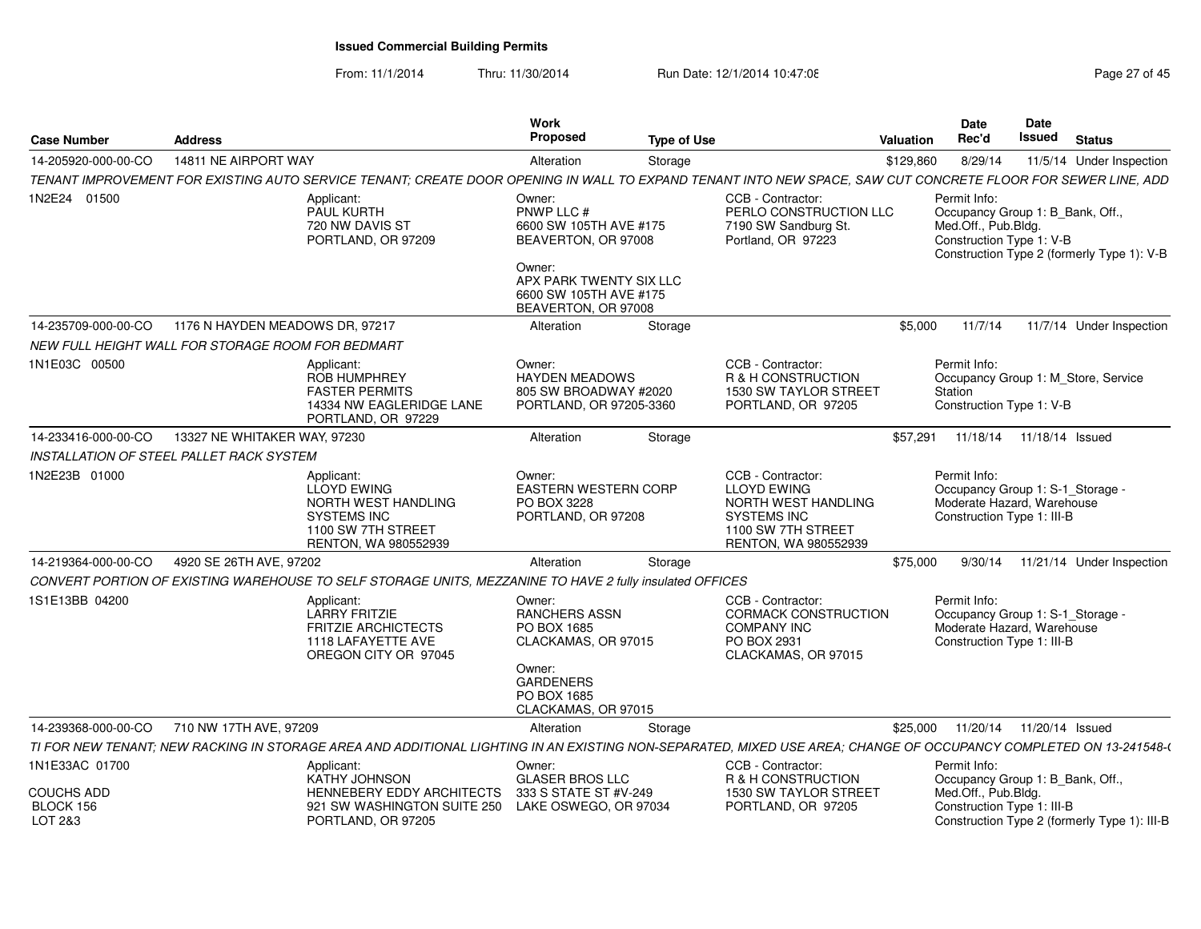# Issued Commercial Building Permits

From: 11/1/2014 Thru: 11/30/2014 Run Date: 12/1/2014 10:47:08

| Case Number | Address | Work Proposed | Type of Use | Valuation | Date Rec'd | Date Issued | Status |
|---|---|---|---|---|---|---|---|
| 14-205920-000-00-CO | 14811 NE AIRPORT WAY | Alteration | Storage | $129,860 | 8/29/14 | 11/5/14 | Under Inspection |

TENANT IMPROVEMENT FOR EXISTING AUTO SERVICE TENANT; CREATE DOOR OPENING IN WALL TO EXPAND TENANT INTO NEW SPACE, SAW CUT CONCRETE FLOOR FOR SEWER LINE, ADD

1N2E24 01500

Applicant:
PAUL KURTH
720 NW DAVIS ST
PORTLAND, OR 97209

Owner:
PNWP LLC #
6600 SW 105TH AVE #175
BEAVERTON, OR 97008

Owner:
APX PARK TWENTY SIX LLC
6600 SW 105TH AVE #175
BEAVERTON, OR 97008

CCB - Contractor:
PERLO CONSTRUCTION LLC
7190 SW Sandburg St.
Portland, OR 97223

Permit Info:
Occupancy Group 1: B_Bank, Off., Med.Off., Pub.Bldg.
Construction Type 1: V-B
Construction Type 2 (formerly Type 1): V-B

---

| Case Number | Address | Work Proposed | Type of Use | Valuation | Date Rec'd | Date Issued | Status |
|---|---|---|---|---|---|---|---|
| 14-235709-000-00-CO | 1176 N HAYDEN MEADOWS DR, 97217 | Alteration | Storage | $5,000 | 11/7/14 | 11/7/14 | Under Inspection |

NEW FULL HEIGHT WALL FOR STORAGE ROOM FOR BEDMART

1N1E03C 00500

Applicant:
ROB HUMPHREY
FASTER PERMITS
14334 NW EAGLERIDGE LANE
PORTLAND, OR 97229

Owner:
HAYDEN MEADOWS
805 SW BROADWAY #2020
PORTLAND, OR 97205-3360

CCB - Contractor:
R & H CONSTRUCTION
1530 SW TAYLOR STREET
PORTLAND, OR 97205

Permit Info:
Occupancy Group 1: M_Store, Service Station
Construction Type 1: V-B

---

| Case Number | Address | Work Proposed | Type of Use | Valuation | Date Rec'd | Date Issued | Status |
|---|---|---|---|---|---|---|---|
| 14-233416-000-00-CO | 13327 NE WHITAKER WAY, 97230 | Alteration | Storage | $57,291 | 11/18/14 | 11/18/14 | Issued |

INSTALLATION OF STEEL PALLET RACK SYSTEM

1N2E23B 01000

Applicant:
LLOYD EWING
NORTH WEST HANDLING SYSTEMS INC
1100 SW 7TH STREET
RENTON, WA 980552939

Owner:
EASTERN WESTERN CORP
PO BOX 3228
PORTLAND, OR 97208

CCB - Contractor:
LLOYD EWING
NORTH WEST HANDLING SYSTEMS INC
1100 SW 7TH STREET
RENTON, WA 980552939

Permit Info:
Occupancy Group 1: S-1_Storage - Moderate Hazard, Warehouse
Construction Type 1: III-B

---

| Case Number | Address | Work Proposed | Type of Use | Valuation | Date Rec'd | Date Issued | Status |
|---|---|---|---|---|---|---|---|
| 14-219364-000-00-CO | 4920 SE 26TH AVE, 97202 | Alteration | Storage | $75,000 | 9/30/14 | 11/21/14 | Under Inspection |

CONVERT PORTION OF EXISTING WAREHOUSE TO SELF STORAGE UNITS, MEZZANINE TO HAVE 2 fully insulated OFFICES

1S1E13BB 04200

Applicant:
LARRY FRITZIE
FRITZIE ARCHICTECTS
1118 LAFAYETTE AVE
OREGON CITY OR 97045

Owner:
RANCHERS ASSN
PO BOX 1685
CLACKAMAS, OR 97015

Owner:
GARDENERS
PO BOX 1685
CLACKAMAS, OR 97015

CCB - Contractor:
CORMACK CONSTRUCTION COMPANY INC
PO BOX 2931
CLACKAMAS, OR 97015

Permit Info:
Occupancy Group 1: S-1_Storage - Moderate Hazard, Warehouse
Construction Type 1: III-B

---

| Case Number | Address | Work Proposed | Type of Use | Valuation | Date Rec'd | Date Issued | Status |
|---|---|---|---|---|---|---|---|
| 14-239368-000-00-CO | 710 NW 17TH AVE, 97209 | Alteration | Storage | $25,000 | 11/20/14 | 11/20/14 | Issued |

TI FOR NEW TENANT; NEW RACKING IN STORAGE AREA AND ADDITIONAL LIGHTING IN AN EXISTING NON-SEPARATED, MIXED USE AREA; CHANGE OF OCCUPANCY COMPLETED ON 13-241548-(

1N1E33AC 01700

COUCHS ADD
BLOCK 156
LOT 2&3

Applicant:
KATHY JOHNSON
HENNEBERY EDDY ARCHITECTS
921 SW WASHINGTON SUITE 250
PORTLAND, OR 97205

Owner:
GLASER BROS LLC
333 S STATE ST #V-249
LAKE OSWEGO, OR 97034

CCB - Contractor:
R & H CONSTRUCTION
1530 SW TAYLOR STREET
PORTLAND, OR 97205

Permit Info:
Occupancy Group 1: B_Bank, Off., Med.Off., Pub.Bldg.
Construction Type 1: III-B
Construction Type 2 (formerly Type 1): III-B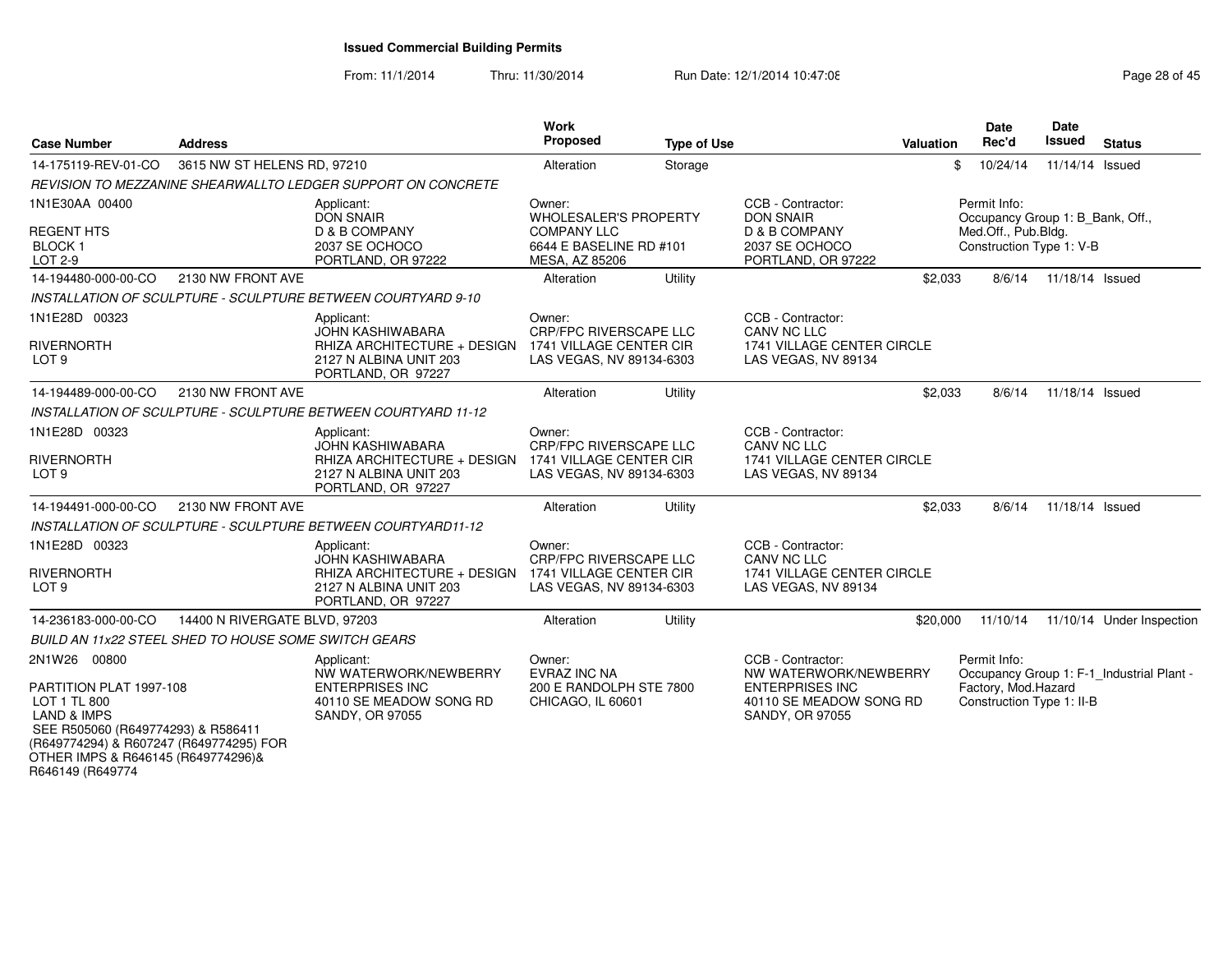**Issued Commercial Building Permits**

From: 11/1/2014 Thru: 11/30/2014 Run Date: 12/1/2014 10:47:08

| Case Number | Address | Work Proposed | Type of Use | Valuation | Date Rec'd | Date Issued | Status |
|---|---|---|---|---|---|---|---|
| 14-175119-REV-01-CO | 3615 NW ST HELENS RD, 97210 | Alteration | Storage | $ | 10/24/14 | 11/14/14 | Issued |

*REVISION TO MEZZANINE SHEARWALLTO LEDGER SUPPORT ON CONCRETE*

1N1E30AA 00400
REGENT HTS
BLOCK 1
LOT 2-9

Applicant: DON SNAIR, D & B COMPANY, 2037 SE OCHOCO, PORTLAND, OR 97222
Owner: WHOLESALER'S PROPERTY COMPANY LLC, 6644 E BASELINE RD #101, MESA, AZ 85206
CCB - Contractor: DON SNAIR, D & B COMPANY, 2037 SE OCHOCO, PORTLAND, OR 97222
Permit Info: Occupancy Group 1: B_Bank, Off., Med.Off., Pub.Bldg. Construction Type 1: V-B

| Case Number | Address | Work Proposed | Type of Use | Valuation | Date Rec'd | Date Issued | Status |
|---|---|---|---|---|---|---|---|
| 14-194480-000-00-CO | 2130 NW FRONT AVE | Alteration | Utility | $2,033 | 8/6/14 | 11/18/14 | Issued |

*INSTALLATION OF SCULPTURE - SCULPTURE BETWEEN COURTYARD 9-10*

1N1E28D 00323
RIVERNORTH
LOT 9

Applicant: JOHN KASHIWABARA, RHIZA ARCHITECTURE + DESIGN, 2127 N ALBINA UNIT 203, PORTLAND, OR 97227
Owner: CRP/FPC RIVERSCAPE LLC, 1741 VILLAGE CENTER CIR, LAS VEGAS, NV 89134-6303
CCB - Contractor: CANV NC LLC, 1741 VILLAGE CENTER CIRCLE, LAS VEGAS, NV 89134

| Case Number | Address | Work Proposed | Type of Use | Valuation | Date Rec'd | Date Issued | Status |
|---|---|---|---|---|---|---|---|
| 14-194489-000-00-CO | 2130 NW FRONT AVE | Alteration | Utility | $2,033 | 8/6/14 | 11/18/14 | Issued |

*INSTALLATION OF SCULPTURE - SCULPTURE BETWEEN COURTYARD 11-12*

1N1E28D 00323
RIVERNORTH
LOT 9

Applicant: JOHN KASHIWABARA, RHIZA ARCHITECTURE + DESIGN, 2127 N ALBINA UNIT 203, PORTLAND, OR 97227
Owner: CRP/FPC RIVERSCAPE LLC, 1741 VILLAGE CENTER CIR, LAS VEGAS, NV 89134-6303
CCB - Contractor: CANV NC LLC, 1741 VILLAGE CENTER CIRCLE, LAS VEGAS, NV 89134

| Case Number | Address | Work Proposed | Type of Use | Valuation | Date Rec'd | Date Issued | Status |
|---|---|---|---|---|---|---|---|
| 14-194491-000-00-CO | 2130 NW FRONT AVE | Alteration | Utility | $2,033 | 8/6/14 | 11/18/14 | Issued |

*INSTALLATION OF SCULPTURE - SCULPTURE BETWEEN COURTYARD11-12*

1N1E28D 00323
RIVERNORTH
LOT 9

Applicant: JOHN KASHIWABARA, RHIZA ARCHITECTURE + DESIGN, 2127 N ALBINA UNIT 203, PORTLAND, OR 97227
Owner: CRP/FPC RIVERSCAPE LLC, 1741 VILLAGE CENTER CIR, LAS VEGAS, NV 89134-6303
CCB - Contractor: CANV NC LLC, 1741 VILLAGE CENTER CIRCLE, LAS VEGAS, NV 89134

| Case Number | Address | Work Proposed | Type of Use | Valuation | Date Rec'd | Date Issued | Status |
|---|---|---|---|---|---|---|---|
| 14-236183-000-00-CO | 14400 N RIVERGATE BLVD, 97203 | Alteration | Utility | $20,000 | 11/10/14 | 11/10/14 | Under Inspection |

*BUILD AN 11x22 STEEL SHED TO HOUSE SOME SWITCH GEARS*

2N1W26 00800
PARTITION PLAT 1997-108
LOT 1 TL 800
LAND & IMPS
SEE R505060 (R649774293) & R586411 (R649774294) & R607247 (R649774295) FOR OTHER IMPS & R646145 (R649774296)& R646149 (R649774

Applicant: NW WATERWORK/NEWBERRY ENTERPRISES INC, 40110 SE MEADOW SONG RD, SANDY, OR 97055
Owner: EVRAZ INC NA, 200 E RANDOLPH STE 7800, CHICAGO, IL 60601
CCB - Contractor: NW WATERWORK/NEWBERRY ENTERPRISES INC, 40110 SE MEADOW SONG RD, SANDY, OR 97055
Permit Info: Occupancy Group 1: F-1_Industrial Plant - Factory, Mod.Hazard Construction Type 1: II-B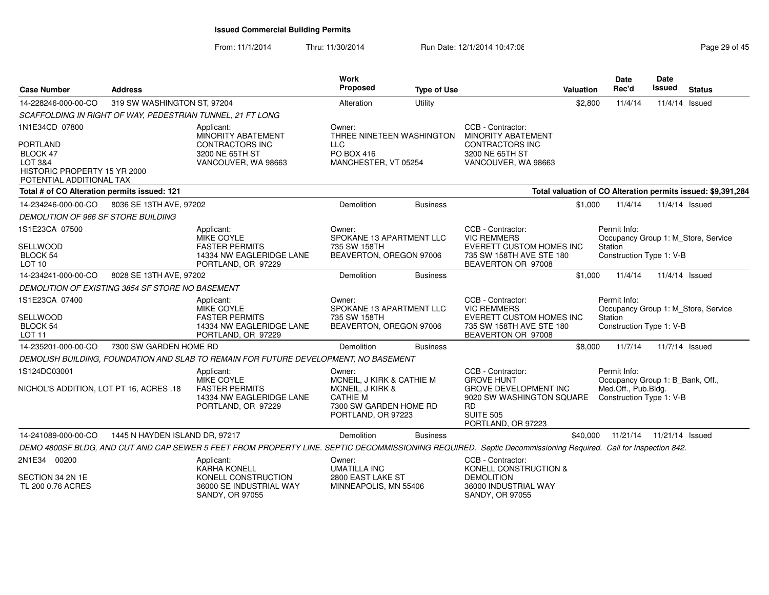# Issued Commercial Building Permits

From: 11/1/2014 Thru: 11/30/2014 Run Date: 12/1/2014 10:47:08

| Case Number | Address | Work Proposed | Type of Use | Valuation | Date Rec'd | Date Issued | Status |
|---|---|---|---|---|---|---|---|
| 14-228246-000-00-CO | 319 SW WASHINGTON ST, 97204 | Alteration | Utility | $2,800 | 11/4/14 | 11/4/14 | Issued |

*SCAFFOLDING IN RIGHT OF WAY, PEDESTRIAN TUNNEL, 21 FT LONG*

1N1E34CD 07800
PORTLAND
BLOCK 47
LOT 3&4
HISTORIC PROPERTY 15 YR 2000
POTENTIAL ADDITIONAL TAX

Applicant: MINORITY ABATEMENT CONTRACTORS INC, 3200 NE 65TH ST, VANCOUVER, WA 98663
Owner: THREE NINETEEN WASHINGTON LLC, PO BOX 416, MANCHESTER, VT 05254
CCB - Contractor: MINORITY ABATEMENT CONTRACTORS INC, 3200 NE 65TH ST, VANCOUVER, WA 98663

**Total # of CO Alteration permits issued: 121**

**Total valuation of CO Alteration permits issued: $9,391,284**

| Case Number | Address | Work Proposed | Type of Use | Valuation | Date Rec'd | Date Issued | Status |
|---|---|---|---|---|---|---|---|
| 14-234246-000-00-CO | 8036 SE 13TH AVE, 97202 | Demolition | Business | $1,000 | 11/4/14 | 11/4/14 | Issued |

*DEMOLITION OF 966 SF STORE BUILDING*

1S1E23CA 07500
SELLWOOD
BLOCK 54
LOT 10

Applicant: MIKE COYLE, FASTER PERMITS, 14334 NW EAGLERIDGE LANE, PORTLAND, OR 97229
Owner: SPOKANE 13 APARTMENT LLC, 735 SW 158TH, BEAVERTON, OREGON 97006
CCB - Contractor: VIC REMMERS, EVERETT CUSTOM HOMES INC, 735 SW 158TH AVE STE 180, BEAVERTON OR 97008
Permit Info: Occupancy Group 1: M_Store, Service Station; Construction Type 1: V-B

| Case Number | Address | Work Proposed | Type of Use | Valuation | Date Rec'd | Date Issued | Status |
|---|---|---|---|---|---|---|---|
| 14-234241-000-00-CO | 8028 SE 13TH AVE, 97202 | Demolition | Business | $1,000 | 11/4/14 | 11/4/14 | Issued |

*DEMOLITION OF EXISTING 3854 SF STORE NO BASEMENT*

1S1E23CA 07400
SELLWOOD
BLOCK 54
LOT 11

Applicant: MIKE COYLE, FASTER PERMITS, 14334 NW EAGLERIDGE LANE, PORTLAND, OR 97229
Owner: SPOKANE 13 APARTMENT LLC, 735 SW 158TH, BEAVERTON, OREGON 97006
CCB - Contractor: VIC REMMERS, EVERETT CUSTOM HOMES INC, 735 SW 158TH AVE STE 180, BEAVERTON OR 97008
Permit Info: Occupancy Group 1: M_Store, Service Station; Construction Type 1: V-B

| Case Number | Address | Work Proposed | Type of Use | Valuation | Date Rec'd | Date Issued | Status |
|---|---|---|---|---|---|---|---|
| 14-235201-000-00-CO | 7300 SW GARDEN HOME RD | Demolition | Business | $8,000 | 11/7/14 | 11/7/14 | Issued |

*DEMOLISH BUILDING, FOUNDATION AND SLAB TO REMAIN FOR FUTURE DEVELOPMENT, NO BASEMENT*

1S124DC03001
NICHOL'S ADDITION, LOT PT 16, ACRES .18

Applicant: MIKE COYLE, FASTER PERMITS, 14334 NW EAGLERIDGE LANE, PORTLAND, OR 97229
Owner: MCNEIL, J KIRK & CATHIE M, MCNEIL, J KIRK & CATHIE M, 7300 SW GARDEN HOME RD, PORTLAND, OR 97223
CCB - Contractor: GROVE HUNT, GROVE DEVELOPMENT INC, 9020 SW WASHINGTON SQUARE RD, SUITE 505, PORTLAND, OR 97223
Permit Info: Occupancy Group 1: B_Bank, Off., Med.Off., Pub.Bldg.; Construction Type 1: V-B

| Case Number | Address | Work Proposed | Type of Use | Valuation | Date Rec'd | Date Issued | Status |
|---|---|---|---|---|---|---|---|
| 14-241089-000-00-CO | 1445 N HAYDEN ISLAND DR, 97217 | Demolition | Business | $40,000 | 11/21/14 | 11/21/14 | Issued |

*DEMO 4800SF BLDG, AND CUT AND CAP SEWER 5 FEET FROM PROPERTY LINE. SEPTIC DECOMMISSIONING REQUIRED. Septic Decommissioning Required. Call for Inspection 842.*

2N1E34 00200
SECTION 34 2N 1E
TL 200 0.76 ACRES

Applicant: KARHA KONELL, KONELL CONSTRUCTION, 36000 SE INDUSTRIAL WAY, SANDY, OR 97055
Owner: UMATILLA INC, 2800 EAST LAKE ST, MINNEAPOLIS, MN 55406
CCB - Contractor: KONELL CONSTRUCTION & DEMOLITION, 36000 INDUSTRIAL WAY, SANDY, OR 97055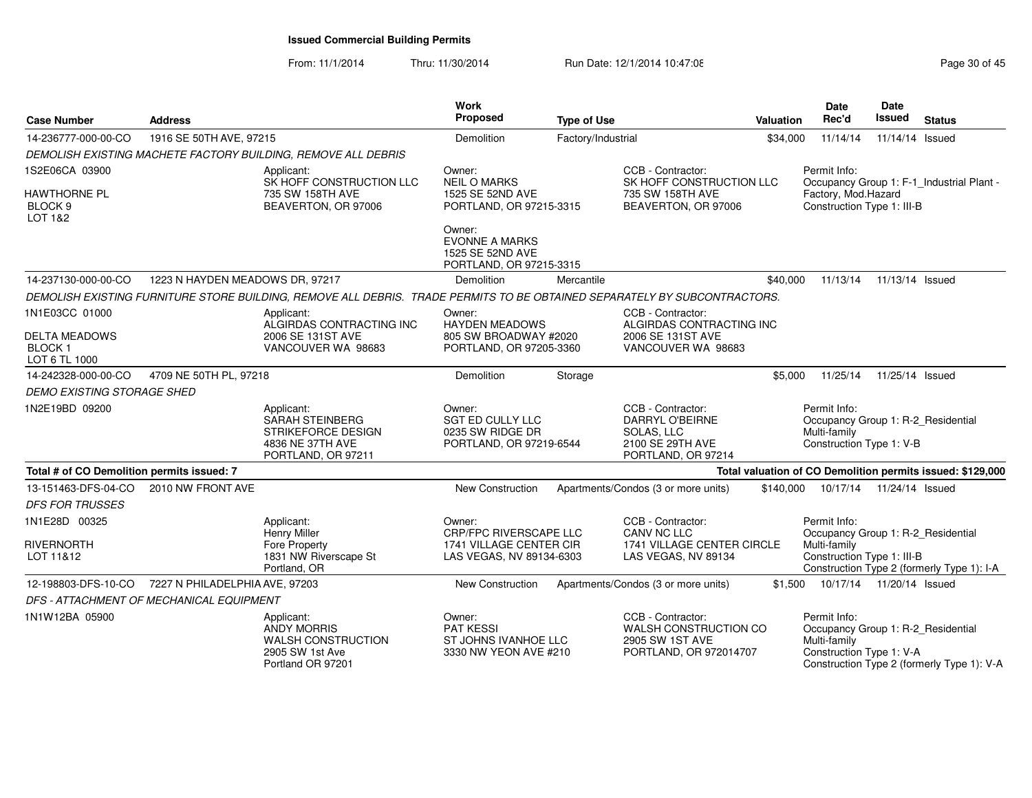# Issued Commercial Building Permits

From: 11/1/2014 Thru: 11/30/2014 Run Date: 12/1/2014 10:47:08

| Case Number | Address | Work Proposed | Type of Use | Valuation | Date Rec'd | Date Issued | Status |
|---|---|---|---|---|---|---|---|
| 14-236777-000-00-CO | 1916 SE 50TH AVE, 97215 | Demolition | Factory/Industrial | $34,000 | 11/14/14 | 11/14/14 | Issued |

*DEMOLISH EXISTING MACHETE FACTORY BUILDING, REMOVE ALL DEBRIS*

1S2E06CA 03900
HAWTHORNE PL
BLOCK 9
LOT 1&2

Applicant: SK HOFF CONSTRUCTION LLC, 735 SW 158TH AVE, BEAVERTON, OR 97006

Owner: NEIL O MARKS, 1525 SE 52ND AVE, PORTLAND, OR 97215-3315

Owner: EVONNE A MARKS, 1525 SE 52ND AVE, PORTLAND, OR 97215-3315

CCB - Contractor: SK HOFF CONSTRUCTION LLC, 735 SW 158TH AVE, BEAVERTON, OR 97006

Permit Info: Occupancy Group 1: F-1_Industrial Plant - Factory, Mod.Hazard; Construction Type 1: III-B

| Case Number | Address | Work Proposed | Type of Use | Valuation | Date Rec'd | Date Issued | Status |
|---|---|---|---|---|---|---|---|
| 14-237130-000-00-CO | 1223 N HAYDEN MEADOWS DR, 97217 | Demolition | Mercantile | $40,000 | 11/13/14 | 11/13/14 | Issued |

*DEMOLISH EXISTING FURNITURE STORE BUILDING, REMOVE ALL DEBRIS. TRADE PERMITS TO BE OBTAINED SEPARATELY BY SUBCONTRACTORS.*

1N1E03CC 01000
DELTA MEADOWS
BLOCK 1
LOT 6 TL 1000

Applicant: ALGIRDAS CONTRACTING INC, 2006 SE 131ST AVE, VANCOUVER WA 98683

Owner: HAYDEN MEADOWS, 805 SW BROADWAY #2020, PORTLAND, OR 97205-3360

CCB - Contractor: ALGIRDAS CONTRACTING INC, 2006 SE 131ST AVE, VANCOUVER WA 98683

| Case Number | Address | Work Proposed | Type of Use | Valuation | Date Rec'd | Date Issued | Status |
|---|---|---|---|---|---|---|---|
| 14-242328-000-00-CO | 4709 NE 50TH PL, 97218 | Demolition | Storage | $5,000 | 11/25/14 | 11/25/14 | Issued |

*DEMO EXISTING STORAGE SHED*

1N2E19BD 09200

Applicant: SARAH STEINBERG, STRIKEFORCE DESIGN, 4836 NE 37TH AVE, PORTLAND, OR 97211

Owner: SGT ED CULLY LLC, 0235 SW RIDGE DR, PORTLAND, OR 97219-6544

CCB - Contractor: DARRYL O'BEIRNE, SOLAS, LLC, 2100 SE 29TH AVE, PORTLAND, OR 97214

Permit Info: Occupancy Group 1: R-2_Residential Multi-family; Construction Type 1: V-B

**Total # of CO Demolition permits issued: 7**

**Total valuation of CO Demolition permits issued: $129,000**

| Case Number | Address | Work Proposed | Type of Use | Valuation | Date Rec'd | Date Issued | Status |
|---|---|---|---|---|---|---|---|
| 13-151463-DFS-04-CO | 2010 NW FRONT AVE | New Construction | Apartments/Condos (3 or more units) | $140,000 | 10/17/14 | 11/24/14 | Issued |

*DFS FOR TRUSSES*

1N1E28D 00325
RIVERNORTH
LOT 11&12

Applicant: Henry Miller, Fore Property, 1831 NW Riverscape St, Portland, OR

Owner: CRP/FPC RIVERSCAPE LLC, 1741 VILLAGE CENTER CIR, LAS VEGAS, NV 89134-6303

CCB - Contractor: CANV NC LLC, 1741 VILLAGE CENTER CIRCLE, LAS VEGAS, NV 89134

Permit Info: Occupancy Group 1: R-2_Residential Multi-family; Construction Type 1: III-B; Construction Type 2 (formerly Type 1): I-A

| Case Number | Address | Work Proposed | Type of Use | Valuation | Date Rec'd | Date Issued | Status |
|---|---|---|---|---|---|---|---|
| 12-198803-DFS-10-CO | 7227 N PHILADELPHIA AVE, 97203 | New Construction | Apartments/Condos (3 or more units) | $1,500 | 10/17/14 | 11/20/14 | Issued |

*DFS - ATTACHMENT OF MECHANICAL EQUIPMENT*

1N1W12BA 05900

Applicant: ANDY MORRIS, WALSH CONSTRUCTION, 2905 SW 1st Ave, Portland OR 97201

Owner: PAT KESSI, ST JOHNS IVANHOE LLC, 3330 NW YEON AVE #210

CCB - Contractor: WALSH CONSTRUCTION CO, 2905 SW 1ST AVE, PORTLAND, OR 972014707

Permit Info: Occupancy Group 1: R-2_Residential Multi-family; Construction Type 1: V-A; Construction Type 2 (formerly Type 1): V-A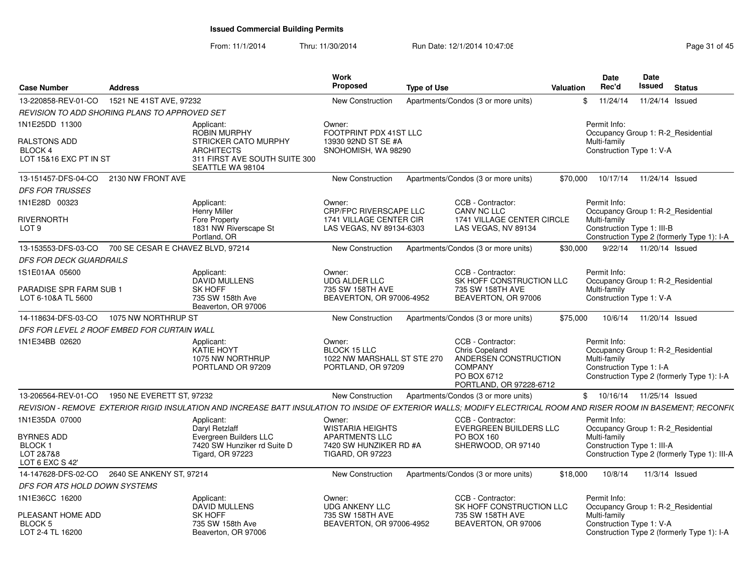# Issued Commercial Building Permits

From: 11/1/2014 Thru: 11/30/2014 Run Date: 12/1/2014 10:47:08

| Case Number | Address | Work Proposed | Type of Use | Valuation | Date Rec'd | Date Issued | Status |
|---|---|---|---|---|---|---|---|
| 13-220858-REV-01-CO | 1521 NE 41ST AVE, 97232 | New Construction | Apartments/Condos (3 or more units) | $ | 11/24/14 | 11/24/14 | Issued |

REVISION TO ADD SHORING PLANS TO APPROVED SET

1N1E25DD 11300
RALSTONS ADD
BLOCK 4
LOT 15&16 EXC PT IN ST

Applicant: ROBIN MURPHY, STRICKER CATO MURPHY ARCHITECTS, 311 FIRST AVE SOUTH SUITE 300, SEATTLE WA 98104

Owner: FOOTPRINT PDX 41ST LLC, 13930 92ND ST SE #A, SNOHOMISH, WA 98290

Permit Info: Occupancy Group 1: R-2_Residential Multi-family; Construction Type 1: V-A

---

| Case Number | Address | Work Proposed | Type of Use | Valuation | Date Rec'd | Date Issued | Status |
|---|---|---|---|---|---|---|---|
| 13-151457-DFS-04-CO | 2130 NW FRONT AVE | New Construction | Apartments/Condos (3 or more units) | $70,000 | 10/17/14 | 11/24/14 | Issued |

DFS FOR TRUSSES

1N1E28D 00323
RIVERNORTH
LOT 9

Applicant: Henry Miller, Fore Property, 1831 NW Riverscape St, Portland, OR

Owner: CRP/FPC RIVERSCAPE LLC, 1741 VILLAGE CENTER CIR, LAS VEGAS, NV 89134-6303

CCB - Contractor: CANV NC LLC, 1741 VILLAGE CENTER CIRCLE, LAS VEGAS, NV 89134

Permit Info: Occupancy Group 1: R-2_Residential Multi-family; Construction Type 1: III-B; Construction Type 2 (formerly Type 1): I-A

---

| Case Number | Address | Work Proposed | Type of Use | Valuation | Date Rec'd | Date Issued | Status |
|---|---|---|---|---|---|---|---|
| 13-153553-DFS-03-CO | 700 SE CESAR E CHAVEZ BLVD, 97214 | New Construction | Apartments/Condos (3 or more units) | $30,000 | 9/22/14 | 11/20/14 | Issued |

DFS FOR DECK GUARDRAILS

1S1E01AA 05600
PARADISE SPR FARM SUB 1
LOT 6-10&A TL 5600

Applicant: DAVID MULLENS, SK HOFF, 735 SW 158th Ave, Beaverton, OR 97006

Owner: UDG ALDER LLC, 735 SW 158TH AVE, BEAVERTON, OR 97006-4952

CCB - Contractor: SK HOFF CONSTRUCTION LLC, 735 SW 158TH AVE, BEAVERTON, OR 97006

Permit Info: Occupancy Group 1: R-2_Residential Multi-family; Construction Type 1: V-A

---

| Case Number | Address | Work Proposed | Type of Use | Valuation | Date Rec'd | Date Issued | Status |
|---|---|---|---|---|---|---|---|
| 14-118634-DFS-03-CO | 1075 NW NORTHRUP ST | New Construction | Apartments/Condos (3 or more units) | $75,000 | 10/6/14 | 11/20/14 | Issued |

DFS FOR LEVEL 2 ROOF EMBED FOR CURTAIN WALL

1N1E34BB 02620

Applicant: KATIE HOYT, 1075 NW NORTHRUP, PORTLAND OR 97209

Owner: BLOCK 15 LLC, 1022 NW MARSHALL ST STE 270, PORTLAND, OR 97209

CCB - Contractor: Chris Copeland, ANDERSEN CONSTRUCTION COMPANY, PO BOX 6712, PORTLAND, OR 97228-6712

Permit Info: Occupancy Group 1: R-2_Residential Multi-family; Construction Type 1: I-A; Construction Type 2 (formerly Type 1): I-A

---

| Case Number | Address | Work Proposed | Type of Use | Valuation | Date Rec'd | Date Issued | Status |
|---|---|---|---|---|---|---|---|
| 13-206564-REV-01-CO | 1950 NE EVERETT ST, 97232 | New Construction | Apartments/Condos (3 or more units) | $ | 10/16/14 | 11/25/14 | Issued |

REVISION - REMOVE EXTERIOR RIGID INSULATION AND INCREASE BATT INSULATION TO INSIDE OF EXTERIOR WALLS; MODIFY ELECTRICAL ROOM AND RISER ROOM IN BASEMENT; RECONFIC

1N1E35DA 07000
BYRNES ADD
BLOCK 1
LOT 2&7&8
LOT 6 EXC S 42'

Applicant: Daryl Retzlaff, Evergreen Builders LLC, 7420 SW Hunziker rd Suite D, Tigard, OR 97223

Owner: WISTARIA HEIGHTS APARTMENTS LLC, 7420 SW HUNZIKER RD #A, TIGARD, OR 97223

CCB - Contractor: EVERGREEN BUILDERS LLC, PO BOX 160, SHERWOOD, OR 97140

Permit Info: Occupancy Group 1: R-2_Residential Multi-family; Construction Type 1: III-A; Construction Type 2 (formerly Type 1): III-A

---

| Case Number | Address | Work Proposed | Type of Use | Valuation | Date Rec'd | Date Issued | Status |
|---|---|---|---|---|---|---|---|
| 14-147628-DFS-02-CO | 2640 SE ANKENY ST, 97214 | New Construction | Apartments/Condos (3 or more units) | $18,000 | 10/8/14 | 11/3/14 | Issued |

DFS FOR ATS HOLD DOWN SYSTEMS

1N1E36CC 16200
PLEASANT HOME ADD
BLOCK 5
LOT 2-4 TL 16200

Applicant: DAVID MULLENS, SK HOFF, 735 SW 158th Ave, Beaverton, OR 97006

Owner: UDG ANKENY LLC, 735 SW 158TH AVE, BEAVERTON, OR 97006-4952

CCB - Contractor: SK HOFF CONSTRUCTION LLC, 735 SW 158TH AVE, BEAVERTON, OR 97006

Permit Info: Occupancy Group 1: R-2_Residential Multi-family; Construction Type 1: V-A; Construction Type 2 (formerly Type 1): I-A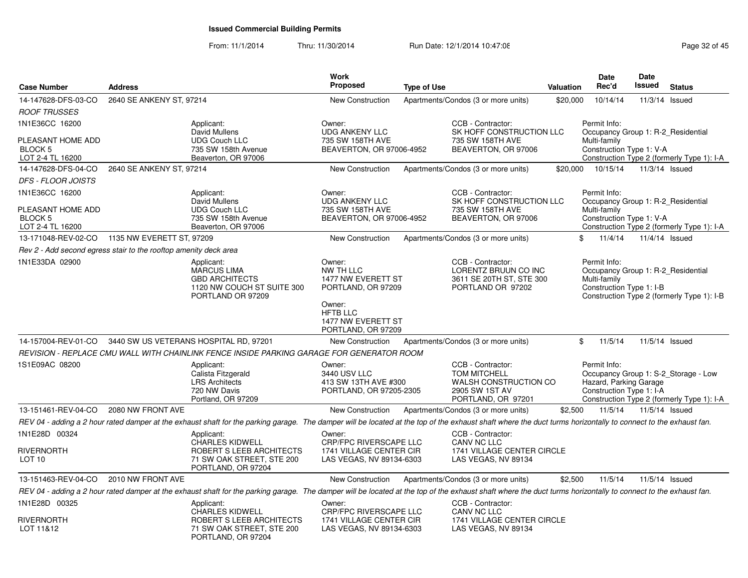# Issued Commercial Building Permits

From: 11/1/2014 Thru: 11/30/2014 Run Date: 12/1/2014 10:47:08

| Case Number | Address | Work Proposed | Type of Use | Valuation | Date Rec'd | Date Issued | Status |
|---|---|---|---|---|---|---|---|
| 14-147628-DFS-03-CO | 2640 SE ANKENY ST, 97214 | New Construction | Apartments/Condos (3 or more units) | $20,000 | 10/14/14 | 11/3/14 | Issued |

*ROOF TRUSSES*

1N1E36CC 16200
PLEASANT HOME ADD
BLOCK 5
LOT 2-4 TL 16200

Applicant: David Mullens, UDG Couch LLC, 735 SW 158th Avenue, Beaverton, OR 97006

Owner: UDG ANKENY LLC, 735 SW 158TH AVE, BEAVERTON, OR 97006-4952

CCB - Contractor: SK HOFF CONSTRUCTION LLC, 735 SW 158TH AVE, BEAVERTON, OR 97006

Permit Info: Occupancy Group 1: R-2_Residential Multi-family; Construction Type 1: V-A; Construction Type 2 (formerly Type 1): I-A

| Case Number | Address | Work Proposed | Type of Use | Valuation | Date Rec'd | Date Issued | Status |
|---|---|---|---|---|---|---|---|
| 14-147628-DFS-04-CO | 2640 SE ANKENY ST, 97214 | New Construction | Apartments/Condos (3 or more units) | $20,000 | 10/15/14 | 11/3/14 | Issued |

*DFS - FLOOR JOISTS*

1N1E36CC 16200
PLEASANT HOME ADD
BLOCK 5
LOT 2-4 TL 16200

Applicant: David Mullens, UDG Couch LLC, 735 SW 158th Avenue, Beaverton, OR 97006

Owner: UDG ANKENY LLC, 735 SW 158TH AVE, BEAVERTON, OR 97006-4952

CCB - Contractor: SK HOFF CONSTRUCTION LLC, 735 SW 158TH AVE, BEAVERTON, OR 97006

Permit Info: Occupancy Group 1: R-2_Residential Multi-family; Construction Type 1: V-A; Construction Type 2 (formerly Type 1): I-A

| Case Number | Address | Work Proposed | Type of Use | Valuation | Date Rec'd | Date Issued | Status |
|---|---|---|---|---|---|---|---|
| 13-171048-REV-02-CO | 1135 NW EVERETT ST, 97209 | New Construction | Apartments/Condos (3 or more units) | $ | 11/4/14 | 11/4/14 | Issued |

*Rev 2 - Add second egress stair to the rooftop amenity deck area*

1N1E33DA 02900

Applicant: MARCUS LIMA, GBD ARCHITECTS, 1120 NW COUCH ST SUITE 300, PORTLAND OR 97209

Owner: NW TH LLC, 1477 NW EVERETT ST, PORTLAND, OR 97209

Owner: HFTB LLC, 1477 NW EVERETT ST, PORTLAND, OR 97209

CCB - Contractor: LORENTZ BRUUN CO INC, 3611 SE 20TH ST, STE 300, PORTLAND OR 97202

Permit Info: Occupancy Group 1: R-2_Residential Multi-family; Construction Type 1: I-B; Construction Type 2 (formerly Type 1): I-B

| Case Number | Address | Work Proposed | Type of Use | Valuation | Date Rec'd | Date Issued | Status |
|---|---|---|---|---|---|---|---|
| 14-157004-REV-01-CO | 3440 SW US VETERANS HOSPITAL RD, 97201 | New Construction | Apartments/Condos (3 or more units) | $ | 11/5/14 | 11/5/14 | Issued |

*REVISION - REPLACE CMU WALL WITH CHAINLINK FENCE INSIDE PARKING GARAGE FOR GENERATOR ROOM*

1S1E09AC 08200

Applicant: Calista Fitzgerald, LRS Architects, 720 NW Davis, Portland, OR 97209

Owner: 3440 USV LLC, 413 SW 13TH AVE #300, PORTLAND, OR 97205-2305

CCB - Contractor: TOM MITCHELL, WALSH CONSTRUCTION CO, 2905 SW 1ST AV, PORTLAND, OR 97201

Permit Info: Occupancy Group 1: S-2_Storage - Low Hazard, Parking Garage; Construction Type 1: I-A; Construction Type 2 (formerly Type 1): I-A

| Case Number | Address | Work Proposed | Type of Use | Valuation | Date Rec'd | Date Issued | Status |
|---|---|---|---|---|---|---|---|
| 13-151461-REV-04-CO | 2080 NW FRONT AVE | New Construction | Apartments/Condos (3 or more units) | $2,500 | 11/5/14 | 11/5/14 | Issued |

*REV 04 - adding a 2 hour rated damper at the exhaust shaft for the parking garage. The damper will be located at the top of the exhaust shaft where the duct turns horizontally to connect to the exhaust fan.*

1N1E28D 00324
RIVERNORTH
LOT 10

Applicant: CHARLES KIDWELL, ROBERT S LEEB ARCHITECTS, 71 SW OAK STREET, STE 200, PORTLAND, OR 97204

Owner: CRP/FPC RIVERSCAPE LLC, 1741 VILLAGE CENTER CIR, LAS VEGAS, NV 89134-6303

CCB - Contractor: CANV NC LLC, 1741 VILLAGE CENTER CIRCLE, LAS VEGAS, NV 89134

| Case Number | Address | Work Proposed | Type of Use | Valuation | Date Rec'd | Date Issued | Status |
|---|---|---|---|---|---|---|---|
| 13-151463-REV-04-CO | 2010 NW FRONT AVE | New Construction | Apartments/Condos (3 or more units) | $2,500 | 11/5/14 | 11/5/14 | Issued |

*REV 04 - adding a 2 hour rated damper at the exhaust shaft for the parking garage. The damper will be located at the top of the exhaust shaft where the duct turns horizontally to connect to the exhaust fan.*

1N1E28D 00325
RIVERNORTH
LOT 11&12

Applicant: CHARLES KIDWELL, ROBERT S LEEB ARCHITECTS, 71 SW OAK STREET, STE 200, PORTLAND, OR 97204

Owner: CRP/FPC RIVERSCAPE LLC, 1741 VILLAGE CENTER CIR, LAS VEGAS, NV 89134-6303

CCB - Contractor: CANV NC LLC, 1741 VILLAGE CENTER CIRCLE, LAS VEGAS, NV 89134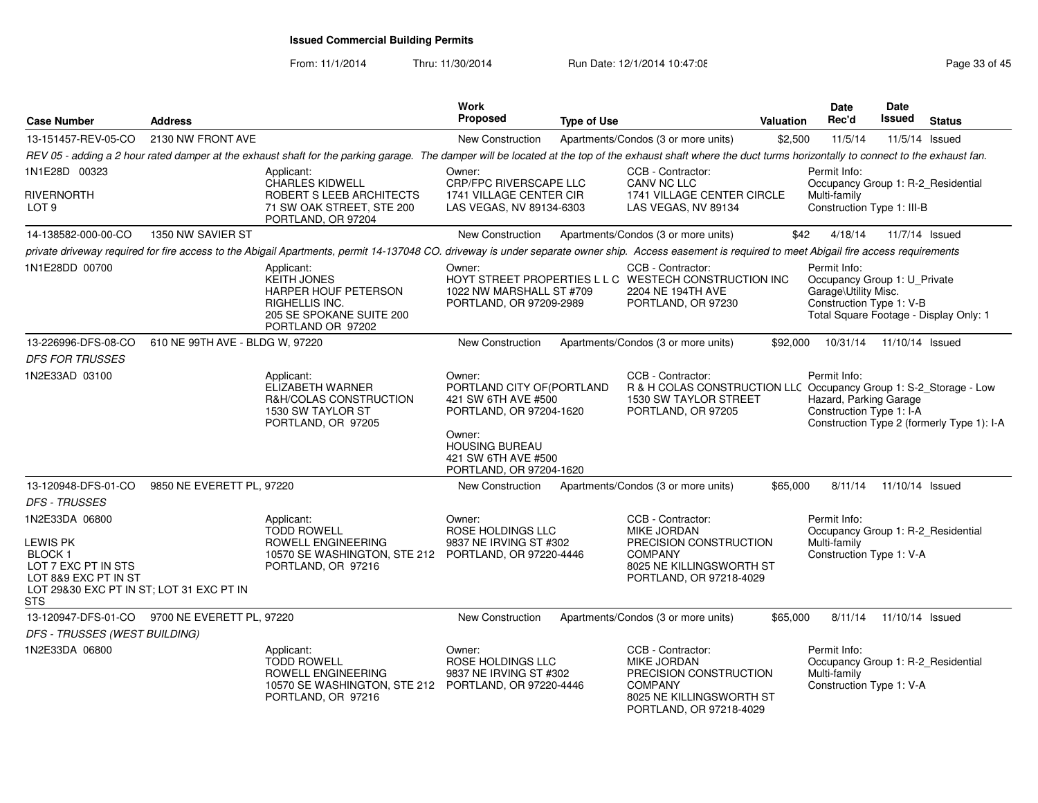# Issued Commercial Building Permits

From: 11/1/2014 Thru: 11/30/2014 Run Date: 12/1/2014 10:47:08

| Case Number | Address | | Work Proposed | Type of Use | Valuation | Date Rec'd | Date Issued | Status |
|---|---|---|---|---|---|---|---|---|
| 13-151457-REV-05-CO | 2130 NW FRONT AVE | | New Construction | Apartments/Condos (3 or more units) | $2,500 | 11/5/14 | 11/5/14 | Issued |

*REV 05 - adding a 2 hour rated damper at the exhaust shaft for the parking garage. The damper will be located at the top of the exhaust shaft where the duct turns horizontally to connect to the exhaust fan.*

1N1E28D 00323

RIVERNORTH
LOT 9

Applicant:
CHARLES KIDWELL
ROBERT S LEEB ARCHITECTS
71 SW OAK STREET, STE 200
PORTLAND, OR 97204

Owner:
CRP/FPC RIVERSCAPE LLC
1741 VILLAGE CENTER CIR
LAS VEGAS, NV 89134-6303

CCB - Contractor:
CANV NC LLC
1741 VILLAGE CENTER CIRCLE
LAS VEGAS, NV 89134

Permit Info:
Occupancy Group 1: R-2_Residential Multi-family
Construction Type 1: III-B

---

| Case Number | Address | | Work Proposed | Type of Use | Valuation | Date Rec'd | Date Issued | Status |
|---|---|---|---|---|---|---|---|---|
| 14-138582-000-00-CO | 1350 NW SAVIER ST | | New Construction | Apartments/Condos (3 or more units) | $42 | 4/18/14 | 11/7/14 | Issued |

*private driveway required for fire access to the Abigail Apartments, permit 14-137048 CO. driveway is under separate owner ship. Access easement is required to meet Abigail fire access requirements*

1N1E28DD 00700

Applicant:
KEITH JONES
HARPER HOUF PETERSON RIGHELLIS INC.
205 SE SPOKANE SUITE 200
PORTLAND OR 97202

Owner:
HOYT STREET PROPERTIES L L C
1022 NW MARSHALL ST #709
PORTLAND, OR 97209-2989

CCB - Contractor:
WESTECH CONSTRUCTION INC
2204 NE 194TH AVE
PORTLAND, OR 97230

Permit Info:
Occupancy Group 1: U_Private Garage\Utility Misc.
Construction Type 1: V-B
Total Square Footage - Display Only: 1

---

| Case Number | Address | | Work Proposed | Type of Use | Valuation | Date Rec'd | Date Issued | Status |
|---|---|---|---|---|---|---|---|---|
| 13-226996-DFS-08-CO | 610 NE 99TH AVE - BLDG W, 97220 | | New Construction | Apartments/Condos (3 or more units) | $92,000 | 10/31/14 | 11/10/14 | Issued |

*DFS FOR TRUSSES*

1N2E33AD 03100

Applicant:
ELIZABETH WARNER
R&H/COLAS CONSTRUCTION
1530 SW TAYLOR ST
PORTLAND, OR 97205

Owner:
PORTLAND CITY OF(PORTLAND
421 SW 6TH AVE #500
PORTLAND, OR 97204-1620

Owner:
HOUSING BUREAU
421 SW 6TH AVE #500
PORTLAND, OR 97204-1620

CCB - Contractor:
R & H COLAS CONSTRUCTION LLC
1530 SW TAYLOR STREET
PORTLAND, OR 97205

Permit Info:
Occupancy Group 1: S-2_Storage - Low Hazard, Parking Garage
Construction Type 1: I-A
Construction Type 2 (formerly Type 1): I-A

---

| Case Number | Address | | Work Proposed | Type of Use | Valuation | Date Rec'd | Date Issued | Status |
|---|---|---|---|---|---|---|---|---|
| 13-120948-DFS-01-CO | 9850 NE EVERETT PL, 97220 | | New Construction | Apartments/Condos (3 or more units) | $65,000 | 8/11/14 | 11/10/14 | Issued |

*DFS - TRUSSES*

1N2E33DA 06800

LEWIS PK
BLOCK 1
LOT 7 EXC PT IN STS
LOT 8&9 EXC PT IN ST
LOT 29&30 EXC PT IN ST; LOT 31 EXC PT IN STS

Applicant:
TODD ROWELL
ROWELL ENGINEERING
10570 SE WASHINGTON, STE 212
PORTLAND, OR 97216

Owner:
ROSE HOLDINGS LLC
9837 NE IRVING ST #302
PORTLAND, OR 97220-4446

CCB - Contractor:
MIKE JORDAN
PRECISION CONSTRUCTION COMPANY
8025 NE KILLINGSWORTH ST
PORTLAND, OR 97218-4029

Permit Info:
Occupancy Group 1: R-2_Residential Multi-family
Construction Type 1: V-A

---

| Case Number | Address | | Work Proposed | Type of Use | Valuation | Date Rec'd | Date Issued | Status |
|---|---|---|---|---|---|---|---|---|
| 13-120947-DFS-01-CO | 9700 NE EVERETT PL, 97220 | | New Construction | Apartments/Condos (3 or more units) | $65,000 | 8/11/14 | 11/10/14 | Issued |

*DFS - TRUSSES (WEST BUILDING)*

1N2E33DA 06800

Applicant:
TODD ROWELL
ROWELL ENGINEERING
10570 SE WASHINGTON, STE 212
PORTLAND, OR 97216

Owner:
ROSE HOLDINGS LLC
9837 NE IRVING ST #302
PORTLAND, OR 97220-4446

CCB - Contractor:
MIKE JORDAN
PRECISION CONSTRUCTION COMPANY
8025 NE KILLINGSWORTH ST
PORTLAND, OR 97218-4029

Permit Info:
Occupancy Group 1: R-2_Residential Multi-family
Construction Type 1: V-A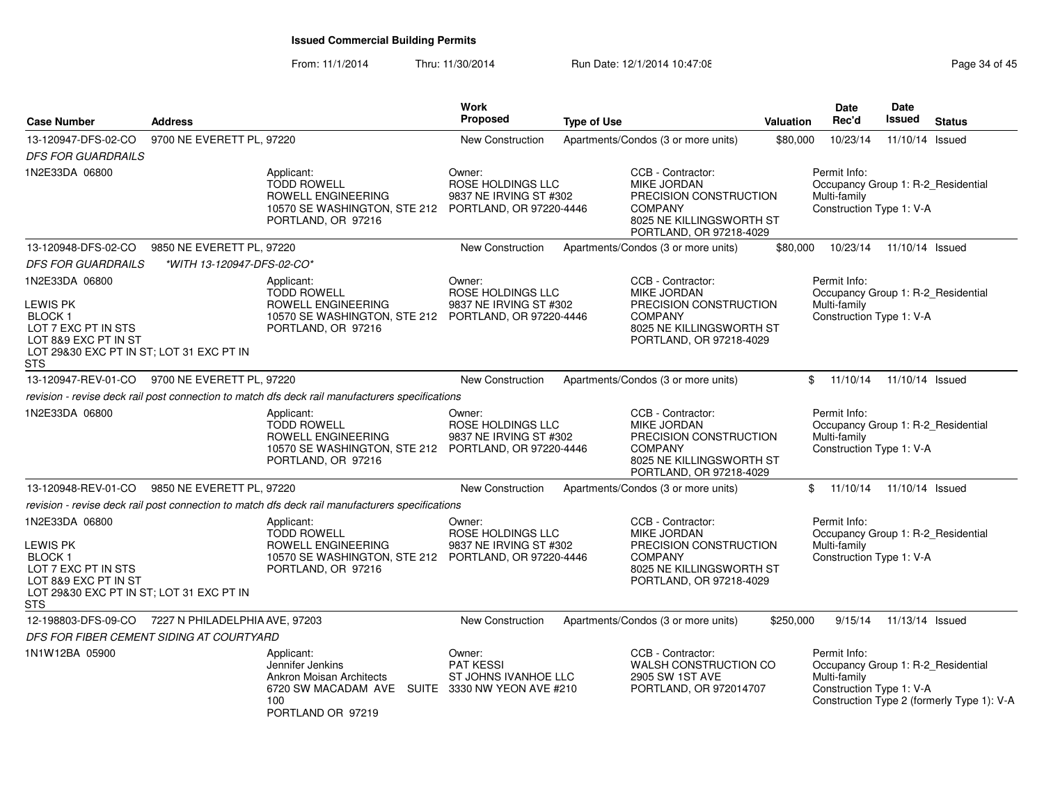# Issued Commercial Building Permits

From: 11/1/2014 Thru: 11/30/2014 Run Date: 12/1/2014 10:47:08

| Case Number | Address | Work Proposed | Type of Use | Valuation | Date Rec'd | Date Issued | Status |
|---|---|---|---|---|---|---|---|
| 13-120947-DFS-02-CO | 9700 NE EVERETT PL, 97220 | New Construction | Apartments/Condos (3 or more units) | $80,000 | 10/23/14 | 11/10/14 | Issued |

DFS FOR GUARDRAILS

1N2E33DA 06800

Applicant: TODD ROWELL, ROWELL ENGINEERING, 10570 SE WASHINGTON, STE 212, PORTLAND, OR 97216

Owner: ROSE HOLDINGS LLC, 9837 NE IRVING ST #302, PORTLAND, OR 97220-4446

CCB - Contractor: MIKE JORDAN, PRECISION CONSTRUCTION COMPANY, 8025 NE KILLINGSWORTH ST, PORTLAND, OR 97218-4029

Permit Info: Occupancy Group 1: R-2_Residential Multi-family; Construction Type 1: V-A

| Case Number | Address | Work Proposed | Type of Use | Valuation | Date Rec'd | Date Issued | Status |
|---|---|---|---|---|---|---|---|
| 13-120948-DFS-02-CO | 9850 NE EVERETT PL, 97220 | New Construction | Apartments/Condos (3 or more units) | $80,000 | 10/23/14 | 11/10/14 | Issued |

DFS FOR GUARDRAILS *WITH 13-120947-DFS-02-CO*

1N2E33DA 06800

LEWIS PK
BLOCK 1
LOT 7 EXC PT IN STS
LOT 8&9 EXC PT IN ST
LOT 29&30 EXC PT IN ST; LOT 31 EXC PT IN STS

Applicant: TODD ROWELL, ROWELL ENGINEERING, 10570 SE WASHINGTON, STE 212, PORTLAND, OR 97216

Owner: ROSE HOLDINGS LLC, 9837 NE IRVING ST #302, PORTLAND, OR 97220-4446

CCB - Contractor: MIKE JORDAN, PRECISION CONSTRUCTION COMPANY, 8025 NE KILLINGSWORTH ST, PORTLAND, OR 97218-4029

Permit Info: Occupancy Group 1: R-2_Residential Multi-family; Construction Type 1: V-A

| Case Number | Address | Work Proposed | Type of Use | Valuation | Date Rec'd | Date Issued | Status |
|---|---|---|---|---|---|---|---|
| 13-120947-REV-01-CO | 9700 NE EVERETT PL, 97220 | New Construction | Apartments/Condos (3 or more units) | $ | 11/10/14 | 11/10/14 | Issued |

revision - revise deck rail post connection to match dfs deck rail manufacturers specifications

1N2E33DA 06800

Applicant: TODD ROWELL, ROWELL ENGINEERING, 10570 SE WASHINGTON, STE 212, PORTLAND, OR 97216

Owner: ROSE HOLDINGS LLC, 9837 NE IRVING ST #302, PORTLAND, OR 97220-4446

CCB - Contractor: MIKE JORDAN, PRECISION CONSTRUCTION COMPANY, 8025 NE KILLINGSWORTH ST, PORTLAND, OR 97218-4029

Permit Info: Occupancy Group 1: R-2_Residential Multi-family; Construction Type 1: V-A

| Case Number | Address | Work Proposed | Type of Use | Valuation | Date Rec'd | Date Issued | Status |
|---|---|---|---|---|---|---|---|
| 13-120948-REV-01-CO | 9850 NE EVERETT PL, 97220 | New Construction | Apartments/Condos (3 or more units) | $ | 11/10/14 | 11/10/14 | Issued |

revision - revise deck rail post connection to match dfs deck rail manufacturers specifications

1N2E33DA 06800

LEWIS PK
BLOCK 1
LOT 7 EXC PT IN STS
LOT 8&9 EXC PT IN ST
LOT 29&30 EXC PT IN ST; LOT 31 EXC PT IN STS

Applicant: TODD ROWELL, ROWELL ENGINEERING, 10570 SE WASHINGTON, STE 212, PORTLAND, OR 97216

Owner: ROSE HOLDINGS LLC, 9837 NE IRVING ST #302, PORTLAND, OR 97220-4446

CCB - Contractor: MIKE JORDAN, PRECISION CONSTRUCTION COMPANY, 8025 NE KILLINGSWORTH ST, PORTLAND, OR 97218-4029

Permit Info: Occupancy Group 1: R-2_Residential Multi-family; Construction Type 1: V-A

| Case Number | Address | Work Proposed | Type of Use | Valuation | Date Rec'd | Date Issued | Status |
|---|---|---|---|---|---|---|---|
| 12-198803-DFS-09-CO | 7227 N PHILADELPHIA AVE, 97203 | New Construction | Apartments/Condos (3 or more units) | $250,000 | 9/15/14 | 11/13/14 | Issued |

DFS FOR FIBER CEMENT SIDING AT COURTYARD

1N1W12BA 05900

Applicant: Jennifer Jenkins, Ankron Moisan Architects, 6720 SW MACADAM AVE SUITE 100, PORTLAND OR 97219

Owner: PAT KESSI, ST JOHNS IVANHOE LLC, 3330 NW YEON AVE #210

CCB - Contractor: WALSH CONSTRUCTION CO, 2905 SW 1ST AVE, PORTLAND, OR 972014707

Permit Info: Occupancy Group 1: R-2_Residential Multi-family; Construction Type 1: V-A; Construction Type 2 (formerly Type 1): V-A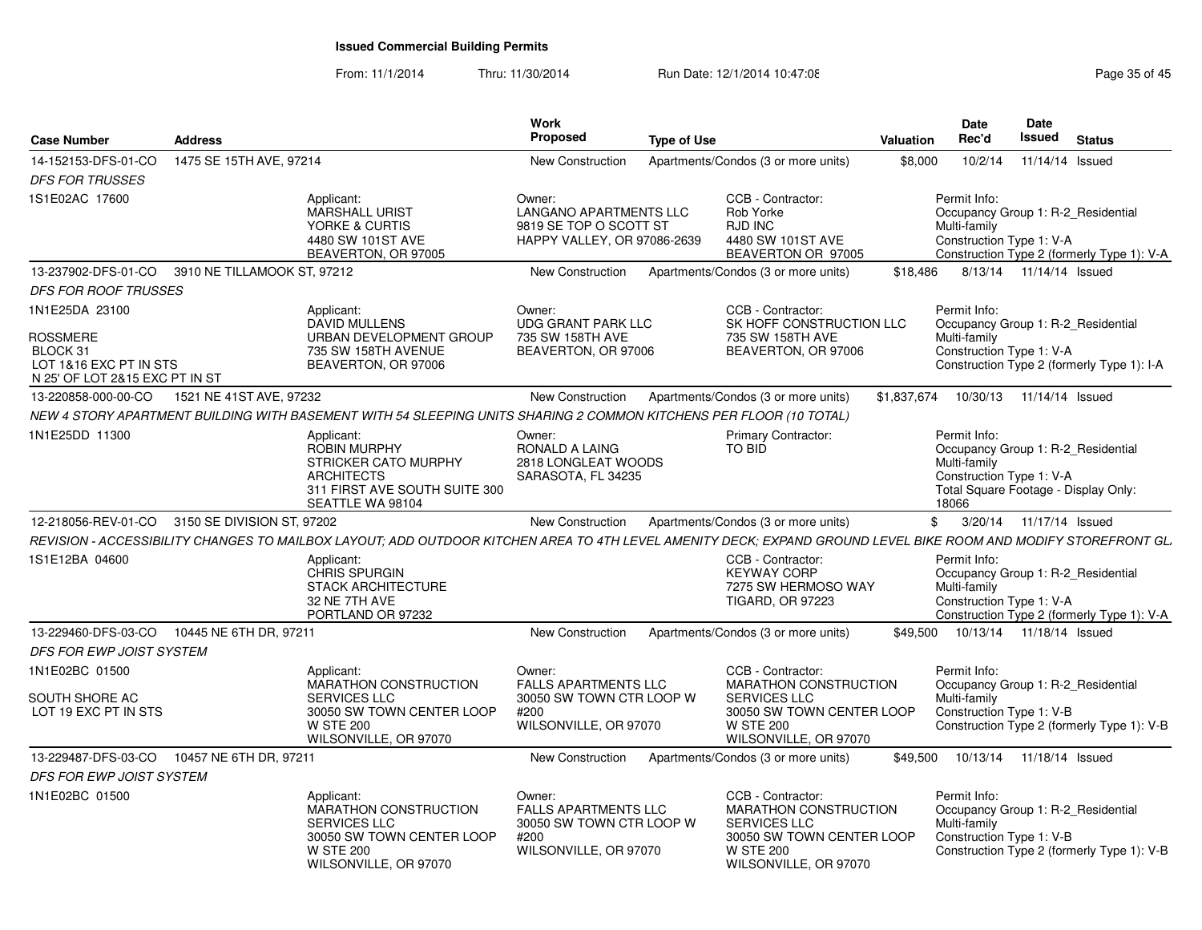**Issued Commercial Building Permits**

From: 11/1/2014 Thru: 11/30/2014 Run Date: 12/1/2014 10:47:08

| Case Number | Address | Work Proposed | Type of Use | Valuation | Date Rec'd | Date Issued | Status |
|---|---|---|---|---|---|---|---|
| 14-152153-DFS-01-CO | 1475 SE 15TH AVE, 97214 | New Construction | Apartments/Condos (3 or more units) | $8,000 | 10/2/14 | 11/14/14 | Issued |

*DFS FOR TRUSSES*

1S1E02AC 17600

Applicant: MARSHALL URIST, YORKE & CURTIS, 4480 SW 101ST AVE, BEAVERTON, OR 97005

Owner: LANGANO APARTMENTS LLC, 9819 SE TOP O SCOTT ST, HAPPY VALLEY, OR 97086-2639

CCB - Contractor: Rob Yorke, RJD INC, 4480 SW 101ST AVE, BEAVERTON OR 97005

Permit Info: Occupancy Group 1: R-2_Residential Multi-family; Construction Type 1: V-A; Construction Type 2 (formerly Type 1): V-A

| Case Number | Address | Work Proposed | Type of Use | Valuation | Date Rec'd | Date Issued | Status |
|---|---|---|---|---|---|---|---|
| 13-237902-DFS-01-CO | 3910 NE TILLAMOOK ST, 97212 | New Construction | Apartments/Condos (3 or more units) | $18,486 | 8/13/14 | 11/14/14 | Issued |

*DFS FOR ROOF TRUSSES*

1N1E25DA 23100

ROSSMERE
BLOCK 31
LOT 1&16 EXC PT IN STS
N 25' OF LOT 2&15 EXC PT IN ST

Applicant: DAVID MULLENS, URBAN DEVELOPMENT GROUP, 735 SW 158TH AVENUE, BEAVERTON, OR 97006

Owner: UDG GRANT PARK LLC, 735 SW 158TH AVE, BEAVERTON, OR 97006

CCB - Contractor: SK HOFF CONSTRUCTION LLC, 735 SW 158TH AVE, BEAVERTON, OR 97006

Permit Info: Occupancy Group 1: R-2_Residential Multi-family; Construction Type 1: V-A; Construction Type 2 (formerly Type 1): I-A

| Case Number | Address | Work Proposed | Type of Use | Valuation | Date Rec'd | Date Issued | Status |
|---|---|---|---|---|---|---|---|
| 13-220858-000-00-CO | 1521 NE 41ST AVE, 97232 | New Construction | Apartments/Condos (3 or more units) | $1,837,674 | 10/30/13 | 11/14/14 | Issued |

*NEW 4 STORY APARTMENT BUILDING WITH BASEMENT WITH 54 SLEEPING UNITS SHARING 2 COMMON KITCHENS PER FLOOR (10 TOTAL)*

1N1E25DD 11300

Applicant: ROBIN MURPHY, STRICKER CATO MURPHY ARCHITECTS, 311 FIRST AVE SOUTH SUITE 300, SEATTLE WA 98104

Owner: RONALD A LAING, 2818 LONGLEAT WOODS, SARASOTA, FL 34235

Primary Contractor: TO BID

Permit Info: Occupancy Group 1: R-2_Residential Multi-family; Construction Type 1: V-A; Total Square Footage - Display Only: 18066

| Case Number | Address | Work Proposed | Type of Use | Valuation | Date Rec'd | Date Issued | Status |
|---|---|---|---|---|---|---|---|
| 12-218056-REV-01-CO | 3150 SE DIVISION ST, 97202 | New Construction | Apartments/Condos (3 or more units) | $ | 3/20/14 | 11/17/14 | Issued |

*REVISION - ACCESSIBILITY CHANGES TO MAILBOX LAYOUT; ADD OUTDOOR KITCHEN AREA TO 4TH LEVEL AMENITY DECK; EXPAND GROUND LEVEL BIKE ROOM AND MODIFY STOREFRONT GL*

1S1E12BA 04600

Applicant: CHRIS SPURGIN, STACK ARCHITECTURE, 32 NE 7TH AVE, PORTLAND OR 97232

CCB - Contractor: KEYWAY CORP, 7275 SW HERMOSO WAY, TIGARD, OR 97223

Permit Info: Occupancy Group 1: R-2_Residential Multi-family; Construction Type 1: V-A; Construction Type 2 (formerly Type 1): V-A

| Case Number | Address | Work Proposed | Type of Use | Valuation | Date Rec'd | Date Issued | Status |
|---|---|---|---|---|---|---|---|
| 13-229460-DFS-03-CO | 10445 NE 6TH DR, 97211 | New Construction | Apartments/Condos (3 or more units) | $49,500 | 10/13/14 | 11/18/14 | Issued |

*DFS FOR EWP JOIST SYSTEM*

1N1E02BC 01500

SOUTH SHORE AC
LOT 19 EXC PT IN STS

Applicant: MARATHON CONSTRUCTION SERVICES LLC, 30050 SW TOWN CENTER LOOP W STE 200, WILSONVILLE, OR 97070

Owner: FALLS APARTMENTS LLC, 30050 SW TOWN CTR LOOP W #200, WILSONVILLE, OR 97070

CCB - Contractor: MARATHON CONSTRUCTION SERVICES LLC, 30050 SW TOWN CENTER LOOP W STE 200, WILSONVILLE, OR 97070

Permit Info: Occupancy Group 1: R-2_Residential Multi-family; Construction Type 1: V-B; Construction Type 2 (formerly Type 1): V-B

| Case Number | Address | Work Proposed | Type of Use | Valuation | Date Rec'd | Date Issued | Status |
|---|---|---|---|---|---|---|---|
| 13-229487-DFS-03-CO | 10457 NE 6TH DR, 97211 | New Construction | Apartments/Condos (3 or more units) | $49,500 | 10/13/14 | 11/18/14 | Issued |

*DFS FOR EWP JOIST SYSTEM*

1N1E02BC 01500

Applicant: MARATHON CONSTRUCTION SERVICES LLC, 30050 SW TOWN CENTER LOOP W STE 200, WILSONVILLE, OR 97070

Owner: FALLS APARTMENTS LLC, 30050 SW TOWN CTR LOOP W #200, WILSONVILLE, OR 97070

CCB - Contractor: MARATHON CONSTRUCTION SERVICES LLC, 30050 SW TOWN CENTER LOOP W STE 200, WILSONVILLE, OR 97070

Permit Info: Occupancy Group 1: R-2_Residential Multi-family; Construction Type 1: V-B; Construction Type 2 (formerly Type 1): V-B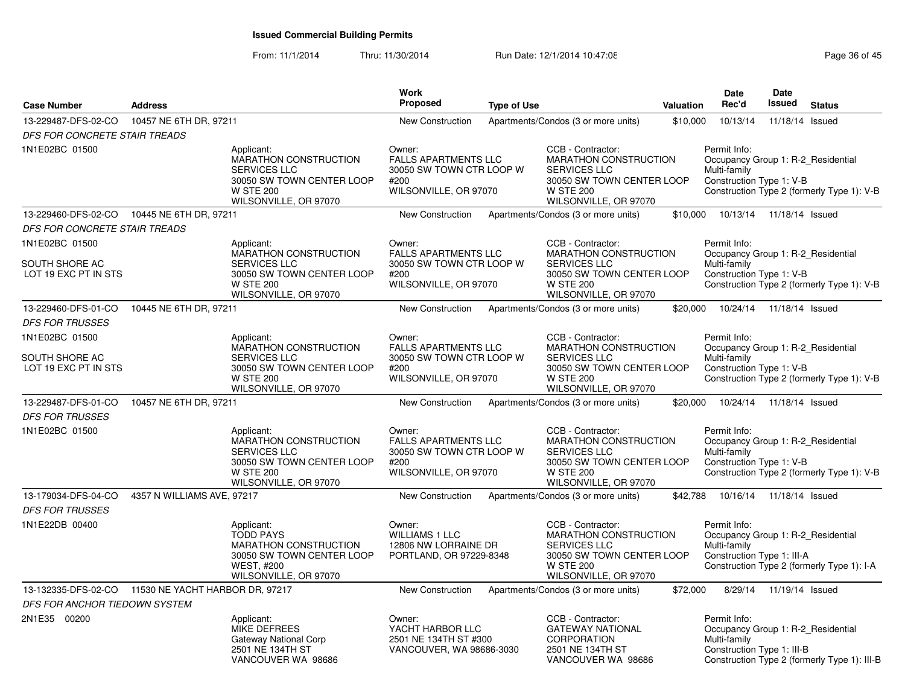# Issued Commercial Building Permits

From: 11/1/2014 Thru: 11/30/2014 Run Date: 12/1/2014 10:47:08

| Case Number | Address | Work Proposed | Type of Use | Valuation | Date Rec'd | Date Issued | Status |
|---|---|---|---|---|---|---|---|
| 13-229487-DFS-02-CO | 10457 NE 6TH DR, 97211 | New Construction | Apartments/Condos (3 or more units) | $10,000 | 10/13/14 | 11/18/14 | Issued |

*DFS FOR CONCRETE STAIR TREADS*

1N1E02BC 01500

Applicant: MARATHON CONSTRUCTION SERVICES LLC, 30050 SW TOWN CENTER LOOP W STE 200, WILSONVILLE, OR 97070

Owner: FALLS APARTMENTS LLC, 30050 SW TOWN CTR LOOP W #200, WILSONVILLE, OR 97070

CCB - Contractor: MARATHON CONSTRUCTION SERVICES LLC, 30050 SW TOWN CENTER LOOP W STE 200, WILSONVILLE, OR 97070

Permit Info: Occupancy Group 1: R-2_Residential Multi-family; Construction Type 1: V-B; Construction Type 2 (formerly Type 1): V-B

| Case Number | Address | Work Proposed | Type of Use | Valuation | Date Rec'd | Date Issued | Status |
|---|---|---|---|---|---|---|---|
| 13-229460-DFS-02-CO | 10445 NE 6TH DR, 97211 | New Construction | Apartments/Condos (3 or more units) | $10,000 | 10/13/14 | 11/18/14 | Issued |

*DFS FOR CONCRETE STAIR TREADS*

1N1E02BC 01500

SOUTH SHORE AC
LOT 19 EXC PT IN STS

Applicant: MARATHON CONSTRUCTION SERVICES LLC, 30050 SW TOWN CENTER LOOP W STE 200, WILSONVILLE, OR 97070

Owner: FALLS APARTMENTS LLC, 30050 SW TOWN CTR LOOP W #200, WILSONVILLE, OR 97070

CCB - Contractor: MARATHON CONSTRUCTION SERVICES LLC, 30050 SW TOWN CENTER LOOP W STE 200, WILSONVILLE, OR 97070

Permit Info: Occupancy Group 1: R-2_Residential Multi-family; Construction Type 1: V-B; Construction Type 2 (formerly Type 1): V-B

| Case Number | Address | Work Proposed | Type of Use | Valuation | Date Rec'd | Date Issued | Status |
|---|---|---|---|---|---|---|---|
| 13-229460-DFS-01-CO | 10445 NE 6TH DR, 97211 | New Construction | Apartments/Condos (3 or more units) | $20,000 | 10/24/14 | 11/18/14 | Issued |

*DFS FOR TRUSSES*

1N1E02BC 01500

SOUTH SHORE AC
LOT 19 EXC PT IN STS

Applicant: MARATHON CONSTRUCTION SERVICES LLC, 30050 SW TOWN CENTER LOOP W STE 200, WILSONVILLE, OR 97070

Owner: FALLS APARTMENTS LLC, 30050 SW TOWN CTR LOOP W #200, WILSONVILLE, OR 97070

CCB - Contractor: MARATHON CONSTRUCTION SERVICES LLC, 30050 SW TOWN CENTER LOOP W STE 200, WILSONVILLE, OR 97070

Permit Info: Occupancy Group 1: R-2_Residential Multi-family; Construction Type 1: V-B; Construction Type 2 (formerly Type 1): V-B

| Case Number | Address | Work Proposed | Type of Use | Valuation | Date Rec'd | Date Issued | Status |
|---|---|---|---|---|---|---|---|
| 13-229487-DFS-01-CO | 10457 NE 6TH DR, 97211 | New Construction | Apartments/Condos (3 or more units) | $20,000 | 10/24/14 | 11/18/14 | Issued |

*DFS FOR TRUSSES*

1N1E02BC 01500

Applicant: MARATHON CONSTRUCTION SERVICES LLC, 30050 SW TOWN CENTER LOOP W STE 200, WILSONVILLE, OR 97070

Owner: FALLS APARTMENTS LLC, 30050 SW TOWN CTR LOOP W #200, WILSONVILLE, OR 97070

CCB - Contractor: MARATHON CONSTRUCTION SERVICES LLC, 30050 SW TOWN CENTER LOOP W STE 200, WILSONVILLE, OR 97070

Permit Info: Occupancy Group 1: R-2_Residential Multi-family; Construction Type 1: V-B; Construction Type 2 (formerly Type 1): V-B

| Case Number | Address | Work Proposed | Type of Use | Valuation | Date Rec'd | Date Issued | Status |
|---|---|---|---|---|---|---|---|
| 13-179034-DFS-04-CO | 4357 N WILLIAMS AVE, 97217 | New Construction | Apartments/Condos (3 or more units) | $42,788 | 10/16/14 | 11/18/14 | Issued |

*DFS FOR TRUSSES*

1N1E22DB 00400

Applicant: TODD PAYS, MARATHON CONSTRUCTION, 30050 SW TOWN CENTER LOOP WEST, #200, WILSONVILLE, OR 97070

Owner: WILLIAMS 1 LLC, 12806 NW LORRAINE DR, PORTLAND, OR 97229-8348

CCB - Contractor: MARATHON CONSTRUCTION SERVICES LLC, 30050 SW TOWN CENTER LOOP W STE 200, WILSONVILLE, OR 97070

Permit Info: Occupancy Group 1: R-2_Residential Multi-family; Construction Type 1: III-A; Construction Type 2 (formerly Type 1): I-A

| Case Number | Address | Work Proposed | Type of Use | Valuation | Date Rec'd | Date Issued | Status |
|---|---|---|---|---|---|---|---|
| 13-132335-DFS-02-CO | 11530 NE YACHT HARBOR DR, 97217 | New Construction | Apartments/Condos (3 or more units) | $72,000 | 8/29/14 | 11/19/14 | Issued |

*DFS FOR ANCHOR TIEDOWN SYSTEM*

2N1E35 00200

Applicant: MIKE DEFREES, Gateway National Corp, 2501 NE 134TH ST, VANCOUVER WA 98686

Owner: YACHT HARBOR LLC, 2501 NE 134TH ST #300, VANCOUVER, WA 98686-3030

CCB - Contractor: GATEWAY NATIONAL CORPORATION, 2501 NE 134TH ST, VANCOUVER WA 98686

Permit Info: Occupancy Group 1: R-2_Residential Multi-family; Construction Type 1: III-B; Construction Type 2 (formerly Type 1): III-B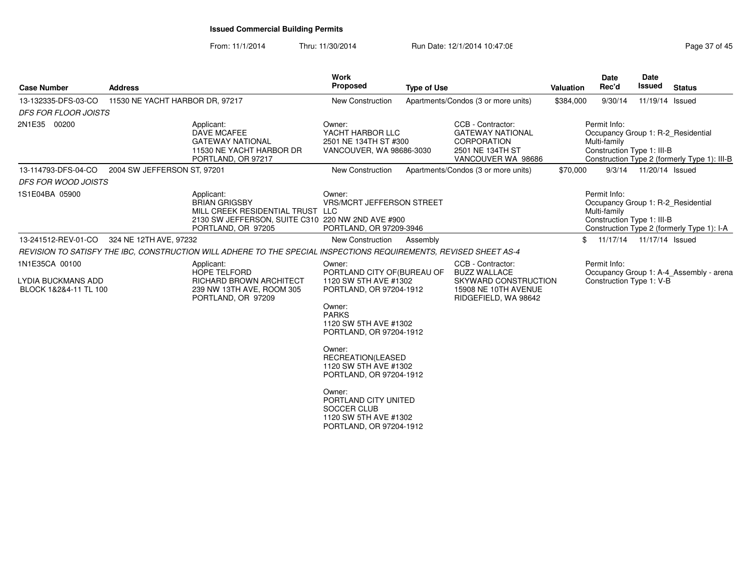**Issued Commercial Building Permits**

From: 11/1/2014 Thru: 11/30/2014 Run Date: 12/1/2014 10:47:08

| Case Number | Address | | Work Proposed | Type of Use | | Valuation | Date Rec'd | Date Issued | Status |
|---|---|---|---|---|---|---|---|---|---|
| 13-132335-DFS-03-CO | 11530 NE YACHT HARBOR DR, 97217 | | New Construction | Apartments/Condos (3 or more units) | | $384,000 | 9/30/14 | 11/19/14 | Issued |
| *DFS FOR FLOOR JOISTS* | | | | | | | | | |
| 2N1E35 00200 | | Applicant: DAVE MCAFEE GATEWAY NATIONAL 11530 NE YACHT HARBOR DR PORTLAND, OR 97217 | Owner: YACHT HARBOR LLC 2501 NE 134TH ST #300 VANCOUVER, WA 98686-3030 | | CCB - Contractor: GATEWAY NATIONAL CORPORATION 2501 NE 134TH ST VANCOUVER WA 98686 | | Permit Info: Occupancy Group 1: R-2_Residential Multi-family Construction Type 1: III-B Construction Type 2 (formerly Type 1): III-B | | |
| 13-114793-DFS-04-CO | 2004 SW JEFFERSON ST, 97201 | | New Construction | Apartments/Condos (3 or more units) | | $70,000 | 9/3/14 | 11/20/14 | Issued |
| *DFS FOR WOOD JOISTS* | | | | | | | | | |
| 1S1E04BA 05900 | | Applicant: BRIAN GRIGSBY MILL CREEK RESIDENTIAL TRUST 2130 SW JEFFERSON, SUITE C310 PORTLAND, OR 97205 | Owner: VRS/MCRT JEFFERSON STREET LLC 220 NW 2ND AVE #900 PORTLAND, OR 97209-3946 | | | | Permit Info: Occupancy Group 1: R-2_Residential Multi-family Construction Type 1: III-B Construction Type 2 (formerly Type 1): I-A | | |
| 13-241512-REV-01-CO | 324 NE 12TH AVE, 97232 | | New Construction | Assembly | | $ | 11/17/14 | 11/17/14 | Issued |
| *REVISION TO SATISFY THE IBC, CONSTRUCTION WILL ADHERE TO THE SPECIAL INSPECTIONS REQUIREMENTS, REVISED SHEET AS-4* | | | | | | | | | |
| 1N1E35CA 00100 LYDIA BUCKMANS ADD BLOCK 1&2&4-11 TL 100 | | Applicant: HOPE TELFORD RICHARD BROWN ARCHITECT 239 NW 13TH AVE, ROOM 305 PORTLAND, OR 97209 | Owner: PORTLAND CITY OF(BUREAU OF 1120 SW 5TH AVE #1302 PORTLAND, OR 97204-1912 Owner: PARKS 1120 SW 5TH AVE #1302 PORTLAND, OR 97204-1912 Owner: RECREATION(LEASED 1120 SW 5TH AVE #1302 PORTLAND, OR 97204-1912 Owner: PORTLAND CITY UNITED SOCCER CLUB 1120 SW 5TH AVE #1302 PORTLAND, OR 97204-1912 | | CCB - Contractor: BUZZ WALLACE SKYWARD CONSTRUCTION 15908 NE 10TH AVENUE RIDGEFIELD, WA 98642 | | Permit Info: Occupancy Group 1: A-4_Assembly - arena Construction Type 1: V-B | | |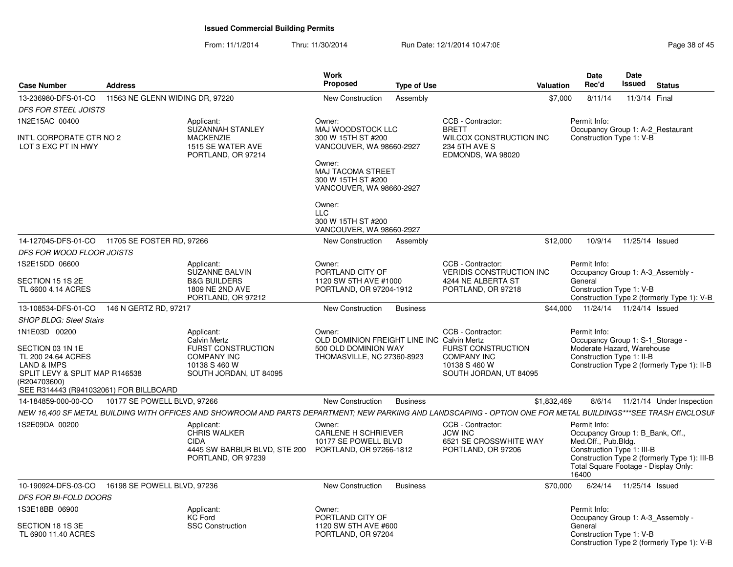# Issued Commercial Building Permits

From: 11/1/2014 Thru: 11/30/2014 Run Date: 12/1/2014 10:47:08

| Case Number | Address | Work Proposed | Type of Use | Valuation | Date Rec'd | Date Issued | Status |
|---|---|---|---|---|---|---|---|
| 13-236980-DFS-01-CO | 11563 NE GLENN WIDING DR, 97220 | New Construction | Assembly | $7,000 | 8/11/14 | 11/3/14 | Final |

*DFS FOR STEEL JOISTS*

1N2E15AC 00400

INT'L CORPORATE CTR NO 2
LOT 3 EXC PT IN HWY

Applicant:
SUZANNAH STANLEY
MACKENZIE
1515 SE WATER AVE
PORTLAND, OR 97214

Owner:
MAJ WOODSTOCK LLC
300 W 15TH ST #200
VANCOUVER, WA 98660-2927

Owner:
MAJ TACOMA STREET
300 W 15TH ST #200
VANCOUVER, WA 98660-2927

Owner:
LLC
300 W 15TH ST #200
VANCOUVER, WA 98660-2927

CCB - Contractor:
BRETT
WILCOX CONSTRUCTION INC
234 5TH AVE S
EDMONDS, WA 98020

Permit Info:
Occupancy Group 1: A-2_Restaurant
Construction Type 1: V-B

---

| Case Number | Address | Work Proposed | Type of Use | Valuation | Date Rec'd | Date Issued | Status |
|---|---|---|---|---|---|---|---|
| 14-127045-DFS-01-CO | 11705 SE FOSTER RD, 97266 | New Construction | Assembly | $12,000 | 10/9/14 | 11/25/14 | Issued |

*DFS FOR WOOD FLOOR JOISTS*

1S2E15DD 06600

SECTION 15 1S 2E
TL 6600 4.14 ACRES

Applicant:
SUZANNE BALVIN
B&G BUILDERS
1809 NE 2ND AVE
PORTLAND, OR 97212

Owner:
PORTLAND CITY OF
1120 SW 5TH AVE #1000
PORTLAND, OR 97204-1912

CCB - Contractor:
VERIDIS CONSTRUCTION INC
4244 NE ALBERTA ST
PORTLAND, OR 97218

Permit Info:
Occupancy Group 1: A-3_Assembly - General
Construction Type 1: V-B
Construction Type 2 (formerly Type 1): V-B

---

| Case Number | Address | Work Proposed | Type of Use | Valuation | Date Rec'd | Date Issued | Status |
|---|---|---|---|---|---|---|---|
| 13-108534-DFS-01-CO | 146 N GERTZ RD, 97217 | New Construction | Business | $44,000 | 11/24/14 | 11/24/14 | Issued |

*SHOP BLDG: Steel Stairs*

1N1E03D 00200

SECTION 03 1N 1E
TL 200 24.64 ACRES
LAND & IMPS
SPLIT LEVY & SPLIT MAP R146538 (R204703600)
SEE R314443 (R941032061) FOR BILLBOARD

Applicant:
Calvin Mertz
FURST CONSTRUCTION COMPANY INC
10138 S 460 W
SOUTH JORDAN, UT 84095

Owner:
OLD DOMINION FREIGHT LINE INC
500 OLD DOMINION WAY
THOMASVILLE, NC 27360-8923

CCB - Contractor:
Calvin Mertz
FURST CONSTRUCTION COMPANY INC
10138 S 460 W
SOUTH JORDAN, UT 84095

Permit Info:
Occupancy Group 1: S-1_Storage - Moderate Hazard, Warehouse
Construction Type 1: II-B
Construction Type 2 (formerly Type 1): II-B

---

| Case Number | Address | Work Proposed | Type of Use | Valuation | Date Rec'd | Date Issued | Status |
|---|---|---|---|---|---|---|---|
| 14-184859-000-00-CO | 10177 SE POWELL BLVD, 97266 | New Construction | Business | $1,832,469 | 8/6/14 | 11/21/14 | Under Inspection |

*NEW 16,400 SF METAL BUILDING WITH OFFICES AND SHOWROOM AND PARTS DEPARTMENT; NEW PARKING AND LANDSCAPING - OPTION ONE FOR METAL BUILDINGS***SEE TRASH ENCLOSUF*

1S2E09DA 00200

Applicant:
CHRIS WALKER
CIDA
4445 SW BARBUR BLVD, STE 200
PORTLAND, OR 97239

Owner:
CARLENE H SCHRIEVER
10177 SE POWELL BLVD
PORTLAND, OR 97266-1812

CCB - Contractor:
JCW INC
6521 SE CROSSWHITE WAY
PORTLAND, OR 97206

Permit Info:
Occupancy Group 1: B_Bank, Off., Med.Off., Pub.Bldg.
Construction Type 1: III-B
Construction Type 2 (formerly Type 1): III-B
Total Square Footage - Display Only: 16400

---

| Case Number | Address | Work Proposed | Type of Use | Valuation | Date Rec'd | Date Issued | Status |
|---|---|---|---|---|---|---|---|
| 10-190924-DFS-03-CO | 16198 SE POWELL BLVD, 97236 | New Construction | Business | $70,000 | 6/24/14 | 11/25/14 | Issued |

*DFS FOR BI-FOLD DOORS*

1S3E18BB 06900

SECTION 18 1S 3E
TL 6900 11.40 ACRES

Applicant:
KC Ford
SSC Construction

Owner:
PORTLAND CITY OF
1120 SW 5TH AVE #600
PORTLAND, OR 97204

Permit Info:
Occupancy Group 1: A-3_Assembly - General
Construction Type 1: V-B
Construction Type 2 (formerly Type 1): V-B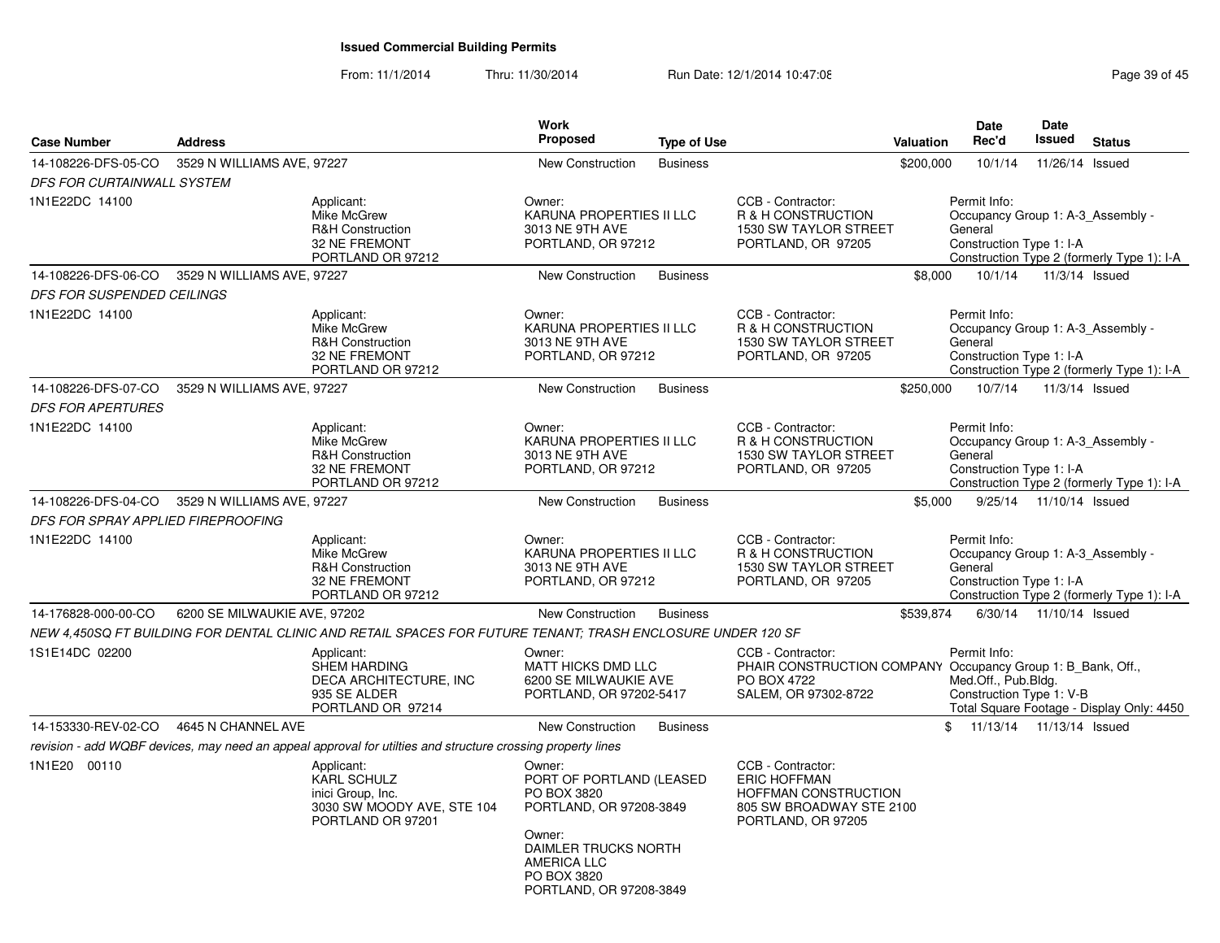**Issued Commercial Building Permits**

From: 11/1/2014 Thru: 11/30/2014 Run Date: 12/1/2014 10:47:08

| Case Number | Address | Work Proposed | Type of Use | Valuation | Date Rec'd | Date Issued | Status |
|---|---|---|---|---|---|---|---|
| 14-108226-DFS-05-CO | 3529 N WILLIAMS AVE, 97227 | New Construction | Business | $200,000 | 10/1/14 | 11/26/14 | Issued |

*DFS FOR CURTAINWALL SYSTEM*

1N1E22DC 14100

Applicant: Mike McGrew, R&H Construction, 32 NE FREMONT, PORTLAND OR 97212

Owner: KARUNA PROPERTIES II LLC, 3013 NE 9TH AVE, PORTLAND, OR 97212

CCB - Contractor: R & H CONSTRUCTION, 1530 SW TAYLOR STREET, PORTLAND, OR 97205

Permit Info: Occupancy Group 1: A-3_Assembly - General; Construction Type 1: I-A; Construction Type 2 (formerly Type 1): I-A

| Case Number | Address | Work Proposed | Type of Use | Valuation | Date Rec'd | Date Issued | Status |
|---|---|---|---|---|---|---|---|
| 14-108226-DFS-06-CO | 3529 N WILLIAMS AVE, 97227 | New Construction | Business | $8,000 | 10/1/14 | 11/3/14 | Issued |

*DFS FOR SUSPENDED CEILINGS*

1N1E22DC 14100

Applicant: Mike McGrew, R&H Construction, 32 NE FREMONT, PORTLAND OR 97212

Owner: KARUNA PROPERTIES II LLC, 3013 NE 9TH AVE, PORTLAND, OR 97212

CCB - Contractor: R & H CONSTRUCTION, 1530 SW TAYLOR STREET, PORTLAND, OR 97205

Permit Info: Occupancy Group 1: A-3_Assembly - General; Construction Type 1: I-A; Construction Type 2 (formerly Type 1): I-A

| Case Number | Address | Work Proposed | Type of Use | Valuation | Date Rec'd | Date Issued | Status |
|---|---|---|---|---|---|---|---|
| 14-108226-DFS-07-CO | 3529 N WILLIAMS AVE, 97227 | New Construction | Business | $250,000 | 10/7/14 | 11/3/14 | Issued |

*DFS FOR APERTURES*

1N1E22DC 14100

Applicant: Mike McGrew, R&H Construction, 32 NE FREMONT, PORTLAND OR 97212

Owner: KARUNA PROPERTIES II LLC, 3013 NE 9TH AVE, PORTLAND, OR 97212

CCB - Contractor: R & H CONSTRUCTION, 1530 SW TAYLOR STREET, PORTLAND, OR 97205

Permit Info: Occupancy Group 1: A-3_Assembly - General; Construction Type 1: I-A; Construction Type 2 (formerly Type 1): I-A

| Case Number | Address | Work Proposed | Type of Use | Valuation | Date Rec'd | Date Issued | Status |
|---|---|---|---|---|---|---|---|
| 14-108226-DFS-04-CO | 3529 N WILLIAMS AVE, 97227 | New Construction | Business | $5,000 | 9/25/14 | 11/10/14 | Issued |

*DFS FOR SPRAY APPLIED FIREPROOFING*

1N1E22DC 14100

Applicant: Mike McGrew, R&H Construction, 32 NE FREMONT, PORTLAND OR 97212

Owner: KARUNA PROPERTIES II LLC, 3013 NE 9TH AVE, PORTLAND, OR 97212

CCB - Contractor: R & H CONSTRUCTION, 1530 SW TAYLOR STREET, PORTLAND, OR 97205

Permit Info: Occupancy Group 1: A-3_Assembly - General; Construction Type 1: I-A; Construction Type 2 (formerly Type 1): I-A

| Case Number | Address | Work Proposed | Type of Use | Valuation | Date Rec'd | Date Issued | Status |
|---|---|---|---|---|---|---|---|
| 14-176828-000-00-CO | 6200 SE MILWAUKIE AVE, 97202 | New Construction | Business | $539,874 | 6/30/14 | 11/10/14 | Issued |

*NEW 4,450SQ FT BUILDING FOR DENTAL CLINIC AND RETAIL SPACES FOR FUTURE TENANT; TRASH ENCLOSURE UNDER 120 SF*

1S1E14DC 02200

Applicant: SHEM HARDING, DECA ARCHITECTURE, INC, 935 SE ALDER, PORTLAND OR 97214

Owner: MATT HICKS DMD LLC, 6200 SE MILWAUKIE AVE, PORTLAND, OR 97202-5417

CCB - Contractor: PHAIR CONSTRUCTION COMPANY, PO BOX 4722, SALEM, OR 97302-8722

Permit Info: Occupancy Group 1: B_Bank, Off., Med.Off., Pub.Bldg.; Construction Type 1: V-B; Total Square Footage - Display Only: 4450

| Case Number | Address | Work Proposed | Type of Use | Valuation | Date Rec'd | Date Issued | Status |
|---|---|---|---|---|---|---|---|
| 14-153330-REV-02-CO | 4645 N CHANNEL AVE | New Construction | Business | $ | 11/13/14 | 11/13/14 | Issued |

*revision - add WQBF devices, may need an appeal approval for utilties and structure crossing property lines*

1N1E20 00110

Applicant: KARL SCHULZ, inici Group, Inc., 3030 SW MOODY AVE, STE 104, PORTLAND OR 97201

Owner: PORT OF PORTLAND (LEASED, PO BOX 3820, PORTLAND, OR 97208-3849

Owner: DAIMLER TRUCKS NORTH AMERICA LLC, PO BOX 3820, PORTLAND, OR 97208-3849

CCB - Contractor: ERIC HOFFMAN, HOFFMAN CONSTRUCTION, 805 SW BROADWAY STE 2100, PORTLAND, OR 97205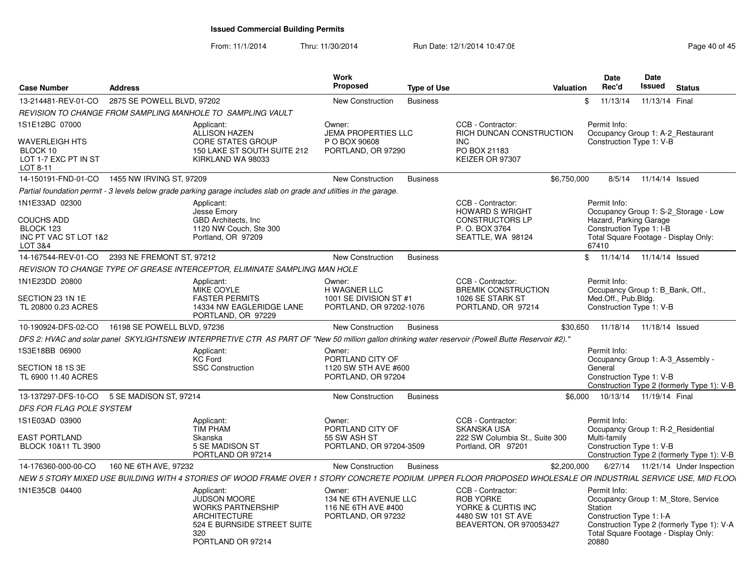# Issued Commercial Building Permits

From: 11/1/2014 Thru: 11/30/2014 Run Date: 12/1/2014 10:47:08

| Case Number | Address | Work Proposed | Type of Use | Valuation | Date Rec'd | Date Issued | Status |
|---|---|---|---|---|---|---|---|
| 13-214481-REV-01-CO | 2875 SE POWELL BLVD, 97202 | New Construction | Business | $ | 11/13/14 | 11/13/14 | Final |

*REVISION TO CHANGE FROM SAMPLING MANHOLE TO SAMPLING VAULT*

1S1E12BC 07000
WAVERLEIGH HTS
BLOCK 10
LOT 1-7 EXC PT IN ST
LOT 8-11

Applicant: ALLISON HAZEN, CORE STATES GROUP, 150 LAKE ST SOUTH SUITE 212, KIRKLAND WA 98033

Owner: JEMA PROPERTIES LLC, P O BOX 90608, PORTLAND, OR 97290

CCB - Contractor: RICH DUNCAN CONSTRUCTION INC, PO BOX 21183, KEIZER OR 97307

Permit Info: Occupancy Group 1: A-2_Restaurant; Construction Type 1: V-B

| Case Number | Address | Work Proposed | Type of Use | Valuation | Date Rec'd | Date Issued | Status |
|---|---|---|---|---|---|---|---|
| 14-150191-FND-01-CO | 1455 NW IRVING ST, 97209 | New Construction | Business | $6,750,000 | 8/5/14 | 11/14/14 | Issued |

*Partial foundation permit - 3 levels below grade parking garage includes slab on grade and utilties in the garage.*

1N1E33AD 02300
COUCHS ADD
BLOCK 123
INC PT VAC ST LOT 1&2
LOT 3&4

Applicant: Jesse Emory, GBD Architects, Inc, 1120 NW Couch, Ste 300, Portland, OR 97209

CCB - Contractor: HOWARD S WRIGHT CONSTRUCTORS LP, P. O. BOX 3764, SEATTLE, WA 98124

Permit Info: Occupancy Group 1: S-2_Storage - Low Hazard, Parking Garage; Construction Type 1: I-B; Total Square Footage - Display Only: 67410

| Case Number | Address | Work Proposed | Type of Use | Valuation | Date Rec'd | Date Issued | Status |
|---|---|---|---|---|---|---|---|
| 14-167544-REV-01-CO | 2393 NE FREMONT ST, 97212 | New Construction | Business | $ | 11/14/14 | 11/14/14 | Issued |

*REVISION TO CHANGE TYPE OF GREASE INTERCEPTOR, ELIMINATE SAMPLING MAN HOLE*

1N1E23DD 20800
SECTION 23 1N 1E
TL 20800 0.23 ACRES

Applicant: MIKE COYLE, FASTER PERMITS, 14334 NW EAGLERIDGE LANE, PORTLAND, OR 97229

Owner: H WAGNER LLC, 1001 SE DIVISION ST #1, PORTLAND, OR 97202-1076

CCB - Contractor: BREMIK CONSTRUCTION, 1026 SE STARK ST, PORTLAND, OR 97214

Permit Info: Occupancy Group 1: B_Bank, Off., Med.Off., Pub.Bldg.; Construction Type 1: V-B

| Case Number | Address | Work Proposed | Type of Use | Valuation | Date Rec'd | Date Issued | Status |
|---|---|---|---|---|---|---|---|
| 10-190924-DFS-02-CO | 16198 SE POWELL BLVD, 97236 | New Construction | Business | $30,650 | 11/18/14 | 11/18/14 | Issued |

*DFS 2: HVAC and solar panel SKYLIGHTSNEW INTERPRETIVE CTR AS PART OF "New 50 million gallon drinking water reservoir (Powell Butte Reservoir #2)."*

1S3E18BB 06900
SECTION 18 1S 3E
TL 6900 11.40 ACRES

Applicant: KC Ford, SSC Construction

Owner: PORTLAND CITY OF, 1120 SW 5TH AVE #600, PORTLAND, OR 97204

Permit Info: Occupancy Group 1: A-3_Assembly - General; Construction Type 1: V-B; Construction Type 2 (formerly Type 1): V-B

| Case Number | Address | Work Proposed | Type of Use | Valuation | Date Rec'd | Date Issued | Status |
|---|---|---|---|---|---|---|---|
| 13-137297-DFS-10-CO | 5 SE MADISON ST, 97214 | New Construction | Business | $6,000 | 10/13/14 | 11/19/14 | Final |

*DFS FOR FLAG POLE SYSTEM*

1S1E03AD 03900
EAST PORTLAND
BLOCK 10&11 TL 3900

Applicant: TIM PHAM, Skanska, 5 SE MADISON ST, PORTLAND OR 97214

Owner: PORTLAND CITY OF, 55 SW ASH ST, PORTLAND, OR 97204-3509

CCB - Contractor: SKANSKA USA, 222 SW Columbia St., Suite 300, Portland, OR 97201

Permit Info: Occupancy Group 1: R-2_Residential Multi-family; Construction Type 1: V-B; Construction Type 2 (formerly Type 1): V-B

| Case Number | Address | Work Proposed | Type of Use | Valuation | Date Rec'd | Date Issued | Status |
|---|---|---|---|---|---|---|---|
| 14-176360-000-00-CO | 160 NE 6TH AVE, 97232 | New Construction | Business | $2,200,000 | 6/27/14 | 11/21/14 | Under Inspection |

*NEW 5 STORY MIXED USE BUILDING WITH 4 STORIES OF WOOD FRAME OVER 1 STORY CONCRETE PODIUM. UPPER FLOOR PROPOSED WHOLESALE OR INDUSTRIAL SERVICE USE, MID FLOO*

1N1E35CB 04400

Applicant: JUDSON MOORE, WORKS PARTNERSHIP ARCHITECTURE, 524 E BURNSIDE STREET SUITE 320, PORTLAND OR 97214

Owner: 134 NE 6TH AVENUE LLC, 116 NE 6TH AVE #400, PORTLAND, OR 97232

CCB - Contractor: ROB YORKE, YORKE & CURTIS INC, 4480 SW 101 ST AVE, BEAVERTON, OR 970053427

Permit Info: Occupancy Group 1: M_Store, Service Station; Construction Type 1: I-A; Construction Type 2 (formerly Type 1): V-A; Total Square Footage - Display Only: 20880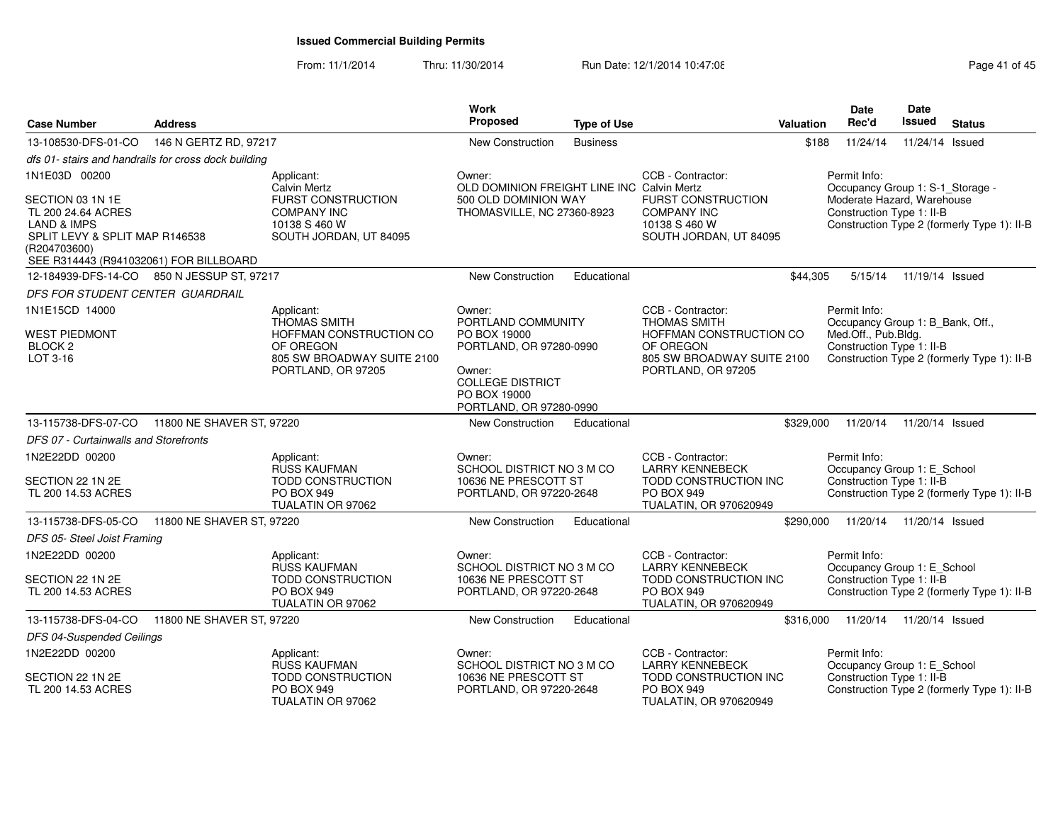# Issued Commercial Building Permits

From: 11/1/2014 Thru: 11/30/2014 Run Date: 12/1/2014 10:47:08

| Case Number | Address | | Work Proposed | Type of Use | | Valuation | Date Rec'd | Date Issued | Status |
|---|---|---|---|---|---|---|---|---|---|
| 13-108530-DFS-01-CO | 146 N GERTZ RD, 97217 | | New Construction | Business | | $188 | 11/24/14 | 11/24/14 | Issued |
| *dfs 01- stairs and handrails for cross dock building* | | | | | | | | | |
| 1N1E03D 00200<br><br>SECTION 03 1N 1E<br>TL 200 24.64 ACRES<br>LAND & IMPS<br>SPLIT LEVY & SPLIT MAP R146538 (R204703600)<br>SEE R314443 (R941032061) FOR BILLBOARD | | Applicant:<br>Calvin Mertz<br>FURST CONSTRUCTION COMPANY INC<br>10138 S 460 W<br>SOUTH JORDAN, UT 84095 | Owner:<br>OLD DOMINION FREIGHT LINE INC<br>500 OLD DOMINION WAY<br>THOMASVILLE, NC 27360-8923 | | CCB - Contractor:<br>Calvin Mertz<br>FURST CONSTRUCTION COMPANY INC<br>10138 S 460 W<br>SOUTH JORDAN, UT 84095 | | Permit Info:<br>Occupancy Group 1: S-1_Storage - Moderate Hazard, Warehouse<br>Construction Type 1: II-B<br>Construction Type 2 (formerly Type 1): II-B | | |
| 12-184939-DFS-14-CO | 850 N JESSUP ST, 97217 | | New Construction | Educational | | $44,305 | 5/15/14 | 11/19/14 | Issued |
| *DFS FOR STUDENT CENTER GUARDRAIL* | | | | | | | | | |
| 1N1E15CD 14000<br><br>WEST PIEDMONT<br>BLOCK 2<br>LOT 3-16 | | Applicant:<br>THOMAS SMITH<br>HOFFMAN CONSTRUCTION CO OF OREGON<br>805 SW BROADWAY SUITE 2100<br>PORTLAND, OR 97205 | Owner:<br>PORTLAND COMMUNITY<br>PO BOX 19000<br>PORTLAND, OR 97280-0990<br><br>Owner:<br>COLLEGE DISTRICT<br>PO BOX 19000<br>PORTLAND, OR 97280-0990 | | CCB - Contractor:<br>THOMAS SMITH<br>HOFFMAN CONSTRUCTION CO OF OREGON<br>805 SW BROADWAY SUITE 2100<br>PORTLAND, OR 97205 | | Permit Info:<br>Occupancy Group 1: B_Bank, Off., Med.Off., Pub.Bldg.<br>Construction Type 1: II-B<br>Construction Type 2 (formerly Type 1): II-B | | |
| 13-115738-DFS-07-CO | 11800 NE SHAVER ST, 97220 | | New Construction | Educational | | $329,000 | 11/20/14 | 11/20/14 | Issued |
| *DFS 07 - Curtainwalls and Storefronts* | | | | | | | | | |
| 1N2E22DD 00200<br><br>SECTION 22 1N 2E<br>TL 200 14.53 ACRES | | Applicant:<br>RUSS KAUFMAN<br>TODD CONSTRUCTION<br>PO BOX 949<br>TUALATIN OR 97062 | Owner:<br>SCHOOL DISTRICT NO 3 M CO<br>10636 NE PRESCOTT ST<br>PORTLAND, OR 97220-2648 | | CCB - Contractor:<br>LARRY KENNEBECK<br>TODD CONSTRUCTION INC<br>PO BOX 949<br>TUALATIN, OR 970620949 | | Permit Info:<br>Occupancy Group 1: E_School<br>Construction Type 1: II-B<br>Construction Type 2 (formerly Type 1): II-B | | |
| 13-115738-DFS-05-CO | 11800 NE SHAVER ST, 97220 | | New Construction | Educational | | $290,000 | 11/20/14 | 11/20/14 | Issued |
| *DFS 05- Steel Joist Framing* | | | | | | | | | |
| 1N2E22DD 00200<br><br>SECTION 22 1N 2E<br>TL 200 14.53 ACRES | | Applicant:<br>RUSS KAUFMAN<br>TODD CONSTRUCTION<br>PO BOX 949<br>TUALATIN OR 97062 | Owner:<br>SCHOOL DISTRICT NO 3 M CO<br>10636 NE PRESCOTT ST<br>PORTLAND, OR 97220-2648 | | CCB - Contractor:<br>LARRY KENNEBECK<br>TODD CONSTRUCTION INC<br>PO BOX 949<br>TUALATIN, OR 970620949 | | Permit Info:<br>Occupancy Group 1: E_School<br>Construction Type 1: II-B<br>Construction Type 2 (formerly Type 1): II-B | | |
| 13-115738-DFS-04-CO | 11800 NE SHAVER ST, 97220 | | New Construction | Educational | | $316,000 | 11/20/14 | 11/20/14 | Issued |
| *DFS 04-Suspended Ceilings* | | | | | | | | | |
| 1N2E22DD 00200<br><br>SECTION 22 1N 2E<br>TL 200 14.53 ACRES | | Applicant:<br>RUSS KAUFMAN<br>TODD CONSTRUCTION<br>PO BOX 949<br>TUALATIN OR 97062 | Owner:<br>SCHOOL DISTRICT NO 3 M CO<br>10636 NE PRESCOTT ST<br>PORTLAND, OR 97220-2648 | | CCB - Contractor:<br>LARRY KENNEBECK<br>TODD CONSTRUCTION INC<br>PO BOX 949<br>TUALATIN, OR 970620949 | | Permit Info:<br>Occupancy Group 1: E_School<br>Construction Type 1: II-B<br>Construction Type 2 (formerly Type 1): II-B | | |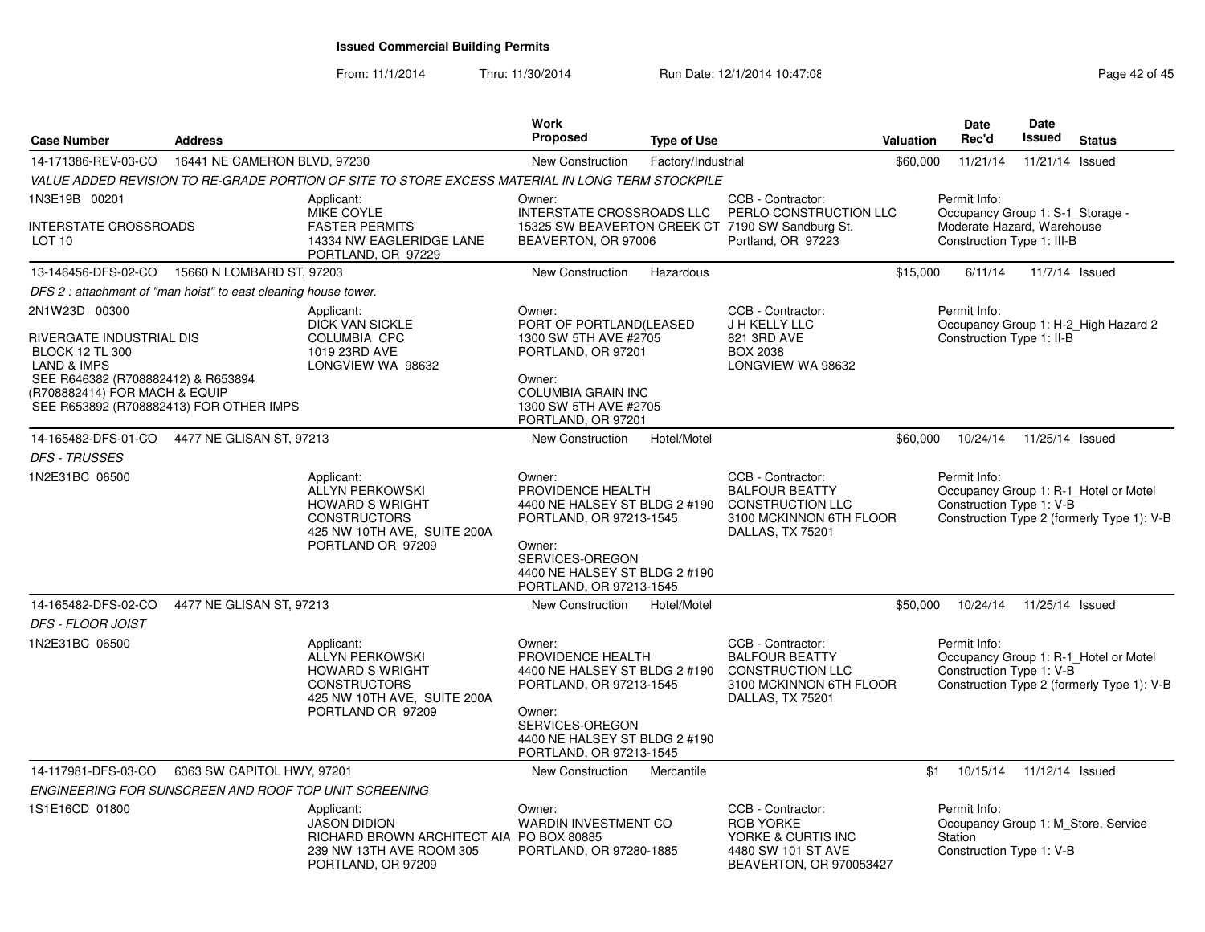# Issued Commercial Building Permits

From: 11/1/2014 Thru: 11/30/2014 Run Date: 12/1/2014 10:47:08

| Case Number | Address | | Work Proposed | Type of Use | | Valuation | Date Rec'd | Date Issued | Status |
|---|---|---|---|---|---|---|---|---|---|
| 14-171386-REV-03-CO | 16441 NE CAMERON BLVD, 97230 | | New Construction | Factory/Industrial | | $60,000 | 11/21/14 | 11/21/14 | Issued |
| *VALUE ADDED REVISION TO RE-GRADE PORTION OF SITE TO STORE EXCESS MATERIAL IN LONG TERM STOCKPILE* | | | | | | | | | |
| 1N3E19B 00201<br><br>INTERSTATE CROSSROADS<br>LOT 10 | | Applicant:<br>MIKE COYLE<br>FASTER PERMITS<br>14334 NW EAGLERIDGE LANE<br>PORTLAND, OR 97229 | Owner:<br>INTERSTATE CROSSROADS LLC<br>15325 SW BEAVERTON CREEK CT<br>BEAVERTON, OR 97006 | | CCB - Contractor:<br>PERLO CONSTRUCTION LLC<br>7190 SW Sandburg St.<br>Portland, OR 97223 | | Permit Info:<br>Occupancy Group 1: S-1_Storage - Moderate Hazard, Warehouse<br>Construction Type 1: III-B | | |
| 13-146456-DFS-02-CO | 15660 N LOMBARD ST, 97203 | | New Construction | Hazardous | | $15,000 | 6/11/14 | 11/7/14 | Issued |
| *DFS 2 : attachment of "man hoist" to east cleaning house tower.* | | | | | | | | | |
| 2N1W23D 00300<br><br>RIVERGATE INDUSTRIAL DIS<br>BLOCK 12 TL 300<br>LAND & IMPS<br>SEE R646382 (R708882412) & R653894 (R708882414) FOR MACH & EQUIP<br>SEE R653892 (R708882413) FOR OTHER IMPS | | Applicant:<br>DICK VAN SICKLE<br>COLUMBIA CPC<br>1019 23RD AVE<br>LONGVIEW WA 98632 | Owner:<br>PORT OF PORTLAND(LEASED<br>1300 SW 5TH AVE #2705<br>PORTLAND, OR 97201<br><br>Owner:<br>COLUMBIA GRAIN INC<br>1300 SW 5TH AVE #2705<br>PORTLAND, OR 97201 | | CCB - Contractor:<br>J H KELLY LLC<br>821 3RD AVE<br>BOX 2038<br>LONGVIEW WA 98632 | | Permit Info:<br>Occupancy Group 1: H-2_High Hazard 2<br>Construction Type 1: II-B | | |
| 14-165482-DFS-01-CO | 4477 NE GLISAN ST, 97213 | | New Construction | Hotel/Motel | | $60,000 | 10/24/14 | 11/25/14 | Issued |
| *DFS - TRUSSES* | | | | | | | | | |
| 1N2E31BC 06500 | | Applicant:<br>ALLYN PERKOWSKI<br>HOWARD S WRIGHT CONSTRUCTORS<br>425 NW 10TH AVE, SUITE 200A<br>PORTLAND OR 97209 | Owner:<br>PROVIDENCE HEALTH<br>4400 NE HALSEY ST BLDG 2 #190<br>PORTLAND, OR 97213-1545<br><br>Owner:<br>SERVICES-OREGON<br>4400 NE HALSEY ST BLDG 2 #190<br>PORTLAND, OR 97213-1545 | | CCB - Contractor:<br>BALFOUR BEATTY CONSTRUCTION LLC<br>3100 MCKINNON 6TH FLOOR<br>DALLAS, TX 75201 | | Permit Info:<br>Occupancy Group 1: R-1_Hotel or Motel<br>Construction Type 1: V-B<br>Construction Type 2 (formerly Type 1): V-B | | |
| 14-165482-DFS-02-CO | 4477 NE GLISAN ST, 97213 | | New Construction | Hotel/Motel | | $50,000 | 10/24/14 | 11/25/14 | Issued |
| *DFS - FLOOR JOIST* | | | | | | | | | |
| 1N2E31BC 06500 | | Applicant:<br>ALLYN PERKOWSKI<br>HOWARD S WRIGHT CONSTRUCTORS<br>425 NW 10TH AVE, SUITE 200A<br>PORTLAND OR 97209 | Owner:<br>PROVIDENCE HEALTH<br>4400 NE HALSEY ST BLDG 2 #190<br>PORTLAND, OR 97213-1545<br><br>Owner:<br>SERVICES-OREGON<br>4400 NE HALSEY ST BLDG 2 #190<br>PORTLAND, OR 97213-1545 | | CCB - Contractor:<br>BALFOUR BEATTY CONSTRUCTION LLC<br>3100 MCKINNON 6TH FLOOR<br>DALLAS, TX 75201 | | Permit Info:<br>Occupancy Group 1: R-1_Hotel or Motel<br>Construction Type 1: V-B<br>Construction Type 2 (formerly Type 1): V-B | | |
| 14-117981-DFS-03-CO | 6363 SW CAPITOL HWY, 97201 | | New Construction | Mercantile | | $1 | 10/15/14 | 11/12/14 | Issued |
| *ENGINEERING FOR SUNSCREEN AND ROOF TOP UNIT SCREENING* | | | | | | | | | |
| 1S1E16CD 01800 | | Applicant:<br>JASON DIDION<br>RICHARD BROWN ARCHITECT AIA<br>239 NW 13TH AVE ROOM 305<br>PORTLAND, OR 97209 | Owner:<br>WARDIN INVESTMENT CO<br>PO BOX 80885<br>PORTLAND, OR 97280-1885 | | CCB - Contractor:<br>ROB YORKE<br>YORKE & CURTIS INC<br>4480 SW 101 ST AVE<br>BEAVERTON, OR 970053427 | | Permit Info:<br>Occupancy Group 1: M_Store, Service Station<br>Construction Type 1: V-B | | |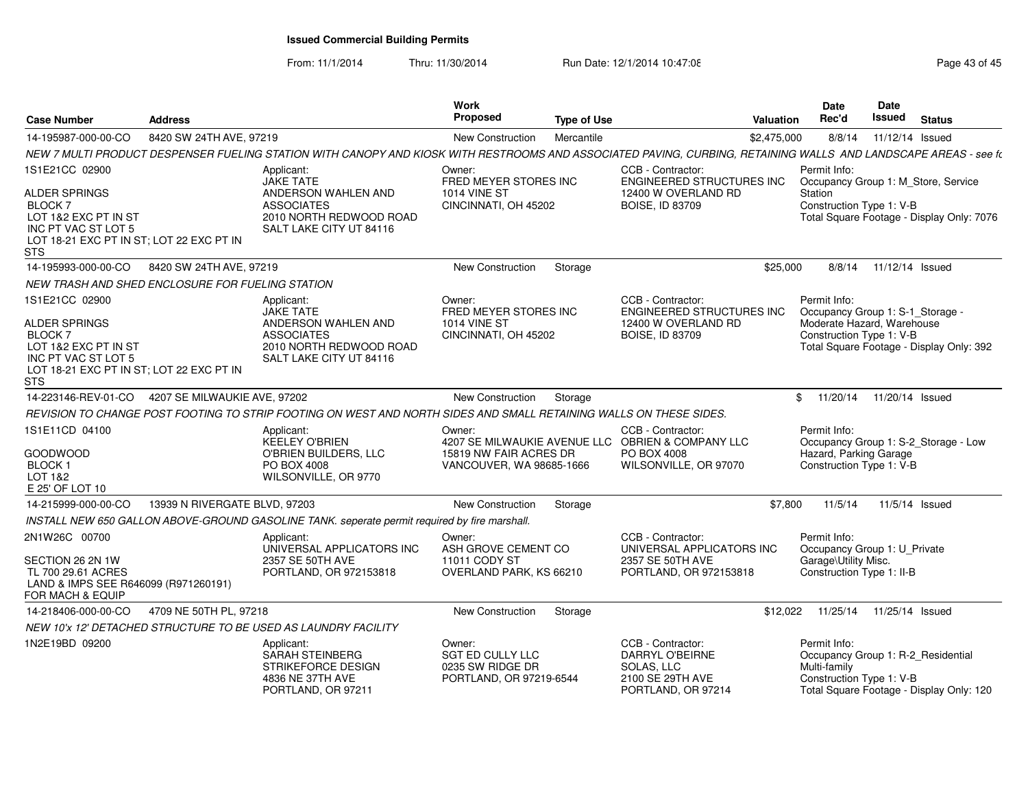# Issued Commercial Building Permits

From: 11/1/2014 Thru: 11/30/2014 Run Date: 12/1/2014 10:47:08

| Case Number | Address | Work Proposed | Type of Use | Valuation | Date Rec'd | Date Issued | Status |
|---|---|---|---|---|---|---|---|
| 14-195987-000-00-CO | 8420 SW 24TH AVE, 97219 | New Construction | Mercantile | $2,475,000 | 8/8/14 | 11/12/14 | Issued |

*NEW 7 MULTI PRODUCT DESPENSER FUELING STATION WITH CANOPY AND KIOSK WITH RESTROOMS AND ASSOCIATED PAVING, CURBING, RETAINING WALLS AND LANDSCAPE AREAS - see fo*

1S1E21CC 02900

ALDER SPRINGS
BLOCK 7
LOT 1&2 EXC PT IN ST
INC PT VAC ST LOT 5
LOT 18-21 EXC PT IN ST; LOT 22 EXC PT IN STS

Applicant: JAKE TATE, ANDERSON WAHLEN AND ASSOCIATES, 2010 NORTH REDWOOD ROAD, SALT LAKE CITY UT 84116

Owner: FRED MEYER STORES INC, 1014 VINE ST, CINCINNATI, OH 45202

CCB - Contractor: ENGINEERED STRUCTURES INC, 12400 W OVERLAND RD, BOISE, ID 83709

Permit Info: Occupancy Group 1: M_Store, Service Station; Construction Type 1: V-B; Total Square Footage - Display Only: 7076

---

| Case Number | Address | Work Proposed | Type of Use | Valuation | Date Rec'd | Date Issued | Status |
|---|---|---|---|---|---|---|---|
| 14-195993-000-00-CO | 8420 SW 24TH AVE, 97219 | New Construction | Storage | $25,000 | 8/8/14 | 11/12/14 | Issued |

*NEW TRASH AND SHED ENCLOSURE FOR FUELING STATION*

1S1E21CC 02900

ALDER SPRINGS
BLOCK 7
LOT 1&2 EXC PT IN ST
INC PT VAC ST LOT 5
LOT 18-21 EXC PT IN ST; LOT 22 EXC PT IN STS

Applicant: JAKE TATE, ANDERSON WAHLEN AND ASSOCIATES, 2010 NORTH REDWOOD ROAD, SALT LAKE CITY UT 84116

Owner: FRED MEYER STORES INC, 1014 VINE ST, CINCINNATI, OH 45202

CCB - Contractor: ENGINEERED STRUCTURES INC, 12400 W OVERLAND RD, BOISE, ID 83709

Permit Info: Occupancy Group 1: S-1_Storage - Moderate Hazard, Warehouse; Construction Type 1: V-B; Total Square Footage - Display Only: 392

---

| Case Number | Address | Work Proposed | Type of Use | Valuation | Date Rec'd | Date Issued | Status |
|---|---|---|---|---|---|---|---|
| 14-223146-REV-01-CO | 4207 SE MILWAUKIE AVE, 97202 | New Construction | Storage | $ | 11/20/14 | 11/20/14 | Issued |

*REVISION TO CHANGE POST FOOTING TO STRIP FOOTING ON WEST AND NORTH SIDES AND SMALL RETAINING WALLS ON THESE SIDES.*

1S1E11CD 04100

GOODWOOD
BLOCK 1
LOT 1&2
E 25' OF LOT 10

Applicant: KEELEY O'BRIEN, O'BRIEN BUILDERS, LLC, PO BOX 4008, WILSONVILLE, OR 9770

Owner: 4207 SE MILWAUKIE AVENUE LLC, 15819 NW FAIR ACRES DR, VANCOUVER, WA 98685-1666

CCB - Contractor: OBRIEN & COMPANY LLC, PO BOX 4008, WILSONVILLE, OR 97070

Permit Info: Occupancy Group 1: S-2_Storage - Low Hazard, Parking Garage; Construction Type 1: V-B

---

| Case Number | Address | Work Proposed | Type of Use | Valuation | Date Rec'd | Date Issued | Status |
|---|---|---|---|---|---|---|---|
| 14-215999-000-00-CO | 13939 N RIVERGATE BLVD, 97203 | New Construction | Storage | $7,800 | 11/5/14 | 11/5/14 | Issued |

*INSTALL NEW 650 GALLON ABOVE-GROUND GASOLINE TANK. seperate permit required by fire marshall.*

2N1W26C 00700

SECTION 26 2N 1W
TL 700 29.61 ACRES
LAND & IMPS SEE R646099 (R971260191) FOR MACH & EQUIP

Applicant: UNIVERSAL APPLICATORS INC, 2357 SE 50TH AVE, PORTLAND, OR 972153818

Owner: ASH GROVE CEMENT CO, 11011 CODY ST, OVERLAND PARK, KS 66210

CCB - Contractor: UNIVERSAL APPLICATORS INC, 2357 SE 50TH AVE, PORTLAND, OR 972153818

Permit Info: Occupancy Group 1: U_Private Garage\Utility Misc.; Construction Type 1: II-B

---

| Case Number | Address | Work Proposed | Type of Use | Valuation | Date Rec'd | Date Issued | Status |
|---|---|---|---|---|---|---|---|
| 14-218406-000-00-CO | 4709 NE 50TH PL, 97218 | New Construction | Storage | $12,022 | 11/25/14 | 11/25/14 | Issued |

*NEW 10'x 12' DETACHED STRUCTURE TO BE USED AS LAUNDRY FACILITY*

1N2E19BD 09200

Applicant: SARAH STEINBERG, STRIKEFORCE DESIGN, 4836 NE 37TH AVE, PORTLAND, OR 97211

Owner: SGT ED CULLY LLC, 0235 SW RIDGE DR, PORTLAND, OR 97219-6544

CCB - Contractor: DARRYL O'BEIRNE, SOLAS, LLC, 2100 SE 29TH AVE, PORTLAND, OR 97214

Permit Info: Occupancy Group 1: R-2_Residential Multi-family; Construction Type 1: V-B; Total Square Footage - Display Only: 120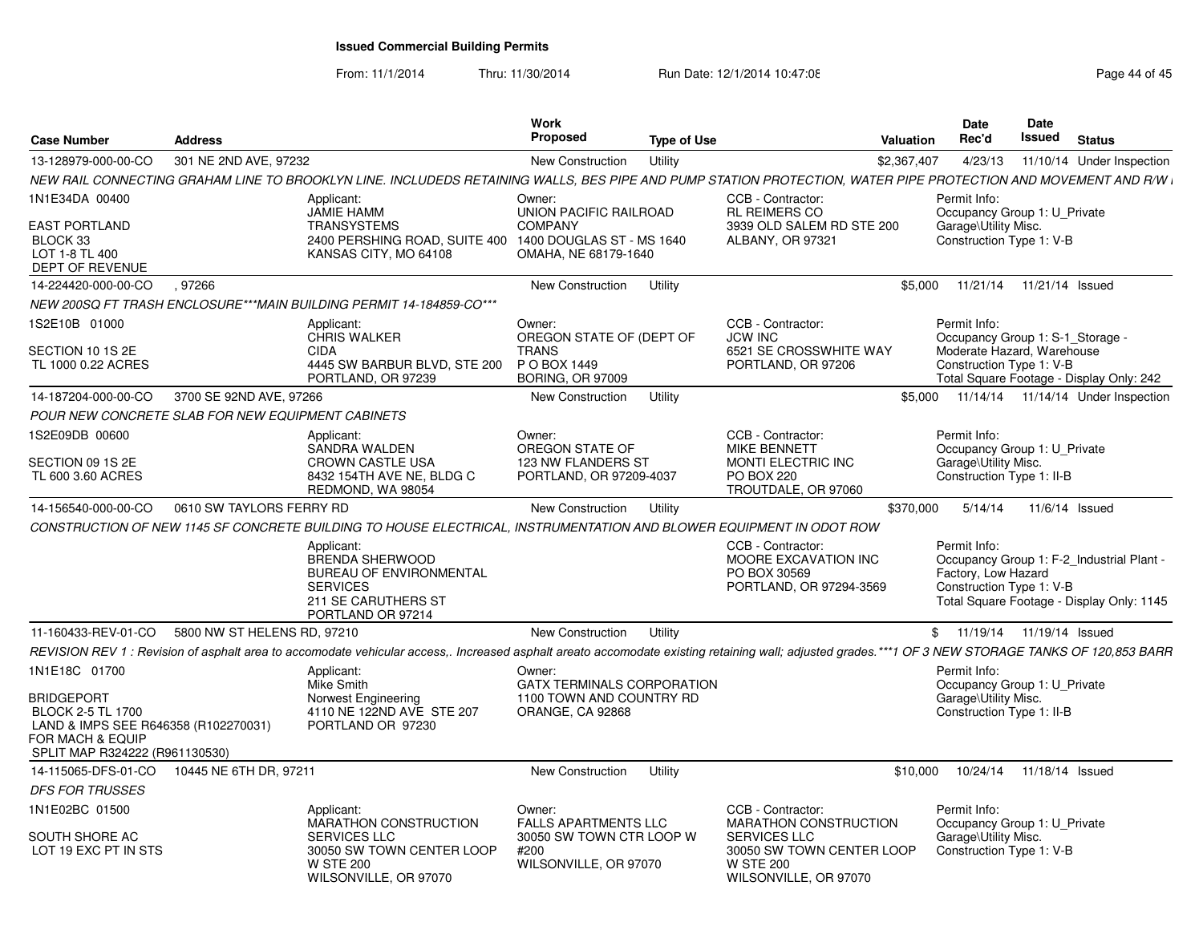# Issued Commercial Building Permits

From: 11/1/2014 Thru: 11/30/2014 Run Date: 12/1/2014 10:47:08

| Case Number | Address | Work Proposed | Type of Use | Valuation | Date Rec'd | Date Issued | Status |
|---|---|---|---|---|---|---|---|
| 13-128979-000-00-CO | 301 NE 2ND AVE, 97232 | New Construction | Utility | $2,367,407 | 4/23/13 | 11/10/14 | Under Inspection |

NEW RAIL CONNECTING GRAHAM LINE TO BROOKLYN LINE. INCLUDEDS RETAINING WALLS, BES PIPE AND PUMP STATION PROTECTION, WATER PIPE PROTECTION AND MOVEMENT AND R/W I

1N1E34DA 00400
EAST PORTLAND
BLOCK 33
LOT 1-8 TL 400
DEPT OF REVENUE

Applicant: JAMIE HAMM, TRANSYSTEMS, 2400 PERSHING ROAD, SUITE 400, KANSAS CITY, MO 64108

Owner: UNION PACIFIC RAILROAD COMPANY, 1400 DOUGLAS ST - MS 1640, OMAHA, NE 68179-1640

CCB - Contractor: RL REIMERS CO, 3939 OLD SALEM RD STE 200, ALBANY, OR 97321

Permit Info: Occupancy Group 1: U_Private Garage\Utility Misc. Construction Type 1: V-B

---

| Case Number | Address | Work Proposed | Type of Use | Valuation | Date Rec'd | Date Issued | Status |
|---|---|---|---|---|---|---|---|
| 14-224420-000-00-CO | , 97266 | New Construction | Utility | $5,000 | 11/21/14 | 11/21/14 | Issued |

NEW 200SQ FT TRASH ENCLOSURE***MAIN BUILDING PERMIT 14-184859-CO***

1S2E10B 01000
SECTION 10 1S 2E
TL 1000 0.22 ACRES

Applicant: CHRIS WALKER, CIDA, 4445 SW BARBUR BLVD, STE 200, PORTLAND, OR 97239

Owner: OREGON STATE OF (DEPT OF TRANS, P O BOX 1449, BORING, OR 97009

CCB - Contractor: JCW INC, 6521 SE CROSSWHITE WAY, PORTLAND, OR 97206

Permit Info: Occupancy Group 1: S-1_Storage - Moderate Hazard, Warehouse Construction Type 1: V-B Total Square Footage - Display Only: 242

---

| Case Number | Address | Work Proposed | Type of Use | Valuation | Date Rec'd | Date Issued | Status |
|---|---|---|---|---|---|---|---|
| 14-187204-000-00-CO | 3700 SE 92ND AVE, 97266 | New Construction | Utility | $5,000 | 11/14/14 | 11/14/14 | Under Inspection |

POUR NEW CONCRETE SLAB FOR NEW EQUIPMENT CABINETS

1S2E09DB 00600
SECTION 09 1S 2E
TL 600 3.60 ACRES

Applicant: SANDRA WALDEN, CROWN CASTLE USA, 8432 154TH AVE NE, BLDG C, REDMOND, WA 98054

Owner: OREGON STATE OF, 123 NW FLANDERS ST, PORTLAND, OR 97209-4037

CCB - Contractor: MIKE BENNETT, MONTI ELECTRIC INC, PO BOX 220, TROUTDALE, OR 97060

Permit Info: Occupancy Group 1: U_Private Garage\Utility Misc. Construction Type 1: II-B

---

| Case Number | Address | Work Proposed | Type of Use | Valuation | Date Rec'd | Date Issued | Status |
|---|---|---|---|---|---|---|---|
| 14-156540-000-00-CO | 0610 SW TAYLORS FERRY RD | New Construction | Utility | $370,000 | 5/14/14 | 11/6/14 | Issued |

CONSTRUCTION OF NEW 1145 SF CONCRETE BUILDING TO HOUSE ELECTRICAL, INSTRUMENTATION AND BLOWER EQUIPMENT IN ODOT ROW

Applicant: BRENDA SHERWOOD, BUREAU OF ENVIRONMENTAL SERVICES, 211 SE CARUTHERS ST, PORTLAND OR 97214

CCB - Contractor: MOORE EXCAVATION INC, PO BOX 30569, PORTLAND, OR 97294-3569

Permit Info: Occupancy Group 1: F-2_Industrial Plant - Factory, Low Hazard Construction Type 1: V-B Total Square Footage - Display Only: 1145

---

| Case Number | Address | Work Proposed | Type of Use | Valuation | Date Rec'd | Date Issued | Status |
|---|---|---|---|---|---|---|---|
| 11-160433-REV-01-CO | 5800 NW ST HELENS RD, 97210 | New Construction | Utility | $ | 11/19/14 | 11/19/14 | Issued |

REVISION REV 1 : Revision of asphalt area to accomodate vehicular access,. Increased asphalt areato accomodate existing retaining wall; adjusted grades.***1 OF 3 NEW STORAGE TANKS OF 120,853 BARR

1N1E18C 01700
BRIDGEPORT
BLOCK 2-5 TL 1700
LAND & IMPS SEE R646358 (R102270031) FOR MACH & EQUIP
SPLIT MAP R324222 (R961130530)

Applicant: Mike Smith, Norwest Engineering, 4110 NE 122ND AVE STE 207, PORTLAND OR 97230

Owner: GATX TERMINALS CORPORATION, 1100 TOWN AND COUNTRY RD, ORANGE, CA 92868

Permit Info: Occupancy Group 1: U_Private Garage\Utility Misc. Construction Type 1: II-B

---

| Case Number | Address | Work Proposed | Type of Use | Valuation | Date Rec'd | Date Issued | Status |
|---|---|---|---|---|---|---|---|
| 14-115065-DFS-01-CO | 10445 NE 6TH DR, 97211 | New Construction | Utility | $10,000 | 10/24/14 | 11/18/14 | Issued |

DFS FOR TRUSSES

1N1E02BC 01500
SOUTH SHORE AC
LOT 19 EXC PT IN STS

Applicant: MARATHON CONSTRUCTION SERVICES LLC, 30050 SW TOWN CENTER LOOP W STE 200, WILSONVILLE, OR 97070

Owner: FALLS APARTMENTS LLC, 30050 SW TOWN CTR LOOP W #200, WILSONVILLE, OR 97070

CCB - Contractor: MARATHON CONSTRUCTION SERVICES LLC, 30050 SW TOWN CENTER LOOP W STE 200, WILSONVILLE, OR 97070

Permit Info: Occupancy Group 1: U_Private Garage\Utility Misc. Construction Type 1: V-B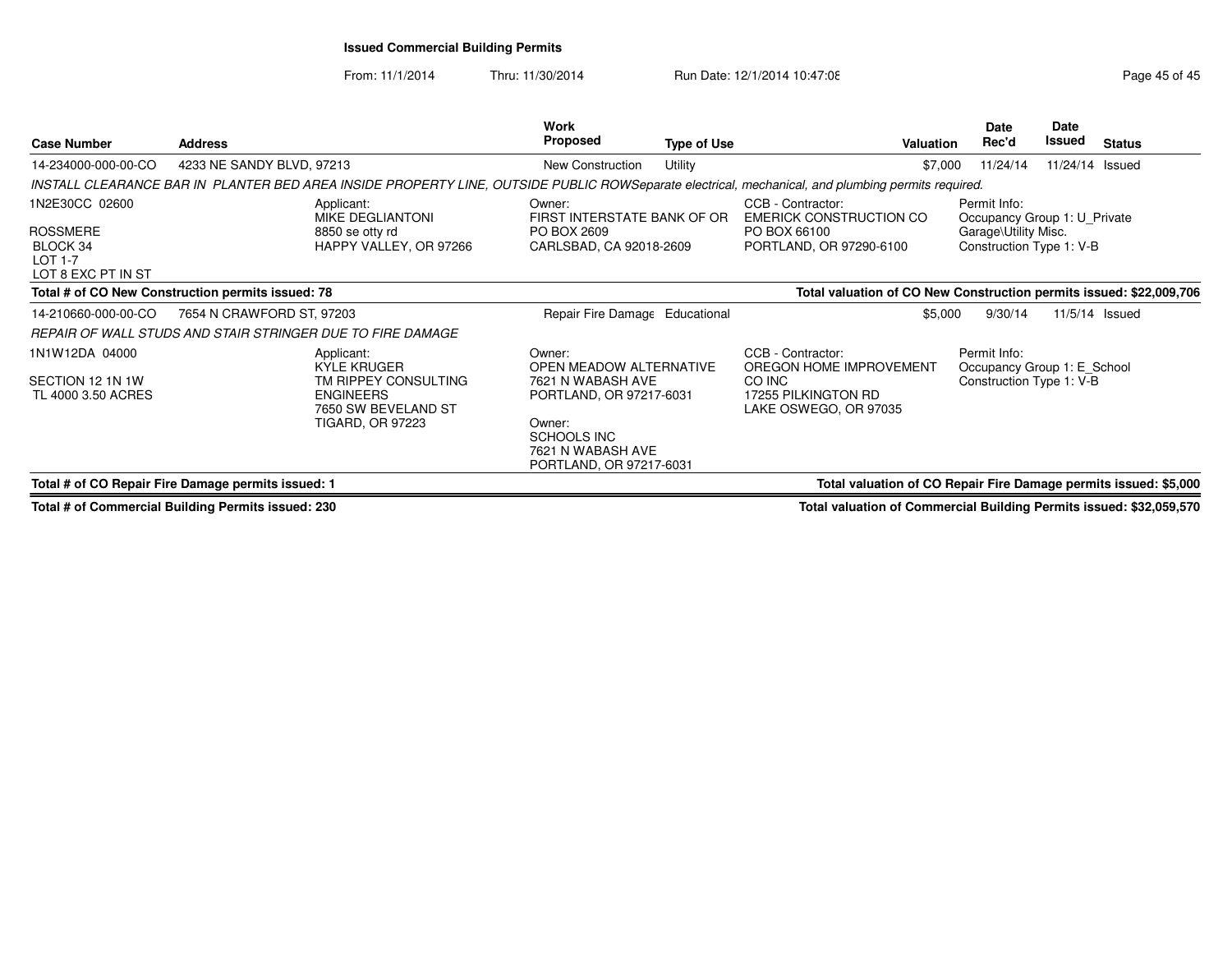**Issued Commercial Building Permits**

From: 11/1/2014 Thru: 11/30/2014 Run Date: 12/1/2014 10:47:08

| Case Number | Address | Work Proposed | Type of Use | Valuation | Date Rec'd | Date Issued | Status |
|---|---|---|---|---|---|---|---|
| 14-234000-000-00-CO | 4233 NE SANDY BLVD, 97213 | New Construction | Utility | $7,000 | 11/24/14 | 11/24/14 | Issued |

*INSTALL CLEARANCE BAR IN PLANTER BED AREA INSIDE PROPERTY LINE, OUTSIDE PUBLIC ROWSeparate electrical, mechanical, and plumbing permits required.*

| | | | | |
|---|---|---|---|---|
| 1N2E30CC 02600<br>ROSSMERE<br>BLOCK 34<br>LOT 1-7<br>LOT 8 EXC PT IN ST | Applicant:<br>MIKE DEGLIANTONI<br>8850 se otty rd<br>HAPPY VALLEY, OR 97266 | Owner:<br>FIRST INTERSTATE BANK OF OR<br>PO BOX 2609<br>CARLSBAD, CA 92018-2609 | CCB - Contractor:<br>EMERICK CONSTRUCTION CO<br>PO BOX 66100<br>PORTLAND, OR 97290-6100 | Permit Info:<br>Occupancy Group 1: U_Private Garage\Utility Misc.<br>Construction Type 1: V-B |

**Total # of CO New Construction permits issued: 78** | **Total valuation of CO New Construction permits issued: $22,009,706**

| Case Number | Address | Work Proposed | Type of Use | Valuation | Date Rec'd | Date Issued | Status |
|---|---|---|---|---|---|---|---|
| 14-210660-000-00-CO | 7654 N CRAWFORD ST, 97203 | Repair Fire Damage | Educational | $5,000 | 9/30/14 | 11/5/14 | Issued |

*REPAIR OF WALL STUDS AND STAIR STRINGER DUE TO FIRE DAMAGE*

| | | | | |
|---|---|---|---|---|
| 1N1W12DA 04000<br>SECTION 12 1N 1W<br>TL 4000 3.50 ACRES | Applicant:<br>KYLE KRUGER<br>TM RIPPEY CONSULTING ENGINEERS<br>7650 SW BEVELAND ST<br>TIGARD, OR 97223 | Owner:<br>OPEN MEADOW ALTERNATIVE<br>7621 N WABASH AVE<br>PORTLAND, OR 97217-6031<br>Owner:<br>SCHOOLS INC<br>7621 N WABASH AVE<br>PORTLAND, OR 97217-6031 | CCB - Contractor:<br>OREGON HOME IMPROVEMENT CO INC<br>17255 PILKINGTON RD<br>LAKE OSWEGO, OR 97035 | Permit Info:<br>Occupancy Group 1: E_School<br>Construction Type 1: V-B |

**Total # of CO Repair Fire Damage permits issued: 1** | **Total valuation of CO Repair Fire Damage permits issued: $5,000**

**Total # of Commercial Building Permits issued: 230** | **Total valuation of Commercial Building Permits issued: $32,059,570**